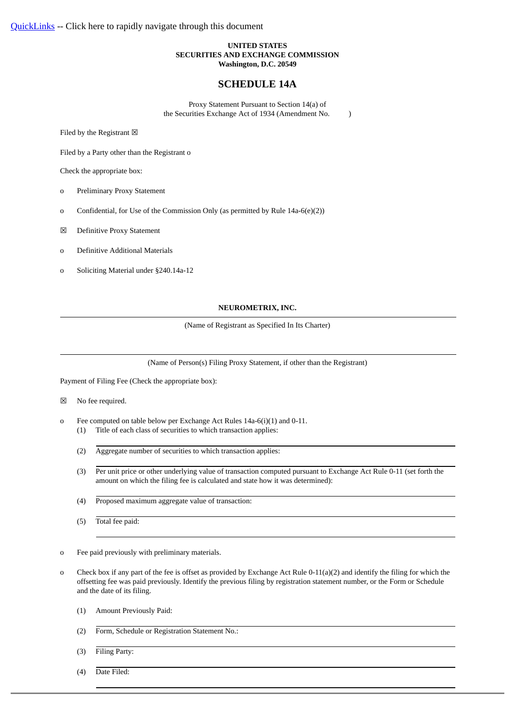[QuickLinks](#) -- Click here to rapidly navigate through this document

**UNITED STATES**
**SECURITIES AND EXCHANGE COMMISSION**
**Washington, D.C. 20549**

# SCHEDULE 14A

Proxy Statement Pursuant to Section 14(a) of
the Securities Exchange Act of 1934 (Amendment No. )

Filed by the Registrant ☒

Filed by a Party other than the Registrant o

Check the appropriate box:

o Preliminary Proxy Statement

o Confidential, for Use of the Commission Only (as permitted by Rule 14a-6(e)(2))

☒ Definitive Proxy Statement

o Definitive Additional Materials

o Soliciting Material under §240.14a-12

**NEUROMETRIX, INC.**

(Name of Registrant as Specified In Its Charter)

(Name of Person(s) Filing Proxy Statement, if other than the Registrant)

Payment of Filing Fee (Check the appropriate box):

☒ No fee required.

o Fee computed on table below per Exchange Act Rules 14a-6(i)(1) and 0-11.

(1) Title of each class of securities to which transaction applies:

(2) Aggregate number of securities to which transaction applies:

(3) Per unit price or other underlying value of transaction computed pursuant to Exchange Act Rule 0-11 (set forth the amount on which the filing fee is calculated and state how it was determined):

(4) Proposed maximum aggregate value of transaction:

(5) Total fee paid:

o Fee paid previously with preliminary materials.

o Check box if any part of the fee is offset as provided by Exchange Act Rule 0-11(a)(2) and identify the filing for which the offsetting fee was paid previously. Identify the previous filing by registration statement number, or the Form or Schedule and the date of its filing.

(1) Amount Previously Paid:

(2) Form, Schedule or Registration Statement No.:

(3) Filing Party:

(4) Date Filed: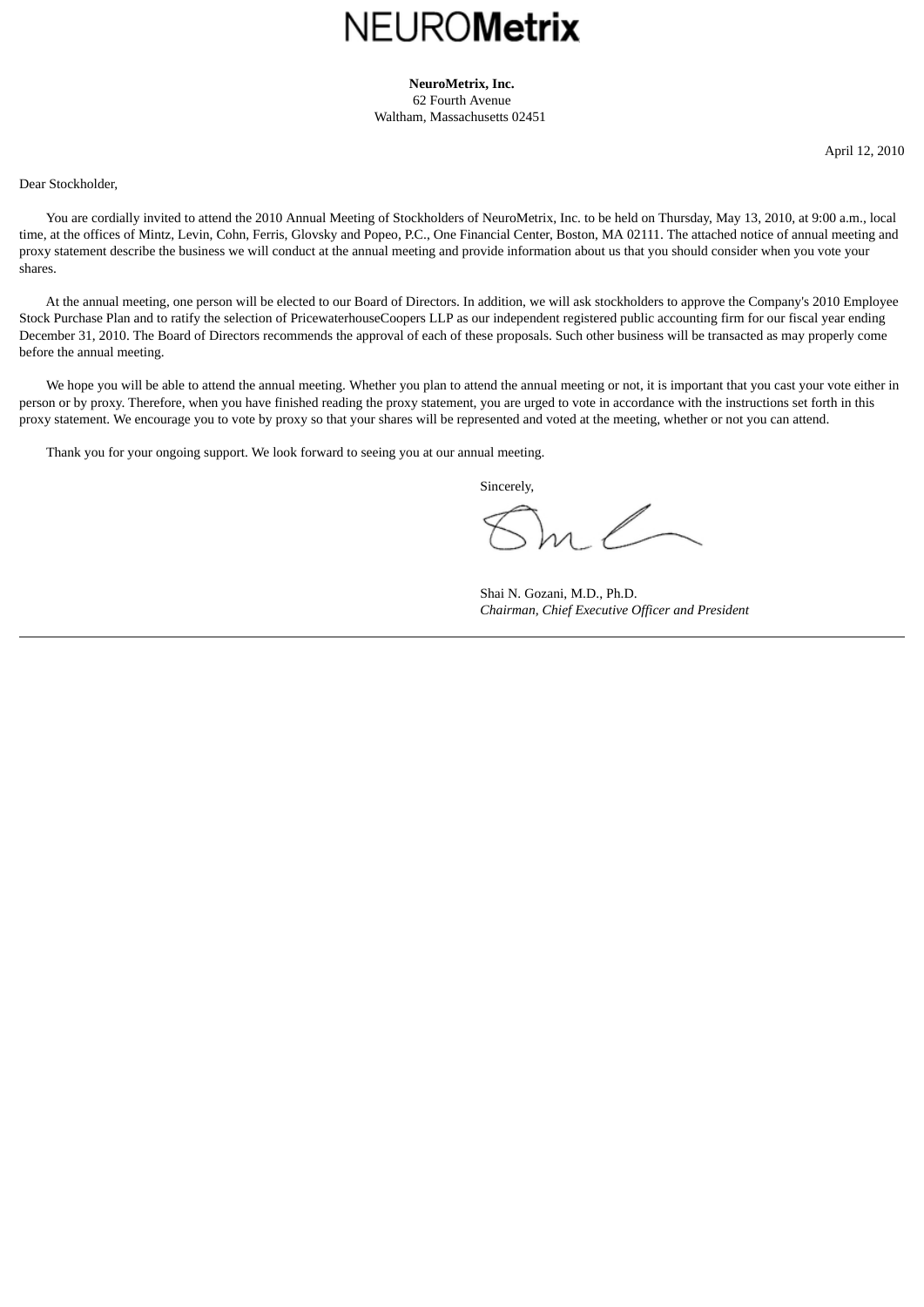# NEUROMetrix

**NeuroMetrix, Inc.**
62 Fourth Avenue
Waltham, Massachusetts 02451

April 12, 2010

Dear Stockholder,

You are cordially invited to attend the 2010 Annual Meeting of Stockholders of NeuroMetrix, Inc. to be held on Thursday, May 13, 2010, at 9:00 a.m., local time, at the offices of Mintz, Levin, Cohn, Ferris, Glovsky and Popeo, P.C., One Financial Center, Boston, MA 02111. The attached notice of annual meeting and proxy statement describe the business we will conduct at the annual meeting and provide information about us that you should consider when you vote your shares.

At the annual meeting, one person will be elected to our Board of Directors. In addition, we will ask stockholders to approve the Company's 2010 Employee Stock Purchase Plan and to ratify the selection of PricewaterhouseCoopers LLP as our independent registered public accounting firm for our fiscal year ending December 31, 2010. The Board of Directors recommends the approval of each of these proposals. Such other business will be transacted as may properly come before the annual meeting.

We hope you will be able to attend the annual meeting. Whether you plan to attend the annual meeting or not, it is important that you cast your vote either in person or by proxy. Therefore, when you have finished reading the proxy statement, you are urged to vote in accordance with the instructions set forth in this proxy statement. We encourage you to vote by proxy so that your shares will be represented and voted at the meeting, whether or not you can attend.

Thank you for your ongoing support. We look forward to seeing you at our annual meeting.

Sincerely,

Shai N. Gozani, M.D., Ph.D.
*Chairman, Chief Executive Officer and President*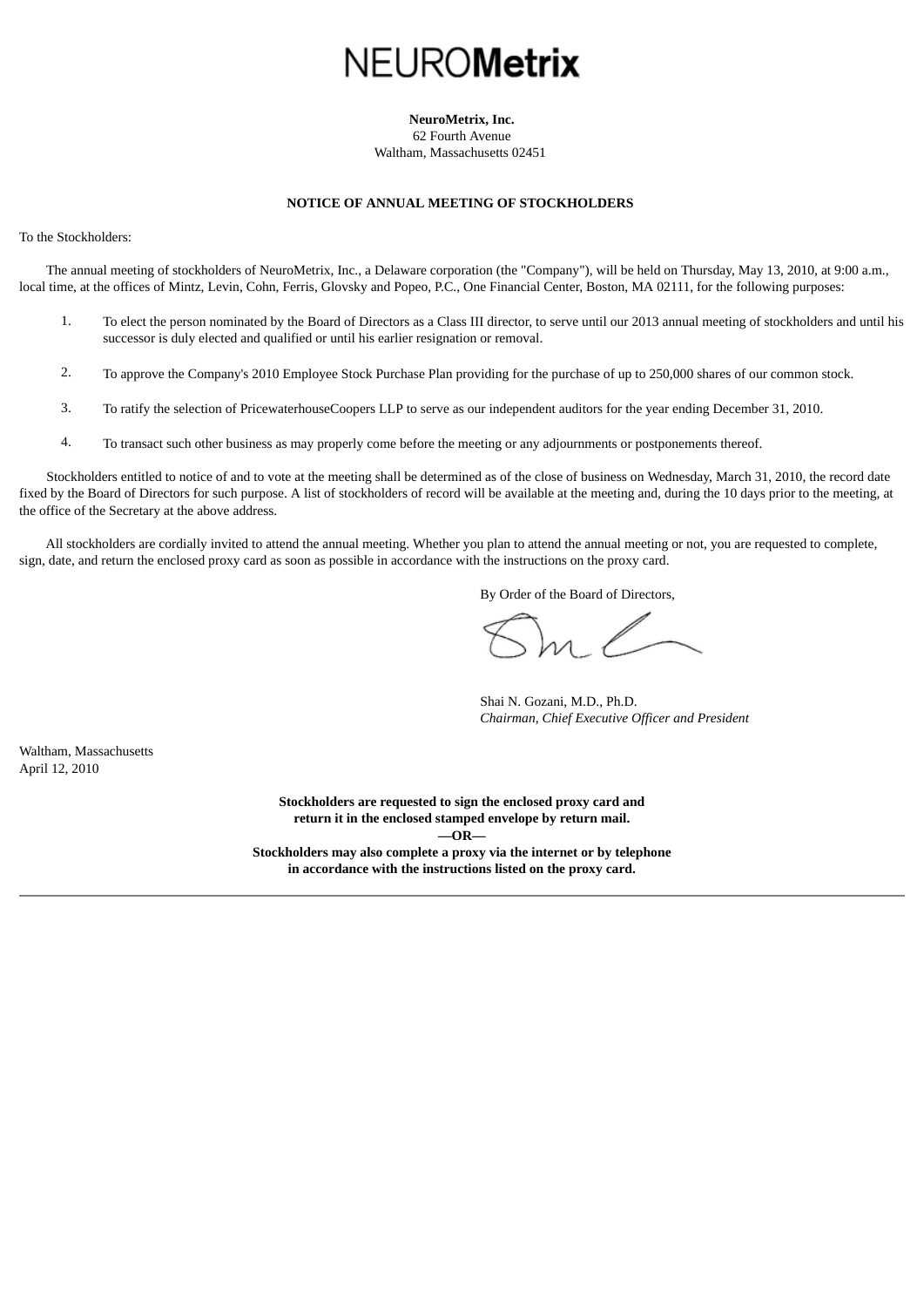# NEUROMetrix

**NeuroMetrix, Inc.**
62 Fourth Avenue
Waltham, Massachusetts 02451

## NOTICE OF ANNUAL MEETING OF STOCKHOLDERS

To the Stockholders:

The annual meeting of stockholders of NeuroMetrix, Inc., a Delaware corporation (the "Company"), will be held on Thursday, May 13, 2010, at 9:00 a.m., local time, at the offices of Mintz, Levin, Cohn, Ferris, Glovsky and Popeo, P.C., One Financial Center, Boston, MA 02111, for the following purposes:

1. To elect the person nominated by the Board of Directors as a Class III director, to serve until our 2013 annual meeting of stockholders and until his successor is duly elected and qualified or until his earlier resignation or removal.
2. To approve the Company's 2010 Employee Stock Purchase Plan providing for the purchase of up to 250,000 shares of our common stock.
3. To ratify the selection of PricewaterhouseCoopers LLP to serve as our independent auditors for the year ending December 31, 2010.
4. To transact such other business as may properly come before the meeting or any adjournments or postponements thereof.

Stockholders entitled to notice of and to vote at the meeting shall be determined as of the close of business on Wednesday, March 31, 2010, the record date fixed by the Board of Directors for such purpose. A list of stockholders of record will be available at the meeting and, during the 10 days prior to the meeting, at the office of the Secretary at the above address.

All stockholders are cordially invited to attend the annual meeting. Whether you plan to attend the annual meeting or not, you are requested to complete, sign, date, and return the enclosed proxy card as soon as possible in accordance with the instructions on the proxy card.

By Order of the Board of Directors,

Shai N. Gozani, M.D., Ph.D.
*Chairman, Chief Executive Officer and President*

Waltham, Massachusetts
April 12, 2010

**Stockholders are requested to sign the enclosed proxy card and return it in the enclosed stamped envelope by return mail.**

**—OR—**

**Stockholders may also complete a proxy via the internet or by telephone in accordance with the instructions listed on the proxy card.**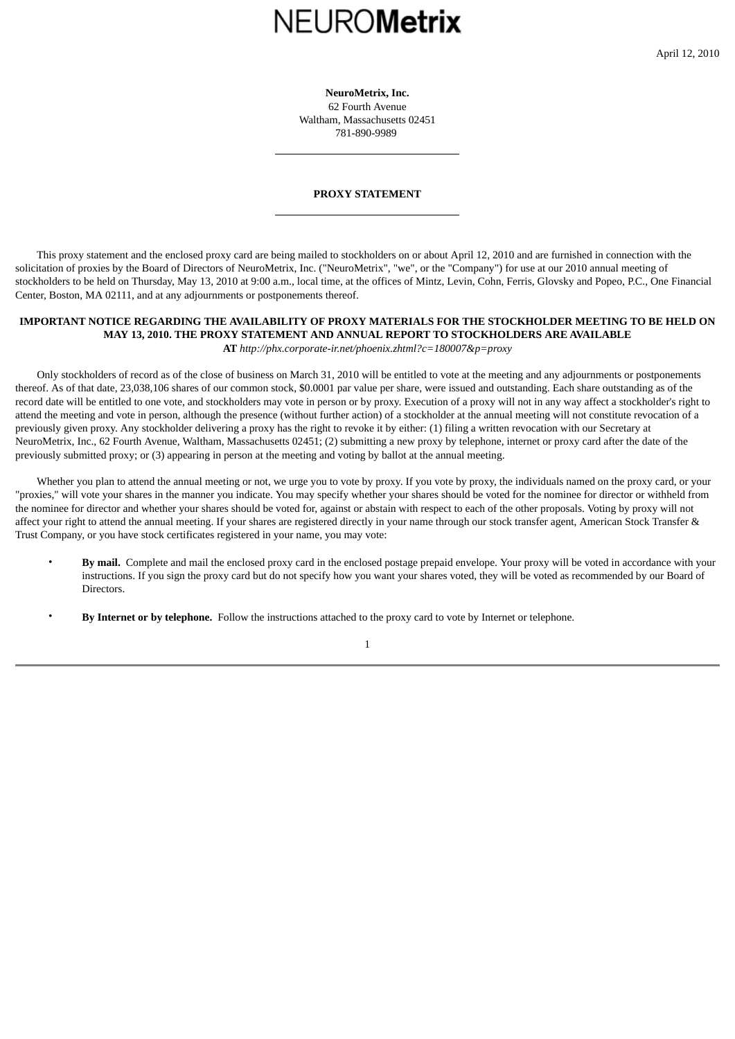NEUROMetrix

April 12, 2010

**NeuroMetrix, Inc.**
62 Fourth Avenue
Waltham, Massachusetts 02451
781-890-9989

---

**PROXY STATEMENT**

---

This proxy statement and the enclosed proxy card are being mailed to stockholders on or about April 12, 2010 and are furnished in connection with the solicitation of proxies by the Board of Directors of NeuroMetrix, Inc. ("NeuroMetrix", "we", or the "Company") for use at our 2010 annual meeting of stockholders to be held on Thursday, May 13, 2010 at 9:00 a.m., local time, at the offices of Mintz, Levin, Cohn, Ferris, Glovsky and Popeo, P.C., One Financial Center, Boston, MA 02111, and at any adjournments or postponements thereof.

**IMPORTANT NOTICE REGARDING THE AVAILABILITY OF PROXY MATERIALS FOR THE STOCKHOLDER MEETING TO BE HELD ON MAY 13, 2010. THE PROXY STATEMENT AND ANNUAL REPORT TO STOCKHOLDERS ARE AVAILABLE AT** *http://phx.corporate-ir.net/phoenix.zhtml?c=180007&p=proxy*

Only stockholders of record as of the close of business on March 31, 2010 will be entitled to vote at the meeting and any adjournments or postponements thereof. As of that date, 23,038,106 shares of our common stock, $0.0001 par value per share, were issued and outstanding. Each share outstanding as of the record date will be entitled to one vote, and stockholders may vote in person or by proxy. Execution of a proxy will not in any way affect a stockholder's right to attend the meeting and vote in person, although the presence (without further action) of a stockholder at the annual meeting will not constitute revocation of a previously given proxy. Any stockholder delivering a proxy has the right to revoke it by either: (1) filing a written revocation with our Secretary at NeuroMetrix, Inc., 62 Fourth Avenue, Waltham, Massachusetts 02451; (2) submitting a new proxy by telephone, internet or proxy card after the date of the previously submitted proxy; or (3) appearing in person at the meeting and voting by ballot at the annual meeting.

Whether you plan to attend the annual meeting or not, we urge you to vote by proxy. If you vote by proxy, the individuals named on the proxy card, or your "proxies," will vote your shares in the manner you indicate. You may specify whether your shares should be voted for the nominee for director or withheld from the nominee for director and whether your shares should be voted for, against or abstain with respect to each of the other proposals. Voting by proxy will not affect your right to attend the annual meeting. If your shares are registered directly in your name through our stock transfer agent, American Stock Transfer & Trust Company, or you have stock certificates registered in your name, you may vote:

- **By mail.** Complete and mail the enclosed proxy card in the enclosed postage prepaid envelope. Your proxy will be voted in accordance with your instructions. If you sign the proxy card but do not specify how you want your shares voted, they will be voted as recommended by our Board of Directors.

- **By Internet or by telephone.** Follow the instructions attached to the proxy card to vote by Internet or telephone.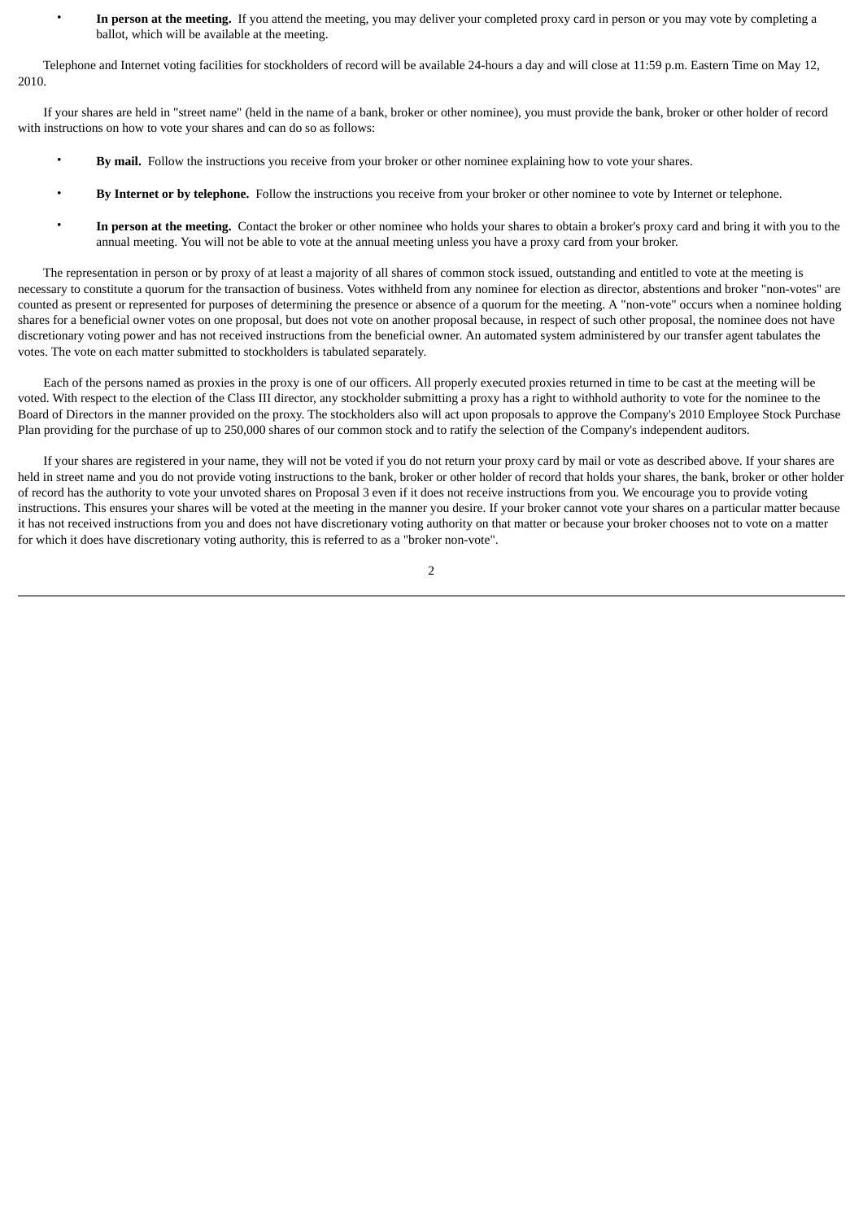- **In person at the meeting.** If you attend the meeting, you may deliver your completed proxy card in person or you may vote by completing a ballot, which will be available at the meeting.

Telephone and Internet voting facilities for stockholders of record will be available 24-hours a day and will close at 11:59 p.m. Eastern Time on May 12, 2010.

If your shares are held in "street name" (held in the name of a bank, broker or other nominee), you must provide the bank, broker or other holder of record with instructions on how to vote your shares and can do so as follows:

- **By mail.** Follow the instructions you receive from your broker or other nominee explaining how to vote your shares.
- **By Internet or by telephone.** Follow the instructions you receive from your broker or other nominee to vote by Internet or telephone.
- **In person at the meeting.** Contact the broker or other nominee who holds your shares to obtain a broker's proxy card and bring it with you to the annual meeting. You will not be able to vote at the annual meeting unless you have a proxy card from your broker.

The representation in person or by proxy of at least a majority of all shares of common stock issued, outstanding and entitled to vote at the meeting is necessary to constitute a quorum for the transaction of business. Votes withheld from any nominee for election as director, abstentions and broker "non-votes" are counted as present or represented for purposes of determining the presence or absence of a quorum for the meeting. A "non-vote" occurs when a nominee holding shares for a beneficial owner votes on one proposal, but does not vote on another proposal because, in respect of such other proposal, the nominee does not have discretionary voting power and has not received instructions from the beneficial owner. An automated system administered by our transfer agent tabulates the votes. The vote on each matter submitted to stockholders is tabulated separately.

Each of the persons named as proxies in the proxy is one of our officers. All properly executed proxies returned in time to be cast at the meeting will be voted. With respect to the election of the Class III director, any stockholder submitting a proxy has a right to withhold authority to vote for the nominee to the Board of Directors in the manner provided on the proxy. The stockholders also will act upon proposals to approve the Company's 2010 Employee Stock Purchase Plan providing for the purchase of up to 250,000 shares of our common stock and to ratify the selection of the Company's independent auditors.

If your shares are registered in your name, they will not be voted if you do not return your proxy card by mail or vote as described above. If your shares are held in street name and you do not provide voting instructions to the bank, broker or other holder of record that holds your shares, the bank, broker or other holder of record has the authority to vote your unvoted shares on Proposal 3 even if it does not receive instructions from you. We encourage you to provide voting instructions. This ensures your shares will be voted at the meeting in the manner you desire. If your broker cannot vote your shares on a particular matter because it has not received instructions from you and does not have discretionary voting authority on that matter or because your broker chooses not to vote on a matter for which it does have discretionary voting authority, this is referred to as a "broker non-vote".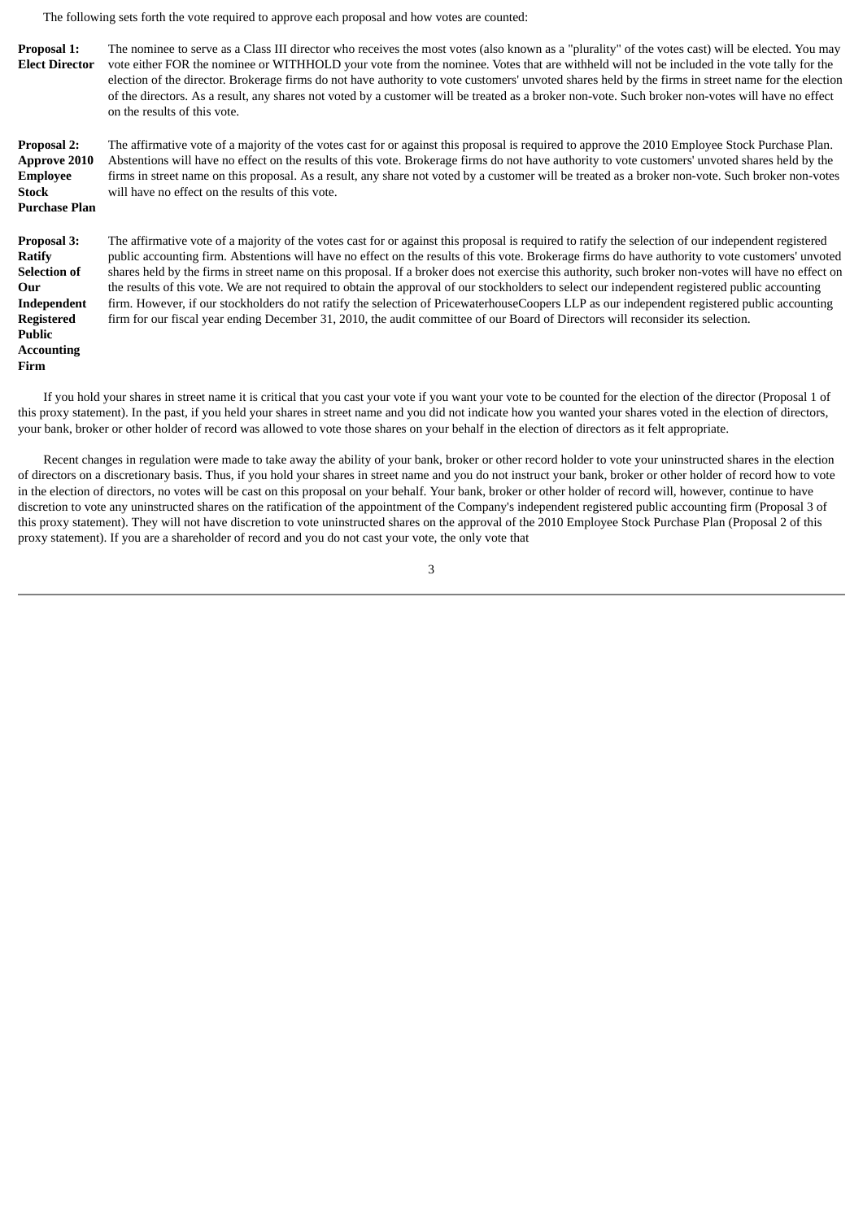The following sets forth the vote required to approve each proposal and how votes are counted:

| | |
|---|---|
| **Proposal 1: Elect Director** | The nominee to serve as a Class III director who receives the most votes (also known as a "plurality" of the votes cast) will be elected. You may vote either FOR the nominee or WITHHOLD your vote from the nominee. Votes that are withheld will not be included in the vote tally for the election of the director. Brokerage firms do not have authority to vote customers' unvoted shares held by the firms in street name for the election of the directors. As a result, any shares not voted by a customer will be treated as a broker non-vote. Such broker non-votes will have no effect on the results of this vote. |
| **Proposal 2: Approve 2010 Employee Stock Purchase Plan** | The affirmative vote of a majority of the votes cast for or against this proposal is required to approve the 2010 Employee Stock Purchase Plan. Abstentions will have no effect on the results of this vote. Brokerage firms do not have authority to vote customers' unvoted shares held by the firms in street name on this proposal. As a result, any share not voted by a customer will be treated as a broker non-vote. Such broker non-votes will have no effect on the results of this vote. |
| **Proposal 3: Ratify Selection of Our Independent Registered Public Accounting Firm** | The affirmative vote of a majority of the votes cast for or against this proposal is required to ratify the selection of our independent registered public accounting firm. Abstentions will have no effect on the results of this vote. Brokerage firms do have authority to vote customers' unvoted shares held by the firms in street name on this proposal. If a broker does not exercise this authority, such broker non-votes will have no effect on the results of this vote. We are not required to obtain the approval of our stockholders to select our independent registered public accounting firm. However, if our stockholders do not ratify the selection of PricewaterhouseCoopers LLP as our independent registered public accounting firm for our fiscal year ending December 31, 2010, the audit committee of our Board of Directors will reconsider its selection. |

If you hold your shares in street name it is critical that you cast your vote if you want your vote to be counted for the election of the director (Proposal 1 of this proxy statement). In the past, if you held your shares in street name and you did not indicate how you wanted your shares voted in the election of directors, your bank, broker or other holder of record was allowed to vote those shares on your behalf in the election of directors as it felt appropriate.

Recent changes in regulation were made to take away the ability of your bank, broker or other record holder to vote your uninstructed shares in the election of directors on a discretionary basis. Thus, if you hold your shares in street name and you do not instruct your bank, broker or other holder of record how to vote in the election of directors, no votes will be cast on this proposal on your behalf. Your bank, broker or other holder of record will, however, continue to have discretion to vote any uninstructed shares on the ratification of the appointment of the Company's independent registered public accounting firm (Proposal 3 of this proxy statement). They will not have discretion to vote uninstructed shares on the approval of the 2010 Employee Stock Purchase Plan (Proposal 2 of this proxy statement). If you are a shareholder of record and you do not cast your vote, the only vote that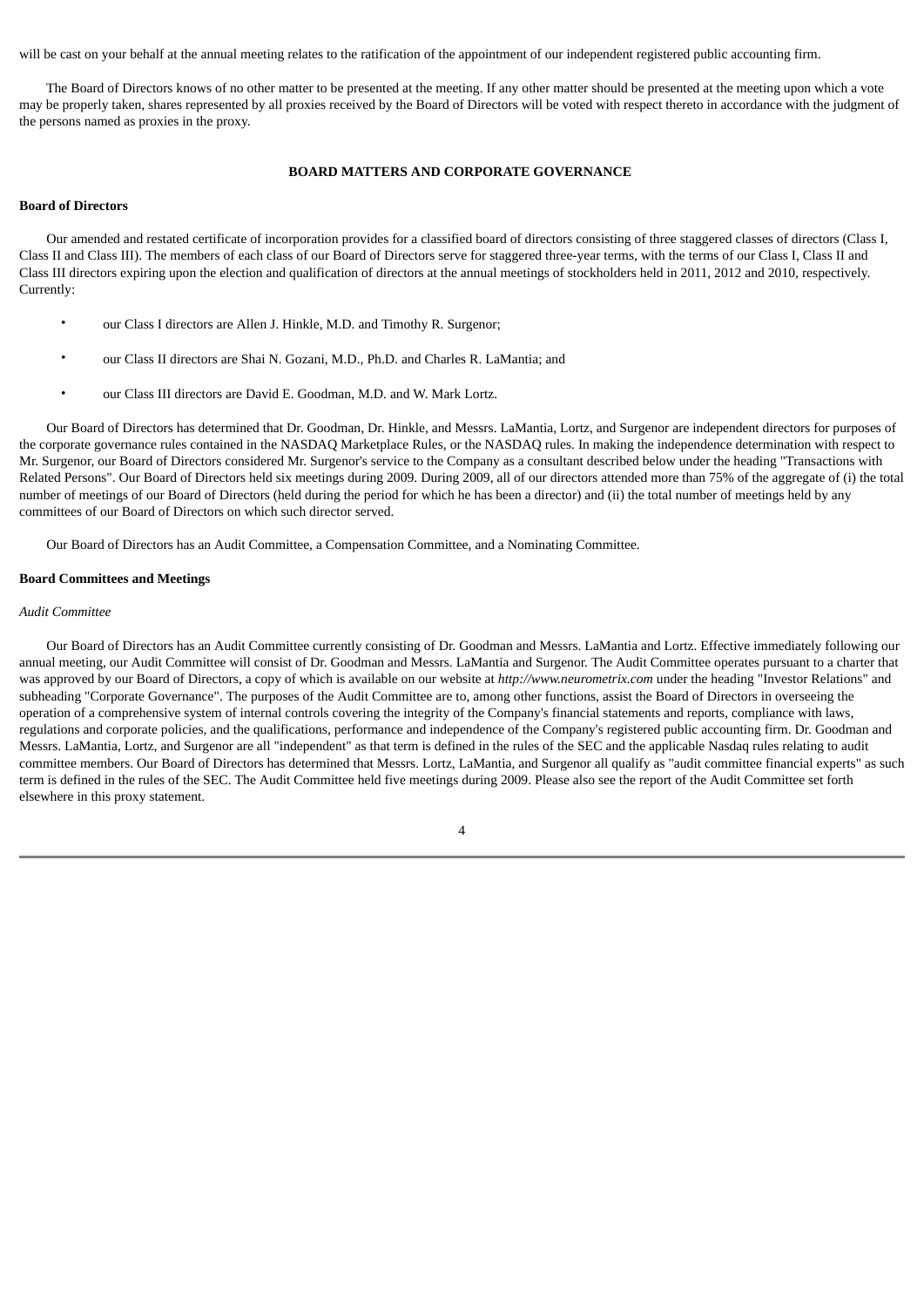will be cast on your behalf at the annual meeting relates to the ratification of the appointment of our independent registered public accounting firm.

The Board of Directors knows of no other matter to be presented at the meeting. If any other matter should be presented at the meeting upon which a vote may be properly taken, shares represented by all proxies received by the Board of Directors will be voted with respect thereto in accordance with the judgment of the persons named as proxies in the proxy.

## BOARD MATTERS AND CORPORATE GOVERNANCE

**Board of Directors**

Our amended and restated certificate of incorporation provides for a classified board of directors consisting of three staggered classes of directors (Class I, Class II and Class III). The members of each class of our Board of Directors serve for staggered three-year terms, with the terms of our Class I, Class II and Class III directors expiring upon the election and qualification of directors at the annual meetings of stockholders held in 2011, 2012 and 2010, respectively. Currently:

- our Class I directors are Allen J. Hinkle, M.D. and Timothy R. Surgenor;
- our Class II directors are Shai N. Gozani, M.D., Ph.D. and Charles R. LaMantia; and
- our Class III directors are David E. Goodman, M.D. and W. Mark Lortz.

Our Board of Directors has determined that Dr. Goodman, Dr. Hinkle, and Messrs. LaMantia, Lortz, and Surgenor are independent directors for purposes of the corporate governance rules contained in the NASDAQ Marketplace Rules, or the NASDAQ rules. In making the independence determination with respect to Mr. Surgenor, our Board of Directors considered Mr. Surgenor's service to the Company as a consultant described below under the heading "Transactions with Related Persons". Our Board of Directors held six meetings during 2009. During 2009, all of our directors attended more than 75% of the aggregate of (i) the total number of meetings of our Board of Directors (held during the period for which he has been a director) and (ii) the total number of meetings held by any committees of our Board of Directors on which such director served.

Our Board of Directors has an Audit Committee, a Compensation Committee, and a Nominating Committee.

**Board Committees and Meetings**

*Audit Committee*

Our Board of Directors has an Audit Committee currently consisting of Dr. Goodman and Messrs. LaMantia and Lortz. Effective immediately following our annual meeting, our Audit Committee will consist of Dr. Goodman and Messrs. LaMantia and Surgenor. The Audit Committee operates pursuant to a charter that was approved by our Board of Directors, a copy of which is available on our website at *http://www.neurometrix.com* under the heading "Investor Relations" and subheading "Corporate Governance". The purposes of the Audit Committee are to, among other functions, assist the Board of Directors in overseeing the operation of a comprehensive system of internal controls covering the integrity of the Company's financial statements and reports, compliance with laws, regulations and corporate policies, and the qualifications, performance and independence of the Company's registered public accounting firm. Dr. Goodman and Messrs. LaMantia, Lortz, and Surgenor are all "independent" as that term is defined in the rules of the SEC and the applicable Nasdaq rules relating to audit committee members. Our Board of Directors has determined that Messrs. Lortz, LaMantia, and Surgenor all qualify as "audit committee financial experts" as such term is defined in the rules of the SEC. The Audit Committee held five meetings during 2009. Please also see the report of the Audit Committee set forth elsewhere in this proxy statement.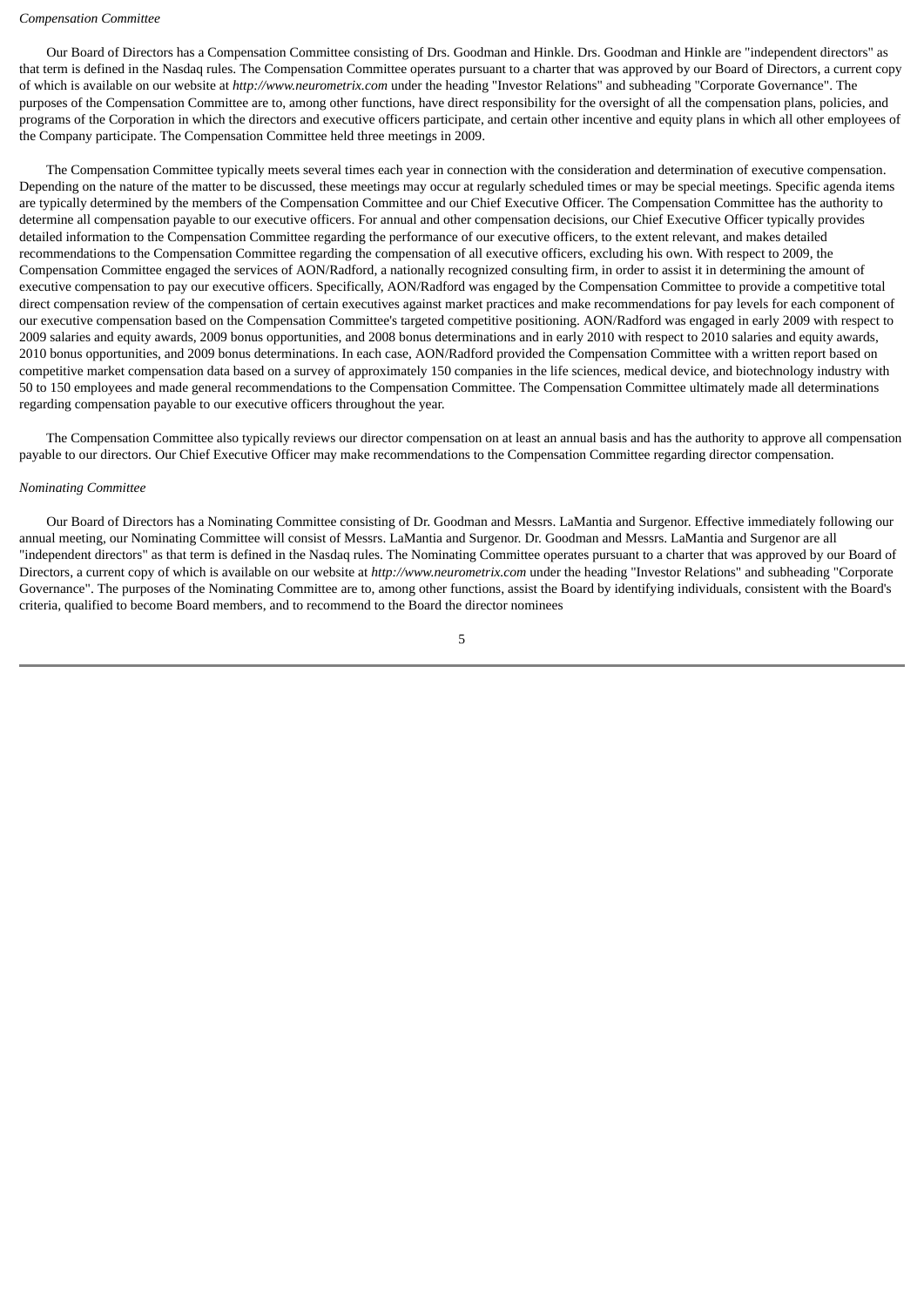*Compensation Committee*

Our Board of Directors has a Compensation Committee consisting of Drs. Goodman and Hinkle. Drs. Goodman and Hinkle are "independent directors" as that term is defined in the Nasdaq rules. The Compensation Committee operates pursuant to a charter that was approved by our Board of Directors, a current copy of which is available on our website at *http://www.neurometrix.com* under the heading "Investor Relations" and subheading "Corporate Governance". The purposes of the Compensation Committee are to, among other functions, have direct responsibility for the oversight of all the compensation plans, policies, and programs of the Corporation in which the directors and executive officers participate, and certain other incentive and equity plans in which all other employees of the Company participate. The Compensation Committee held three meetings in 2009.

The Compensation Committee typically meets several times each year in connection with the consideration and determination of executive compensation. Depending on the nature of the matter to be discussed, these meetings may occur at regularly scheduled times or may be special meetings. Specific agenda items are typically determined by the members of the Compensation Committee and our Chief Executive Officer. The Compensation Committee has the authority to determine all compensation payable to our executive officers. For annual and other compensation decisions, our Chief Executive Officer typically provides detailed information to the Compensation Committee regarding the performance of our executive officers, to the extent relevant, and makes detailed recommendations to the Compensation Committee regarding the compensation of all executive officers, excluding his own. With respect to 2009, the Compensation Committee engaged the services of AON/Radford, a nationally recognized consulting firm, in order to assist it in determining the amount of executive compensation to pay our executive officers. Specifically, AON/Radford was engaged by the Compensation Committee to provide a competitive total direct compensation review of the compensation of certain executives against market practices and make recommendations for pay levels for each component of our executive compensation based on the Compensation Committee's targeted competitive positioning. AON/Radford was engaged in early 2009 with respect to 2009 salaries and equity awards, 2009 bonus opportunities, and 2008 bonus determinations and in early 2010 with respect to 2010 salaries and equity awards, 2010 bonus opportunities, and 2009 bonus determinations. In each case, AON/Radford provided the Compensation Committee with a written report based on competitive market compensation data based on a survey of approximately 150 companies in the life sciences, medical device, and biotechnology industry with 50 to 150 employees and made general recommendations to the Compensation Committee. The Compensation Committee ultimately made all determinations regarding compensation payable to our executive officers throughout the year.

The Compensation Committee also typically reviews our director compensation on at least an annual basis and has the authority to approve all compensation payable to our directors. Our Chief Executive Officer may make recommendations to the Compensation Committee regarding director compensation.

*Nominating Committee*

Our Board of Directors has a Nominating Committee consisting of Dr. Goodman and Messrs. LaMantia and Surgenor. Effective immediately following our annual meeting, our Nominating Committee will consist of Messrs. LaMantia and Surgenor. Dr. Goodman and Messrs. LaMantia and Surgenor are all "independent directors" as that term is defined in the Nasdaq rules. The Nominating Committee operates pursuant to a charter that was approved by our Board of Directors, a current copy of which is available on our website at *http://www.neurometrix.com* under the heading "Investor Relations" and subheading "Corporate Governance". The purposes of the Nominating Committee are to, among other functions, assist the Board by identifying individuals, consistent with the Board's criteria, qualified to become Board members, and to recommend to the Board the director nominees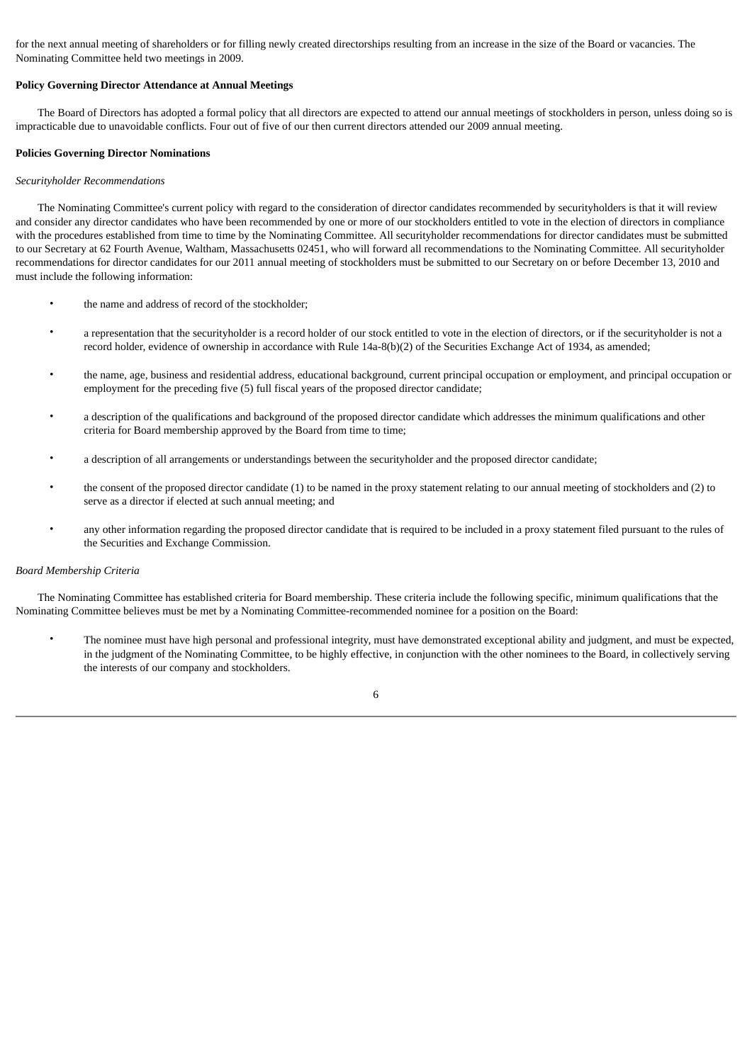for the next annual meeting of shareholders or for filling newly created directorships resulting from an increase in the size of the Board or vacancies. The Nominating Committee held two meetings in 2009.

**Policy Governing Director Attendance at Annual Meetings**

The Board of Directors has adopted a formal policy that all directors are expected to attend our annual meetings of stockholders in person, unless doing so is impracticable due to unavoidable conflicts. Four out of five of our then current directors attended our 2009 annual meeting.

**Policies Governing Director Nominations**

*Securityholder Recommendations*

The Nominating Committee's current policy with regard to the consideration of director candidates recommended by securityholders is that it will review and consider any director candidates who have been recommended by one or more of our stockholders entitled to vote in the election of directors in compliance with the procedures established from time to time by the Nominating Committee. All securityholder recommendations for director candidates must be submitted to our Secretary at 62 Fourth Avenue, Waltham, Massachusetts 02451, who will forward all recommendations to the Nominating Committee. All securityholder recommendations for director candidates for our 2011 annual meeting of stockholders must be submitted to our Secretary on or before December 13, 2010 and must include the following information:

- the name and address of record of the stockholder;
- a representation that the securityholder is a record holder of our stock entitled to vote in the election of directors, or if the securityholder is not a record holder, evidence of ownership in accordance with Rule 14a-8(b)(2) of the Securities Exchange Act of 1934, as amended;
- the name, age, business and residential address, educational background, current principal occupation or employment, and principal occupation or employment for the preceding five (5) full fiscal years of the proposed director candidate;
- a description of the qualifications and background of the proposed director candidate which addresses the minimum qualifications and other criteria for Board membership approved by the Board from time to time;
- a description of all arrangements or understandings between the securityholder and the proposed director candidate;
- the consent of the proposed director candidate (1) to be named in the proxy statement relating to our annual meeting of stockholders and (2) to serve as a director if elected at such annual meeting; and
- any other information regarding the proposed director candidate that is required to be included in a proxy statement filed pursuant to the rules of the Securities and Exchange Commission.

*Board Membership Criteria*

The Nominating Committee has established criteria for Board membership. These criteria include the following specific, minimum qualifications that the Nominating Committee believes must be met by a Nominating Committee-recommended nominee for a position on the Board:

- The nominee must have high personal and professional integrity, must have demonstrated exceptional ability and judgment, and must be expected, in the judgment of the Nominating Committee, to be highly effective, in conjunction with the other nominees to the Board, in collectively serving the interests of our company and stockholders.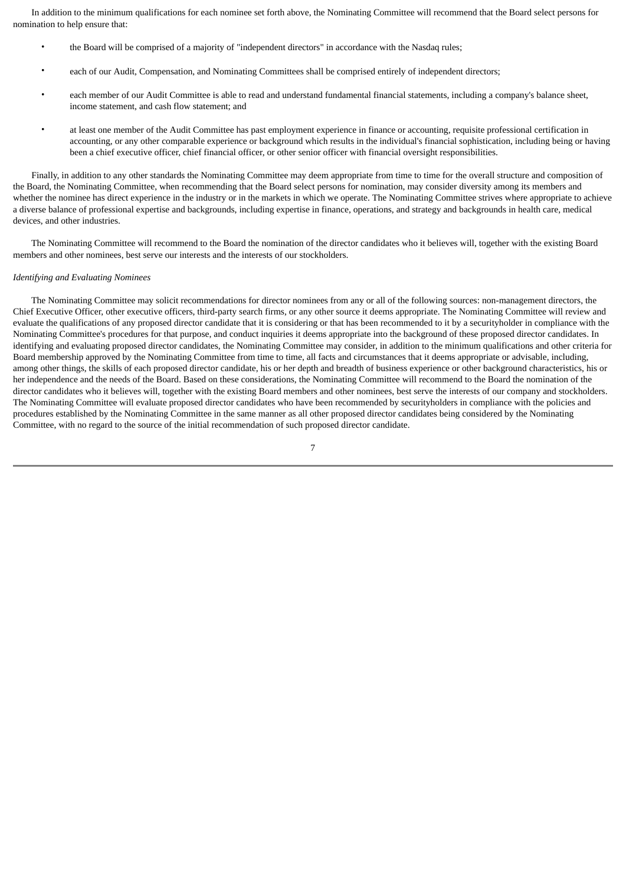In addition to the minimum qualifications for each nominee set forth above, the Nominating Committee will recommend that the Board select persons for nomination to help ensure that:

- the Board will be comprised of a majority of "independent directors" in accordance with the Nasdaq rules;
- each of our Audit, Compensation, and Nominating Committees shall be comprised entirely of independent directors;
- each member of our Audit Committee is able to read and understand fundamental financial statements, including a company's balance sheet, income statement, and cash flow statement; and
- at least one member of the Audit Committee has past employment experience in finance or accounting, requisite professional certification in accounting, or any other comparable experience or background which results in the individual's financial sophistication, including being or having been a chief executive officer, chief financial officer, or other senior officer with financial oversight responsibilities.

Finally, in addition to any other standards the Nominating Committee may deem appropriate from time to time for the overall structure and composition of the Board, the Nominating Committee, when recommending that the Board select persons for nomination, may consider diversity among its members and whether the nominee has direct experience in the industry or in the markets in which we operate. The Nominating Committee strives where appropriate to achieve a diverse balance of professional expertise and backgrounds, including expertise in finance, operations, and strategy and backgrounds in health care, medical devices, and other industries.

The Nominating Committee will recommend to the Board the nomination of the director candidates who it believes will, together with the existing Board members and other nominees, best serve our interests and the interests of our stockholders.

*Identifying and Evaluating Nominees*

The Nominating Committee may solicit recommendations for director nominees from any or all of the following sources: non-management directors, the Chief Executive Officer, other executive officers, third-party search firms, or any other source it deems appropriate. The Nominating Committee will review and evaluate the qualifications of any proposed director candidate that it is considering or that has been recommended to it by a securityholder in compliance with the Nominating Committee's procedures for that purpose, and conduct inquiries it deems appropriate into the background of these proposed director candidates. In identifying and evaluating proposed director candidates, the Nominating Committee may consider, in addition to the minimum qualifications and other criteria for Board membership approved by the Nominating Committee from time to time, all facts and circumstances that it deems appropriate or advisable, including, among other things, the skills of each proposed director candidate, his or her depth and breadth of business experience or other background characteristics, his or her independence and the needs of the Board. Based on these considerations, the Nominating Committee will recommend to the Board the nomination of the director candidates who it believes will, together with the existing Board members and other nominees, best serve the interests of our company and stockholders. The Nominating Committee will evaluate proposed director candidates who have been recommended by securityholders in compliance with the policies and procedures established by the Nominating Committee in the same manner as all other proposed director candidates being considered by the Nominating Committee, with no regard to the source of the initial recommendation of such proposed director candidate.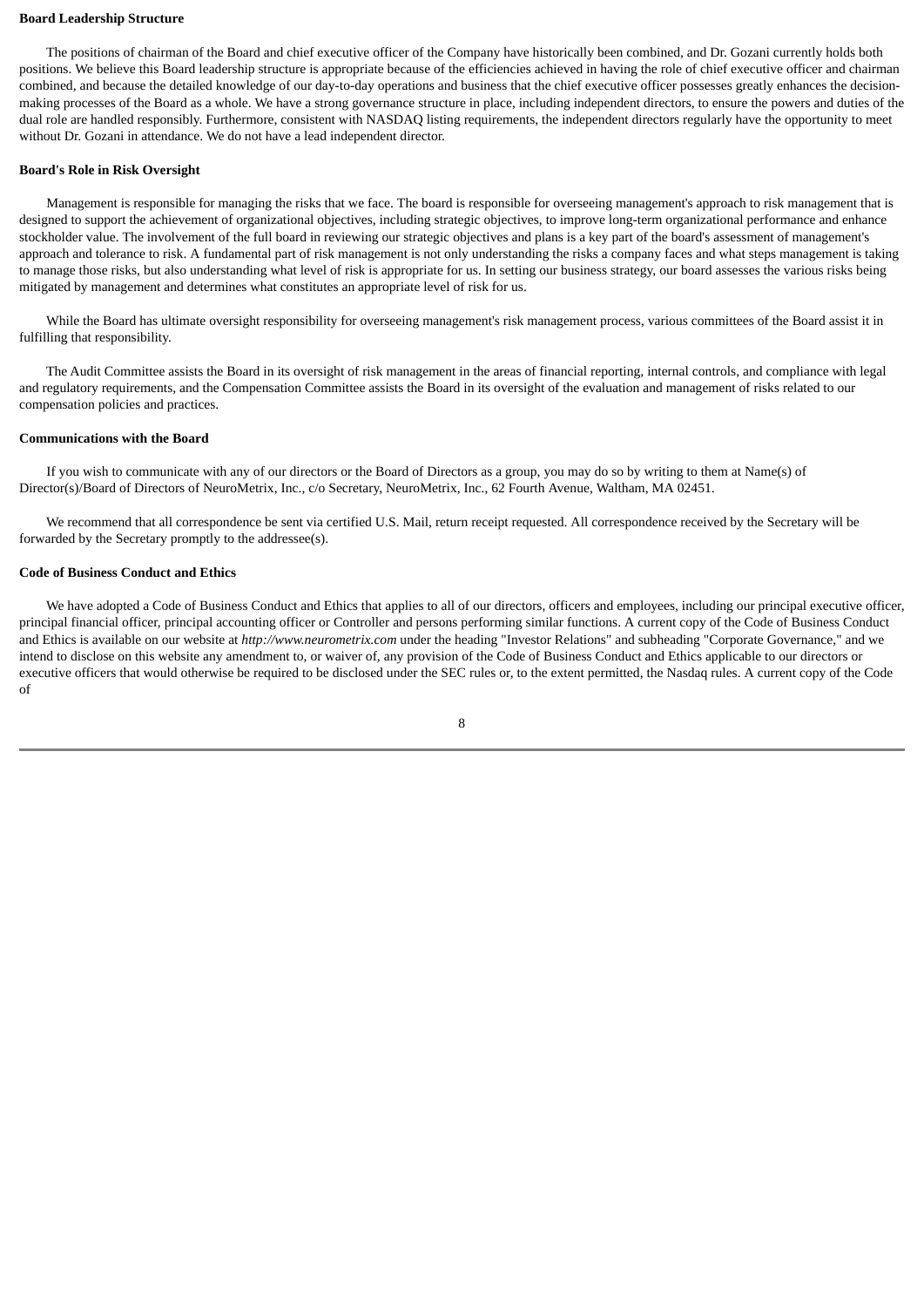**Board Leadership Structure**

The positions of chairman of the Board and chief executive officer of the Company have historically been combined, and Dr. Gozani currently holds both positions. We believe this Board leadership structure is appropriate because of the efficiencies achieved in having the role of chief executive officer and chairman combined, and because the detailed knowledge of our day-to-day operations and business that the chief executive officer possesses greatly enhances the decision-making processes of the Board as a whole. We have a strong governance structure in place, including independent directors, to ensure the powers and duties of the dual role are handled responsibly. Furthermore, consistent with NASDAQ listing requirements, the independent directors regularly have the opportunity to meet without Dr. Gozani in attendance. We do not have a lead independent director.

**Board's Role in Risk Oversight**

Management is responsible for managing the risks that we face. The board is responsible for overseeing management's approach to risk management that is designed to support the achievement of organizational objectives, including strategic objectives, to improve long-term organizational performance and enhance stockholder value. The involvement of the full board in reviewing our strategic objectives and plans is a key part of the board's assessment of management's approach and tolerance to risk. A fundamental part of risk management is not only understanding the risks a company faces and what steps management is taking to manage those risks, but also understanding what level of risk is appropriate for us. In setting our business strategy, our board assesses the various risks being mitigated by management and determines what constitutes an appropriate level of risk for us.

While the Board has ultimate oversight responsibility for overseeing management's risk management process, various committees of the Board assist it in fulfilling that responsibility.

The Audit Committee assists the Board in its oversight of risk management in the areas of financial reporting, internal controls, and compliance with legal and regulatory requirements, and the Compensation Committee assists the Board in its oversight of the evaluation and management of risks related to our compensation policies and practices.

**Communications with the Board**

If you wish to communicate with any of our directors or the Board of Directors as a group, you may do so by writing to them at Name(s) of Director(s)/Board of Directors of NeuroMetrix, Inc., c/o Secretary, NeuroMetrix, Inc., 62 Fourth Avenue, Waltham, MA 02451.

We recommend that all correspondence be sent via certified U.S. Mail, return receipt requested. All correspondence received by the Secretary will be forwarded by the Secretary promptly to the addressee(s).

**Code of Business Conduct and Ethics**

We have adopted a Code of Business Conduct and Ethics that applies to all of our directors, officers and employees, including our principal executive officer, principal financial officer, principal accounting officer or Controller and persons performing similar functions. A current copy of the Code of Business Conduct and Ethics is available on our website at *http://www.neurometrix.com* under the heading "Investor Relations" and subheading "Corporate Governance," and we intend to disclose on this website any amendment to, or waiver of, any provision of the Code of Business Conduct and Ethics applicable to our directors or executive officers that would otherwise be required to be disclosed under the SEC rules or, to the extent permitted, the Nasdaq rules. A current copy of the Code of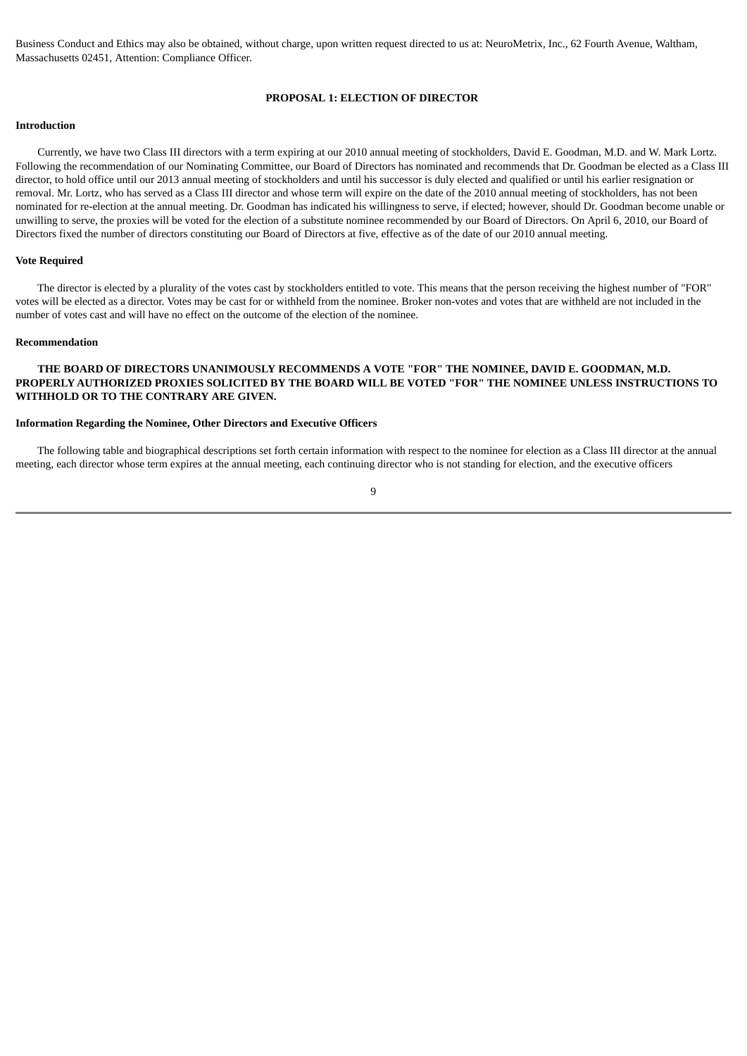Business Conduct and Ethics may also be obtained, without charge, upon written request directed to us at: NeuroMetrix, Inc., 62 Fourth Avenue, Waltham, Massachusetts 02451, Attention: Compliance Officer.

## PROPOSAL 1: ELECTION OF DIRECTOR

### Introduction

Currently, we have two Class III directors with a term expiring at our 2010 annual meeting of stockholders, David E. Goodman, M.D. and W. Mark Lortz. Following the recommendation of our Nominating Committee, our Board of Directors has nominated and recommends that Dr. Goodman be elected as a Class III director, to hold office until our 2013 annual meeting of stockholders and until his successor is duly elected and qualified or until his earlier resignation or removal. Mr. Lortz, who has served as a Class III director and whose term will expire on the date of the 2010 annual meeting of stockholders, has not been nominated for re-election at the annual meeting. Dr. Goodman has indicated his willingness to serve, if elected; however, should Dr. Goodman become unable or unwilling to serve, the proxies will be voted for the election of a substitute nominee recommended by our Board of Directors. On April 6, 2010, our Board of Directors fixed the number of directors constituting our Board of Directors at five, effective as of the date of our 2010 annual meeting.

### Vote Required

The director is elected by a plurality of the votes cast by stockholders entitled to vote. This means that the person receiving the highest number of "FOR" votes will be elected as a director. Votes may be cast for or withheld from the nominee. Broker non-votes and votes that are withheld are not included in the number of votes cast and will have no effect on the outcome of the election of the nominee.

### Recommendation

**THE BOARD OF DIRECTORS UNANIMOUSLY RECOMMENDS A VOTE "FOR" THE NOMINEE, DAVID E. GOODMAN, M.D. PROPERLY AUTHORIZED PROXIES SOLICITED BY THE BOARD WILL BE VOTED "FOR" THE NOMINEE UNLESS INSTRUCTIONS TO WITHHOLD OR TO THE CONTRARY ARE GIVEN.**

### Information Regarding the Nominee, Other Directors and Executive Officers

The following table and biographical descriptions set forth certain information with respect to the nominee for election as a Class III director at the annual meeting, each director whose term expires at the annual meeting, each continuing director who is not standing for election, and the executive officers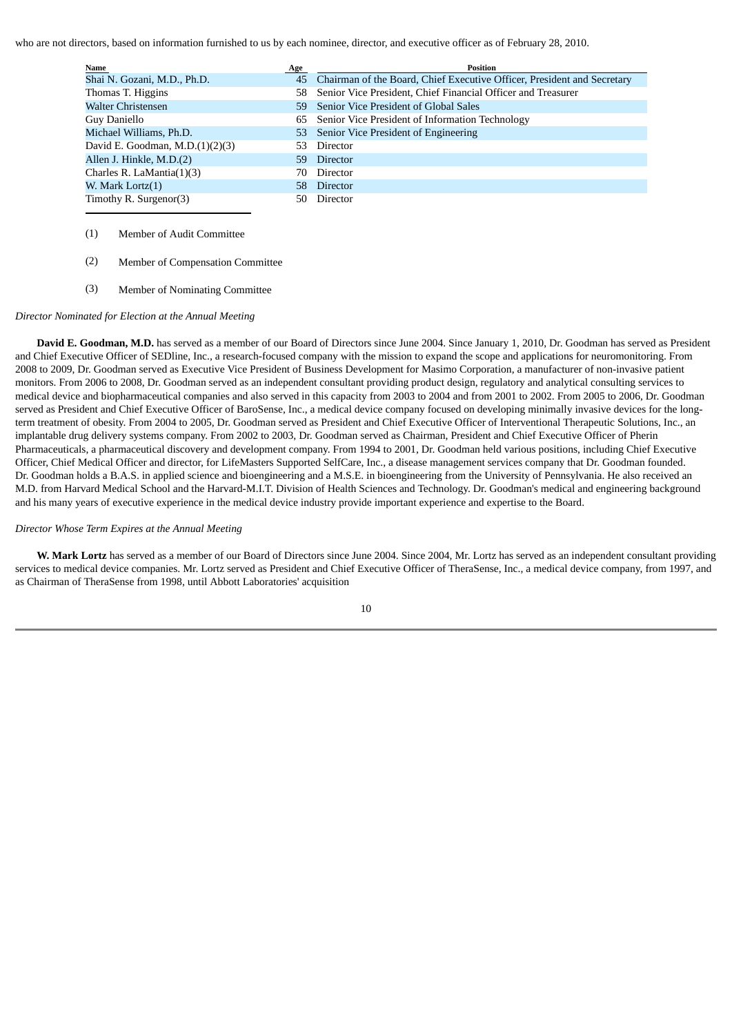who are not directors, based on information furnished to us by each nominee, director, and executive officer as of February 28, 2010.

| Name | Age | Position |
|---|---|---|
| Shai N. Gozani, M.D., Ph.D. | 45 | Chairman of the Board, Chief Executive Officer, President and Secretary |
| Thomas T. Higgins | 58 | Senior Vice President, Chief Financial Officer and Treasurer |
| Walter Christensen | 59 | Senior Vice President of Global Sales |
| Guy Daniello | 65 | Senior Vice President of Information Technology |
| Michael Williams, Ph.D. | 53 | Senior Vice President of Engineering |
| David E. Goodman, M.D.(1)(2)(3) | 53 | Director |
| Allen J. Hinkle, M.D.(2) | 59 | Director |
| Charles R. LaMantia(1)(3) | 70 | Director |
| W. Mark Lortz(1) | 58 | Director |
| Timothy R. Surgenor(3) | 50 | Director |

(1) Member of Audit Committee

(2) Member of Compensation Committee

(3) Member of Nominating Committee

*Director Nominated for Election at the Annual Meeting*

**David E. Goodman, M.D.** has served as a member of our Board of Directors since June 2004. Since January 1, 2010, Dr. Goodman has served as President and Chief Executive Officer of SEDline, Inc., a research-focused company with the mission to expand the scope and applications for neuromonitoring. From 2008 to 2009, Dr. Goodman served as Executive Vice President of Business Development for Masimo Corporation, a manufacturer of non-invasive patient monitors. From 2006 to 2008, Dr. Goodman served as an independent consultant providing product design, regulatory and analytical consulting services to medical device and biopharmaceutical companies and also served in this capacity from 2003 to 2004 and from 2001 to 2002. From 2005 to 2006, Dr. Goodman served as President and Chief Executive Officer of BaroSense, Inc., a medical device company focused on developing minimally invasive devices for the long-term treatment of obesity. From 2004 to 2005, Dr. Goodman served as President and Chief Executive Officer of Interventional Therapeutic Solutions, Inc., an implantable drug delivery systems company. From 2002 to 2003, Dr. Goodman served as Chairman, President and Chief Executive Officer of Pherin Pharmaceuticals, a pharmaceutical discovery and development company. From 1994 to 2001, Dr. Goodman held various positions, including Chief Executive Officer, Chief Medical Officer and director, for LifeMasters Supported SelfCare, Inc., a disease management services company that Dr. Goodman founded. Dr. Goodman holds a B.A.S. in applied science and bioengineering and a M.S.E. in bioengineering from the University of Pennsylvania. He also received an M.D. from Harvard Medical School and the Harvard-M.I.T. Division of Health Sciences and Technology. Dr. Goodman's medical and engineering background and his many years of executive experience in the medical device industry provide important experience and expertise to the Board.

*Director Whose Term Expires at the Annual Meeting*

**W. Mark Lortz** has served as a member of our Board of Directors since June 2004. Since 2004, Mr. Lortz has served as an independent consultant providing services to medical device companies. Mr. Lortz served as President and Chief Executive Officer of TheraSense, Inc., a medical device company, from 1997, and as Chairman of TheraSense from 1998, until Abbott Laboratories' acquisition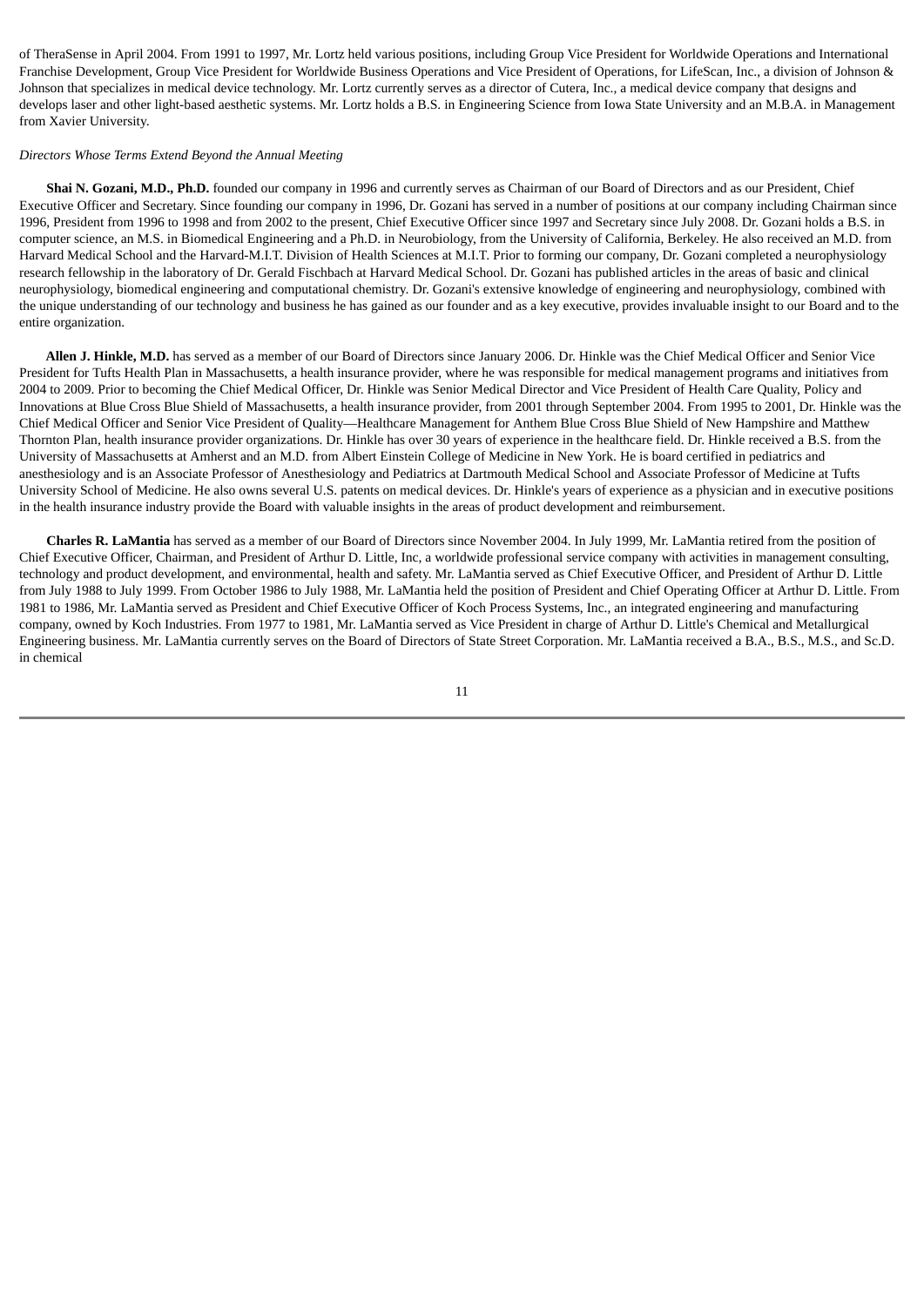of TheraSense in April 2004. From 1991 to 1997, Mr. Lortz held various positions, including Group Vice President for Worldwide Operations and International Franchise Development, Group Vice President for Worldwide Business Operations and Vice President of Operations, for LifeScan, Inc., a division of Johnson & Johnson that specializes in medical device technology. Mr. Lortz currently serves as a director of Cutera, Inc., a medical device company that designs and develops laser and other light-based aesthetic systems. Mr. Lortz holds a B.S. in Engineering Science from Iowa State University and an M.B.A. in Management from Xavier University.

*Directors Whose Terms Extend Beyond the Annual Meeting*

**Shai N. Gozani, M.D., Ph.D.** founded our company in 1996 and currently serves as Chairman of our Board of Directors and as our President, Chief Executive Officer and Secretary. Since founding our company in 1996, Dr. Gozani has served in a number of positions at our company including Chairman since 1996, President from 1996 to 1998 and from 2002 to the present, Chief Executive Officer since 1997 and Secretary since July 2008. Dr. Gozani holds a B.S. in computer science, an M.S. in Biomedical Engineering and a Ph.D. in Neurobiology, from the University of California, Berkeley. He also received an M.D. from Harvard Medical School and the Harvard-M.I.T. Division of Health Sciences at M.I.T. Prior to forming our company, Dr. Gozani completed a neurophysiology research fellowship in the laboratory of Dr. Gerald Fischbach at Harvard Medical School. Dr. Gozani has published articles in the areas of basic and clinical neurophysiology, biomedical engineering and computational chemistry. Dr. Gozani's extensive knowledge of engineering and neurophysiology, combined with the unique understanding of our technology and business he has gained as our founder and as a key executive, provides invaluable insight to our Board and to the entire organization.

**Allen J. Hinkle, M.D.** has served as a member of our Board of Directors since January 2006. Dr. Hinkle was the Chief Medical Officer and Senior Vice President for Tufts Health Plan in Massachusetts, a health insurance provider, where he was responsible for medical management programs and initiatives from 2004 to 2009. Prior to becoming the Chief Medical Officer, Dr. Hinkle was Senior Medical Director and Vice President of Health Care Quality, Policy and Innovations at Blue Cross Blue Shield of Massachusetts, a health insurance provider, from 2001 through September 2004. From 1995 to 2001, Dr. Hinkle was the Chief Medical Officer and Senior Vice President of Quality—Healthcare Management for Anthem Blue Cross Blue Shield of New Hampshire and Matthew Thornton Plan, health insurance provider organizations. Dr. Hinkle has over 30 years of experience in the healthcare field. Dr. Hinkle received a B.S. from the University of Massachusetts at Amherst and an M.D. from Albert Einstein College of Medicine in New York. He is board certified in pediatrics and anesthesiology and is an Associate Professor of Anesthesiology and Pediatrics at Dartmouth Medical School and Associate Professor of Medicine at Tufts University School of Medicine. He also owns several U.S. patents on medical devices. Dr. Hinkle's years of experience as a physician and in executive positions in the health insurance industry provide the Board with valuable insights in the areas of product development and reimbursement.

**Charles R. LaMantia** has served as a member of our Board of Directors since November 2004. In July 1999, Mr. LaMantia retired from the position of Chief Executive Officer, Chairman, and President of Arthur D. Little, Inc, a worldwide professional service company with activities in management consulting, technology and product development, and environmental, health and safety. Mr. LaMantia served as Chief Executive Officer, and President of Arthur D. Little from July 1988 to July 1999. From October 1986 to July 1988, Mr. LaMantia held the position of President and Chief Operating Officer at Arthur D. Little. From 1981 to 1986, Mr. LaMantia served as President and Chief Executive Officer of Koch Process Systems, Inc., an integrated engineering and manufacturing company, owned by Koch Industries. From 1977 to 1981, Mr. LaMantia served as Vice President in charge of Arthur D. Little's Chemical and Metallurgical Engineering business. Mr. LaMantia currently serves on the Board of Directors of State Street Corporation. Mr. LaMantia received a B.A., B.S., M.S., and Sc.D. in chemical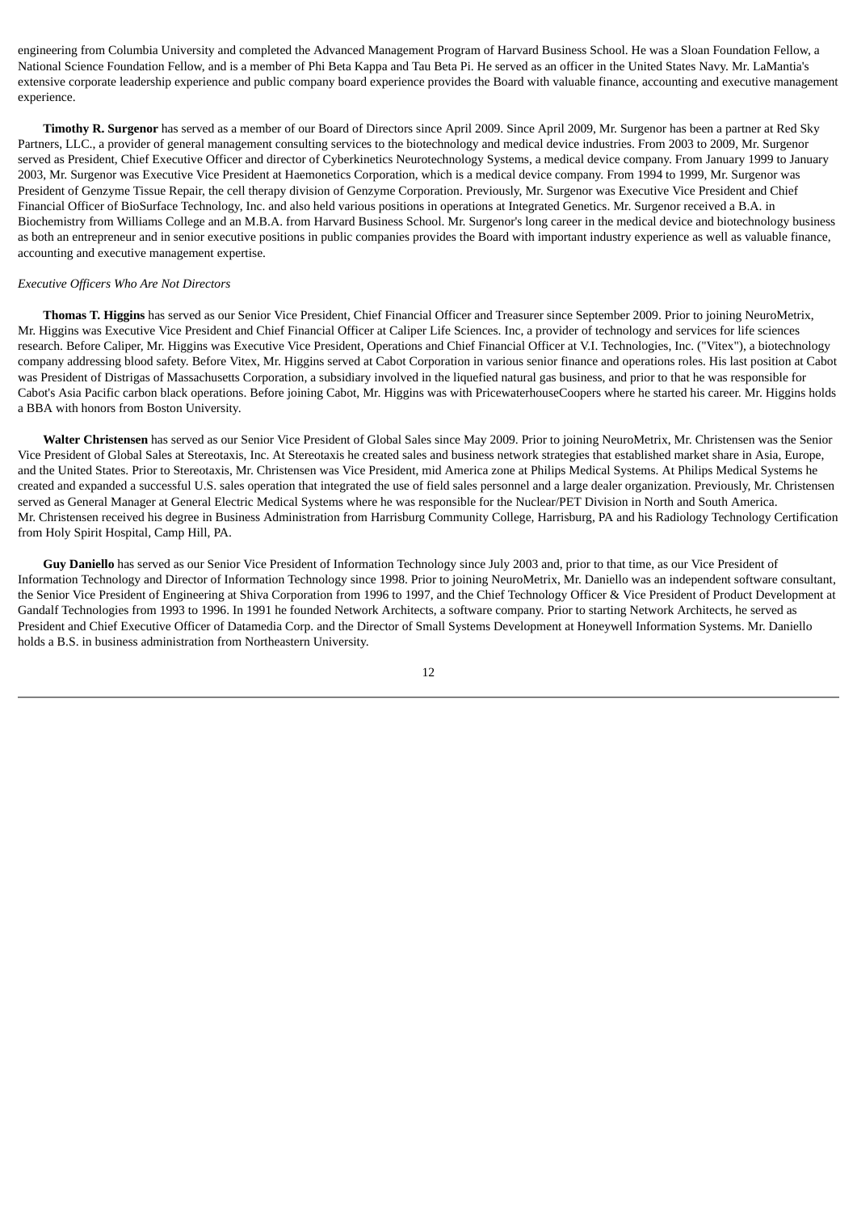engineering from Columbia University and completed the Advanced Management Program of Harvard Business School. He was a Sloan Foundation Fellow, a National Science Foundation Fellow, and is a member of Phi Beta Kappa and Tau Beta Pi. He served as an officer in the United States Navy. Mr. LaMantia's extensive corporate leadership experience and public company board experience provides the Board with valuable finance, accounting and executive management experience.

**Timothy R. Surgenor** has served as a member of our Board of Directors since April 2009. Since April 2009, Mr. Surgenor has been a partner at Red Sky Partners, LLC., a provider of general management consulting services to the biotechnology and medical device industries. From 2003 to 2009, Mr. Surgenor served as President, Chief Executive Officer and director of Cyberkinetics Neurotechnology Systems, a medical device company. From January 1999 to January 2003, Mr. Surgenor was Executive Vice President at Haemonetics Corporation, which is a medical device company. From 1994 to 1999, Mr. Surgenor was President of Genzyme Tissue Repair, the cell therapy division of Genzyme Corporation. Previously, Mr. Surgenor was Executive Vice President and Chief Financial Officer of BioSurface Technology, Inc. and also held various positions in operations at Integrated Genetics. Mr. Surgenor received a B.A. in Biochemistry from Williams College and an M.B.A. from Harvard Business School. Mr. Surgenor's long career in the medical device and biotechnology business as both an entrepreneur and in senior executive positions in public companies provides the Board with important industry experience as well as valuable finance, accounting and executive management expertise.

*Executive Officers Who Are Not Directors*

**Thomas T. Higgins** has served as our Senior Vice President, Chief Financial Officer and Treasurer since September 2009. Prior to joining NeuroMetrix, Mr. Higgins was Executive Vice President and Chief Financial Officer at Caliper Life Sciences. Inc, a provider of technology and services for life sciences research. Before Caliper, Mr. Higgins was Executive Vice President, Operations and Chief Financial Officer at V.I. Technologies, Inc. ("Vitex"), a biotechnology company addressing blood safety. Before Vitex, Mr. Higgins served at Cabot Corporation in various senior finance and operations roles. His last position at Cabot was President of Distrigas of Massachusetts Corporation, a subsidiary involved in the liquefied natural gas business, and prior to that he was responsible for Cabot's Asia Pacific carbon black operations. Before joining Cabot, Mr. Higgins was with PricewaterhouseCoopers where he started his career. Mr. Higgins holds a BBA with honors from Boston University.

**Walter Christensen** has served as our Senior Vice President of Global Sales since May 2009. Prior to joining NeuroMetrix, Mr. Christensen was the Senior Vice President of Global Sales at Stereotaxis, Inc. At Stereotaxis he created sales and business network strategies that established market share in Asia, Europe, and the United States. Prior to Stereotaxis, Mr. Christensen was Vice President, mid America zone at Philips Medical Systems. At Philips Medical Systems he created and expanded a successful U.S. sales operation that integrated the use of field sales personnel and a large dealer organization. Previously, Mr. Christensen served as General Manager at General Electric Medical Systems where he was responsible for the Nuclear/PET Division in North and South America. Mr. Christensen received his degree in Business Administration from Harrisburg Community College, Harrisburg, PA and his Radiology Technology Certification from Holy Spirit Hospital, Camp Hill, PA.

**Guy Daniello** has served as our Senior Vice President of Information Technology since July 2003 and, prior to that time, as our Vice President of Information Technology and Director of Information Technology since 1998. Prior to joining NeuroMetrix, Mr. Daniello was an independent software consultant, the Senior Vice President of Engineering at Shiva Corporation from 1996 to 1997, and the Chief Technology Officer & Vice President of Product Development at Gandalf Technologies from 1993 to 1996. In 1991 he founded Network Architects, a software company. Prior to starting Network Architects, he served as President and Chief Executive Officer of Datamedia Corp. and the Director of Small Systems Development at Honeywell Information Systems. Mr. Daniello holds a B.S. in business administration from Northeastern University.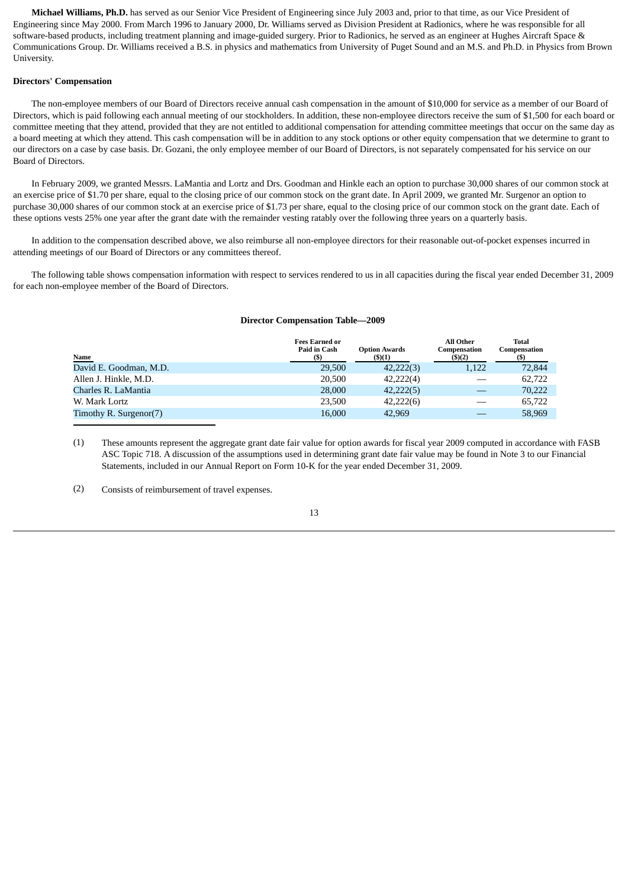**Michael Williams, Ph.D.** has served as our Senior Vice President of Engineering since July 2003 and, prior to that time, as our Vice President of Engineering since May 2000. From March 1996 to January 2000, Dr. Williams served as Division President at Radionics, where he was responsible for all software-based products, including treatment planning and image-guided surgery. Prior to Radionics, he served as an engineer at Hughes Aircraft Space & Communications Group. Dr. Williams received a B.S. in physics and mathematics from University of Puget Sound and an M.S. and Ph.D. in Physics from Brown University.

**Directors' Compensation**

The non-employee members of our Board of Directors receive annual cash compensation in the amount of $10,000 for service as a member of our Board of Directors, which is paid following each annual meeting of our stockholders. In addition, these non-employee directors receive the sum of $1,500 for each board or committee meeting that they attend, provided that they are not entitled to additional compensation for attending committee meetings that occur on the same day as a board meeting at which they attend. This cash compensation will be in addition to any stock options or other equity compensation that we determine to grant to our directors on a case by case basis. Dr. Gozani, the only employee member of our Board of Directors, is not separately compensated for his service on our Board of Directors.

In February 2009, we granted Messrs. LaMantia and Lortz and Drs. Goodman and Hinkle each an option to purchase 30,000 shares of our common stock at an exercise price of $1.70 per share, equal to the closing price of our common stock on the grant date. In April 2009, we granted Mr. Surgenor an option to purchase 30,000 shares of our common stock at an exercise price of $1.73 per share, equal to the closing price of our common stock on the grant date. Each of these options vests 25% one year after the grant date with the remainder vesting ratably over the following three years on a quarterly basis.

In addition to the compensation described above, we also reimburse all non-employee directors for their reasonable out-of-pocket expenses incurred in attending meetings of our Board of Directors or any committees thereof.

The following table shows compensation information with respect to services rendered to us in all capacities during the fiscal year ended December 31, 2009 for each non-employee member of the Board of Directors.

**Director Compensation Table—2009**

| Name | Fees Earned or Paid in Cash ($) | Option Awards ($)(1) | All Other Compensation ($)(2) | Total Compensation ($) |
|---|---|---|---|---|
| David E. Goodman, M.D. | 29,500 | 42,222(3) | 1,122 | 72,844 |
| Allen J. Hinkle, M.D. | 20,500 | 42,222(4) | — | 62,722 |
| Charles R. LaMantia | 28,000 | 42,222(5) | — | 70,222 |
| W. Mark Lortz | 23,500 | 42,222(6) | — | 65,722 |
| Timothy R. Surgenor(7) | 16,000 | 42,969 | — | 58,969 |

(1) These amounts represent the aggregate grant date fair value for option awards for fiscal year 2009 computed in accordance with FASB ASC Topic 718. A discussion of the assumptions used in determining grant date fair value may be found in Note 3 to our Financial Statements, included in our Annual Report on Form 10-K for the year ended December 31, 2009.

(2) Consists of reimbursement of travel expenses.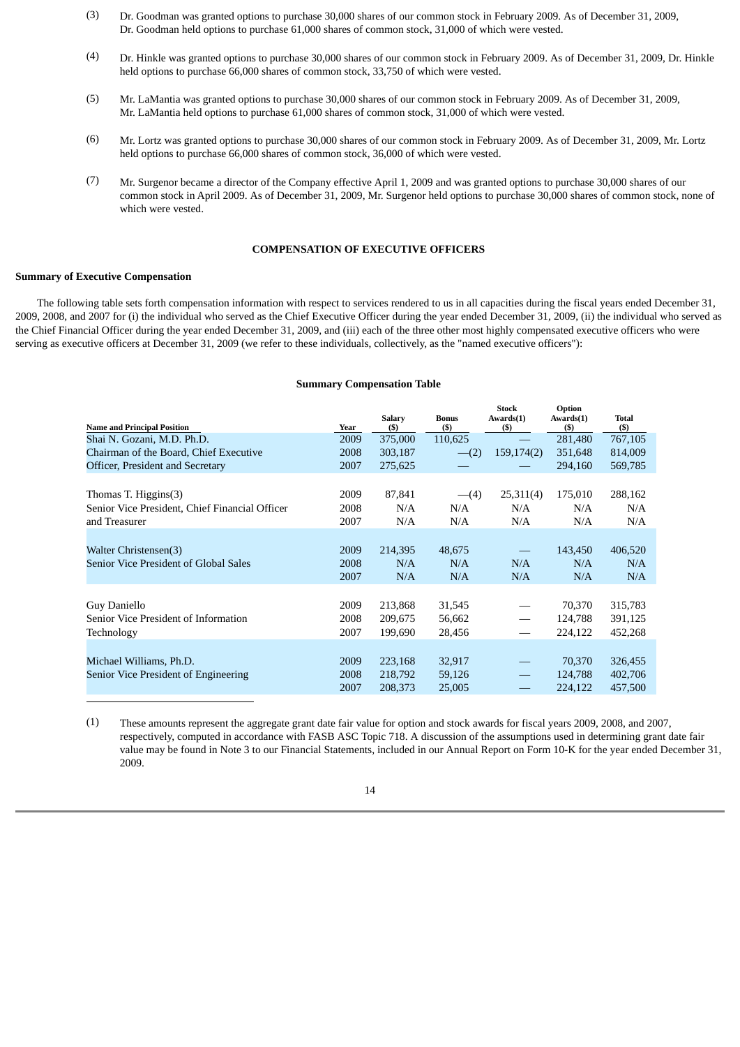(3) Dr. Goodman was granted options to purchase 30,000 shares of our common stock in February 2009. As of December 31, 2009, Dr. Goodman held options to purchase 61,000 shares of common stock, 31,000 of which were vested.

(4) Dr. Hinkle was granted options to purchase 30,000 shares of our common stock in February 2009. As of December 31, 2009, Dr. Hinkle held options to purchase 66,000 shares of common stock, 33,750 of which were vested.

(5) Mr. LaMantia was granted options to purchase 30,000 shares of our common stock in February 2009. As of December 31, 2009, Mr. LaMantia held options to purchase 61,000 shares of common stock, 31,000 of which were vested.

(6) Mr. Lortz was granted options to purchase 30,000 shares of our common stock in February 2009. As of December 31, 2009, Mr. Lortz held options to purchase 66,000 shares of common stock, 36,000 of which were vested.

(7) Mr. Surgenor became a director of the Company effective April 1, 2009 and was granted options to purchase 30,000 shares of our common stock in April 2009. As of December 31, 2009, Mr. Surgenor held options to purchase 30,000 shares of common stock, none of which were vested.

## COMPENSATION OF EXECUTIVE OFFICERS

### Summary of Executive Compensation

The following table sets forth compensation information with respect to services rendered to us in all capacities during the fiscal years ended December 31, 2009, 2008, and 2007 for (i) the individual who served as the Chief Executive Officer during the year ended December 31, 2009, (ii) the individual who served as the Chief Financial Officer during the year ended December 31, 2009, and (iii) each of the three other most highly compensated executive officers who were serving as executive officers at December 31, 2009 (we refer to these individuals, collectively, as the "named executive officers"):

**Summary Compensation Table**

| Name and Principal Position | Year | Salary ($) | Bonus ($) | Stock Awards(1) ($) | Option Awards(1) ($) | Total ($) |
|---|---|---|---|---|---|---|
| Shai N. Gozani, M.D. Ph.D. | 2009 | 375,000 | 110,625 | — | 281,480 | 767,105 |
| Chairman of the Board, Chief Executive | 2008 | 303,187 | —(2) | 159,174(2) | 351,648 | 814,009 |
| Officer, President and Secretary | 2007 | 275,625 | | — | 294,160 | 569,785 |
| Thomas T. Higgins(3) | 2009 | 87,841 | —(4) | 25,311(4) | 175,010 | 288,162 |
| Senior Vice President, Chief Financial Officer | 2008 | N/A | N/A | N/A | N/A | N/A |
| and Treasurer | 2007 | N/A | N/A | N/A | N/A | N/A |
| Walter Christensen(3) | 2009 | 214,395 | 48,675 | — | 143,450 | 406,520 |
| Senior Vice President of Global Sales | 2008 | N/A | N/A | N/A | N/A | N/A |
| | 2007 | N/A | N/A | N/A | N/A | N/A |
| Guy Daniello | 2009 | 213,868 | 31,545 | — | 70,370 | 315,783 |
| Senior Vice President of Information | 2008 | 209,675 | 56,662 | — | 124,788 | 391,125 |
| Technology | 2007 | 199,690 | 28,456 | — | 224,122 | 452,268 |
| Michael Williams, Ph.D. | 2009 | 223,168 | 32,917 | — | 70,370 | 326,455 |
| Senior Vice President of Engineering | 2008 | 218,792 | 59,126 | — | 124,788 | 402,706 |
| | 2007 | 208,373 | 25,005 | — | 224,122 | 457,500 |

(1) These amounts represent the aggregate grant date fair value for option and stock awards for fiscal years 2009, 2008, and 2007, respectively, computed in accordance with FASB ASC Topic 718. A discussion of the assumptions used in determining grant date fair value may be found in Note 3 to our Financial Statements, included in our Annual Report on Form 10-K for the year ended December 31, 2009.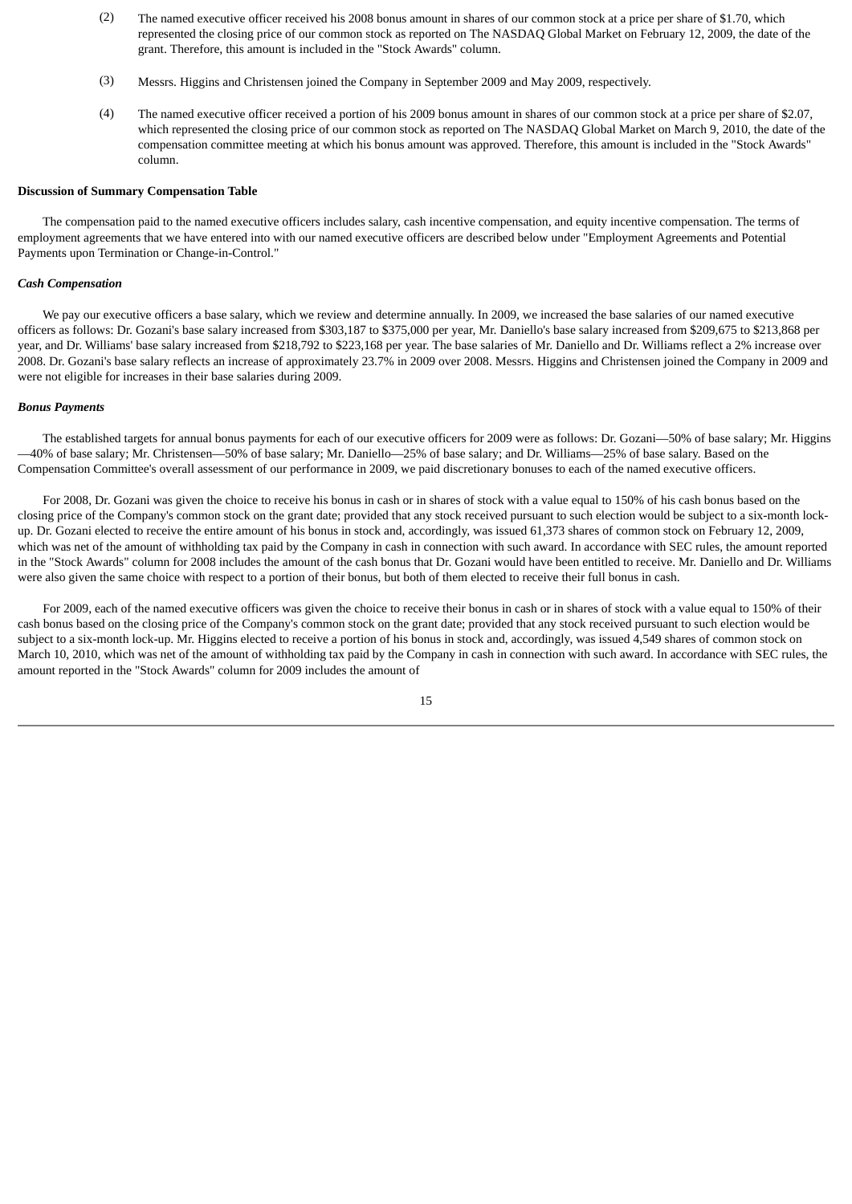(2) The named executive officer received his 2008 bonus amount in shares of our common stock at a price per share of $1.70, which represented the closing price of our common stock as reported on The NASDAQ Global Market on February 12, 2009, the date of the grant. Therefore, this amount is included in the "Stock Awards" column.

(3) Messrs. Higgins and Christensen joined the Company in September 2009 and May 2009, respectively.

(4) The named executive officer received a portion of his 2009 bonus amount in shares of our common stock at a price per share of $2.07, which represented the closing price of our common stock as reported on The NASDAQ Global Market on March 9, 2010, the date of the compensation committee meeting at which his bonus amount was approved. Therefore, this amount is included in the "Stock Awards" column.

**Discussion of Summary Compensation Table**

The compensation paid to the named executive officers includes salary, cash incentive compensation, and equity incentive compensation. The terms of employment agreements that we have entered into with our named executive officers are described below under "Employment Agreements and Potential Payments upon Termination or Change-in-Control."

***Cash Compensation***

We pay our executive officers a base salary, which we review and determine annually. In 2009, we increased the base salaries of our named executive officers as follows: Dr. Gozani's base salary increased from $303,187 to $375,000 per year, Mr. Daniello's base salary increased from $209,675 to $213,868 per year, and Dr. Williams' base salary increased from $218,792 to $223,168 per year. The base salaries of Mr. Daniello and Dr. Williams reflect a 2% increase over 2008. Dr. Gozani's base salary reflects an increase of approximately 23.7% in 2009 over 2008. Messrs. Higgins and Christensen joined the Company in 2009 and were not eligible for increases in their base salaries during 2009.

***Bonus Payments***

The established targets for annual bonus payments for each of our executive officers for 2009 were as follows: Dr. Gozani—50% of base salary; Mr. Higgins—40% of base salary; Mr. Christensen—50% of base salary; Mr. Daniello—25% of base salary; and Dr. Williams—25% of base salary. Based on the Compensation Committee's overall assessment of our performance in 2009, we paid discretionary bonuses to each of the named executive officers.

For 2008, Dr. Gozani was given the choice to receive his bonus in cash or in shares of stock with a value equal to 150% of his cash bonus based on the closing price of the Company's common stock on the grant date; provided that any stock received pursuant to such election would be subject to a six-month lock-up. Dr. Gozani elected to receive the entire amount of his bonus in stock and, accordingly, was issued 61,373 shares of common stock on February 12, 2009, which was net of the amount of withholding tax paid by the Company in cash in connection with such award. In accordance with SEC rules, the amount reported in the "Stock Awards" column for 2008 includes the amount of the cash bonus that Dr. Gozani would have been entitled to receive. Mr. Daniello and Dr. Williams were also given the same choice with respect to a portion of their bonus, but both of them elected to receive their full bonus in cash.

For 2009, each of the named executive officers was given the choice to receive their bonus in cash or in shares of stock with a value equal to 150% of their cash bonus based on the closing price of the Company's common stock on the grant date; provided that any stock received pursuant to such election would be subject to a six-month lock-up. Mr. Higgins elected to receive a portion of his bonus in stock and, accordingly, was issued 4,549 shares of common stock on March 10, 2010, which was net of the amount of withholding tax paid by the Company in cash in connection with such award. In accordance with SEC rules, the amount reported in the "Stock Awards" column for 2009 includes the amount of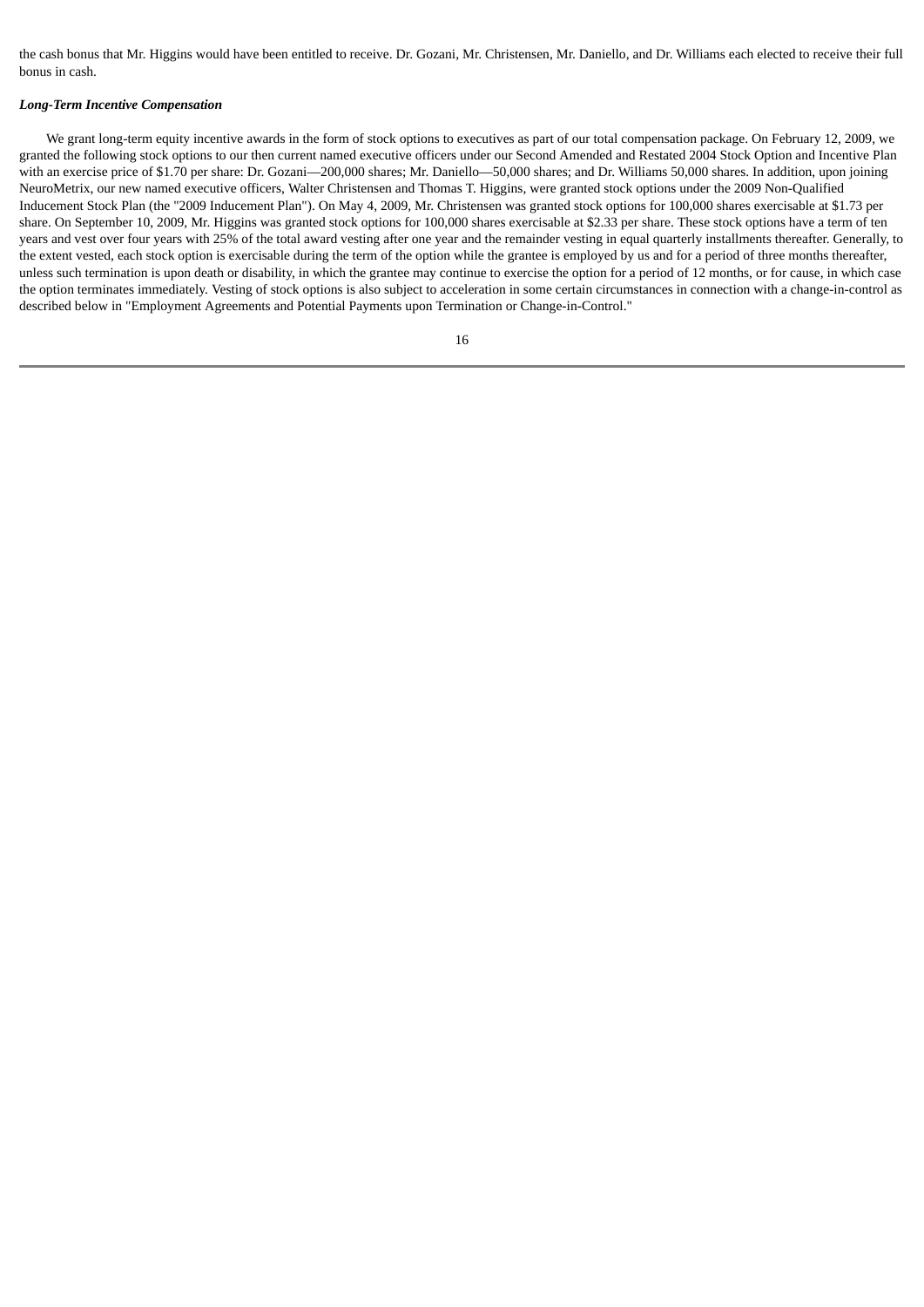the cash bonus that Mr. Higgins would have been entitled to receive. Dr. Gozani, Mr. Christensen, Mr. Daniello, and Dr. Williams each elected to receive their full bonus in cash.

***Long-Term Incentive Compensation***

We grant long-term equity incentive awards in the form of stock options to executives as part of our total compensation package. On February 12, 2009, we granted the following stock options to our then current named executive officers under our Second Amended and Restated 2004 Stock Option and Incentive Plan with an exercise price of $1.70 per share: Dr. Gozani—200,000 shares; Mr. Daniello—50,000 shares; and Dr. Williams 50,000 shares. In addition, upon joining NeuroMetrix, our new named executive officers, Walter Christensen and Thomas T. Higgins, were granted stock options under the 2009 Non-Qualified Inducement Stock Plan (the "2009 Inducement Plan"). On May 4, 2009, Mr. Christensen was granted stock options for 100,000 shares exercisable at $1.73 per share. On September 10, 2009, Mr. Higgins was granted stock options for 100,000 shares exercisable at $2.33 per share. These stock options have a term of ten years and vest over four years with 25% of the total award vesting after one year and the remainder vesting in equal quarterly installments thereafter. Generally, to the extent vested, each stock option is exercisable during the term of the option while the grantee is employed by us and for a period of three months thereafter, unless such termination is upon death or disability, in which the grantee may continue to exercise the option for a period of 12 months, or for cause, in which case the option terminates immediately. Vesting of stock options is also subject to acceleration in some certain circumstances in connection with a change-in-control as described below in "Employment Agreements and Potential Payments upon Termination or Change-in-Control."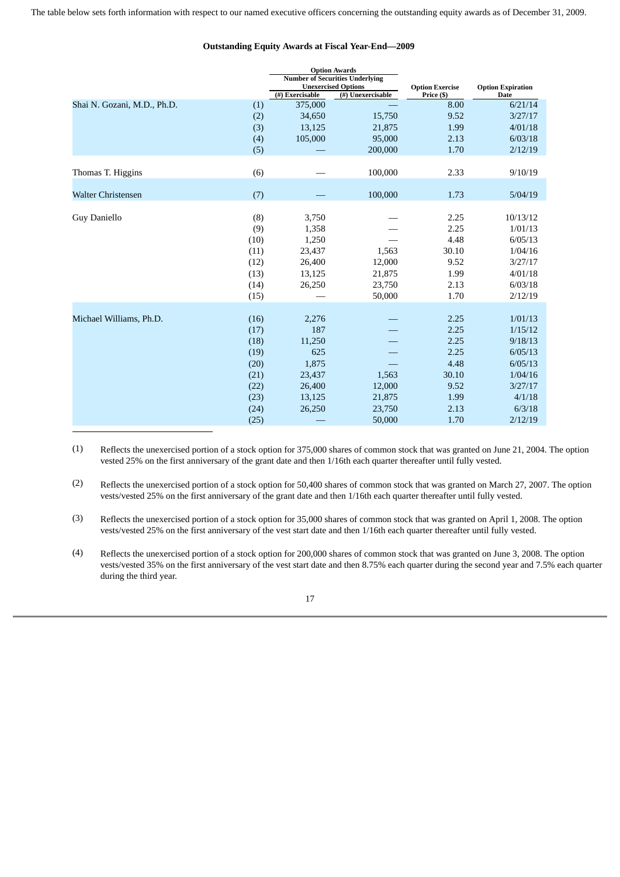The table below sets forth information with respect to our named executive officers concerning the outstanding equity awards as of December 31, 2009.

**Outstanding Equity Awards at Fiscal Year-End—2009**

| | | Option Awards | | | |
|---|---|---|---|---|---|
| | | Number of Securities Underlying Unexercised Options | | Option Exercise Price ($) | Option Expiration Date |
| | | (#) Exercisable | (#) Unexercisable | | |
| Shai N. Gozani, M.D., Ph.D. | (1) | 375,000 | — | 8.00 | 6/21/14 |
| | (2) | 34,650 | 15,750 | 9.52 | 3/27/17 |
| | (3) | 13,125 | 21,875 | 1.99 | 4/01/18 |
| | (4) | 105,000 | 95,000 | 2.13 | 6/03/18 |
| | (5) | — | 200,000 | 1.70 | 2/12/19 |
| Thomas T. Higgins | (6) | — | 100,000 | 2.33 | 9/10/19 |
| Walter Christensen | (7) | — | 100,000 | 1.73 | 5/04/19 |
| Guy Daniello | (8) | 3,750 | — | 2.25 | 10/13/12 |
| | (9) | 1,358 | — | 2.25 | 1/01/13 |
| | (10) | 1,250 | — | 4.48 | 6/05/13 |
| | (11) | 23,437 | 1,563 | 30.10 | 1/04/16 |
| | (12) | 26,400 | 12,000 | 9.52 | 3/27/17 |
| | (13) | 13,125 | 21,875 | 1.99 | 4/01/18 |
| | (14) | 26,250 | 23,750 | 2.13 | 6/03/18 |
| | (15) | — | 50,000 | 1.70 | 2/12/19 |
| Michael Williams, Ph.D. | (16) | 2,276 | — | 2.25 | 1/01/13 |
| | (17) | 187 | — | 2.25 | 1/15/12 |
| | (18) | 11,250 | — | 2.25 | 9/18/13 |
| | (19) | 625 | — | 2.25 | 6/05/13 |
| | (20) | 1,875 | — | 4.48 | 6/05/13 |
| | (21) | 23,437 | 1,563 | 30.10 | 1/04/16 |
| | (22) | 26,400 | 12,000 | 9.52 | 3/27/17 |
| | (23) | 13,125 | 21,875 | 1.99 | 4/1/18 |
| | (24) | 26,250 | 23,750 | 2.13 | 6/3/18 |
| | (25) | — | 50,000 | 1.70 | 2/12/19 |

(1) Reflects the unexercised portion of a stock option for 375,000 shares of common stock that was granted on June 21, 2004. The option vested 25% on the first anniversary of the grant date and then 1/16th each quarter thereafter until fully vested.

(2) Reflects the unexercised portion of a stock option for 50,400 shares of common stock that was granted on March 27, 2007. The option vests/vested 25% on the first anniversary of the grant date and then 1/16th each quarter thereafter until fully vested.

(3) Reflects the unexercised portion of a stock option for 35,000 shares of common stock that was granted on April 1, 2008. The option vests/vested 25% on the first anniversary of the vest start date and then 1/16th each quarter thereafter until fully vested.

(4) Reflects the unexercised portion of a stock option for 200,000 shares of common stock that was granted on June 3, 2008. The option vests/vested 35% on the first anniversary of the vest start date and then 8.75% each quarter during the second year and 7.5% each quarter during the third year.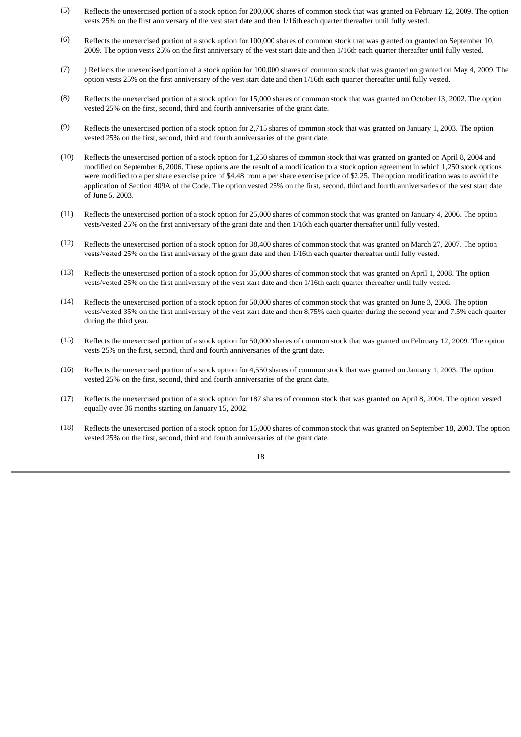(5) Reflects the unexercised portion of a stock option for 200,000 shares of common stock that was granted on February 12, 2009. The option vests 25% on the first anniversary of the vest start date and then 1/16th each quarter thereafter until fully vested.

(6) Reflects the unexercised portion of a stock option for 100,000 shares of common stock that was granted on granted on September 10, 2009. The option vests 25% on the first anniversary of the vest start date and then 1/16th each quarter thereafter until fully vested.

(7) ) Reflects the unexercised portion of a stock option for 100,000 shares of common stock that was granted on granted on May 4, 2009. The option vests 25% on the first anniversary of the vest start date and then 1/16th each quarter thereafter until fully vested.

(8) Reflects the unexercised portion of a stock option for 15,000 shares of common stock that was granted on October 13, 2002. The option vested 25% on the first, second, third and fourth anniversaries of the grant date.

(9) Reflects the unexercised portion of a stock option for 2,715 shares of common stock that was granted on January 1, 2003. The option vested 25% on the first, second, third and fourth anniversaries of the grant date.

(10) Reflects the unexercised portion of a stock option for 1,250 shares of common stock that was granted on granted on April 8, 2004 and modified on September 6, 2006. These options are the result of a modification to a stock option agreement in which 1,250 stock options were modified to a per share exercise price of $4.48 from a per share exercise price of $2.25. The option modification was to avoid the application of Section 409A of the Code. The option vested 25% on the first, second, third and fourth anniversaries of the vest start date of June 5, 2003.

(11) Reflects the unexercised portion of a stock option for 25,000 shares of common stock that was granted on January 4, 2006. The option vests/vested 25% on the first anniversary of the grant date and then 1/16th each quarter thereafter until fully vested.

(12) Reflects the unexercised portion of a stock option for 38,400 shares of common stock that was granted on March 27, 2007. The option vests/vested 25% on the first anniversary of the grant date and then 1/16th each quarter thereafter until fully vested.

(13) Reflects the unexercised portion of a stock option for 35,000 shares of common stock that was granted on April 1, 2008. The option vests/vested 25% on the first anniversary of the vest start date and then 1/16th each quarter thereafter until fully vested.

(14) Reflects the unexercised portion of a stock option for 50,000 shares of common stock that was granted on June 3, 2008. The option vests/vested 35% on the first anniversary of the vest start date and then 8.75% each quarter during the second year and 7.5% each quarter during the third year.

(15) Reflects the unexercised portion of a stock option for 50,000 shares of common stock that was granted on February 12, 2009. The option vests 25% on the first, second, third and fourth anniversaries of the grant date.

(16) Reflects the unexercised portion of a stock option for 4,550 shares of common stock that was granted on January 1, 2003. The option vested 25% on the first, second, third and fourth anniversaries of the grant date.

(17) Reflects the unexercised portion of a stock option for 187 shares of common stock that was granted on April 8, 2004. The option vested equally over 36 months starting on January 15, 2002.

(18) Reflects the unexercised portion of a stock option for 15,000 shares of common stock that was granted on September 18, 2003. The option vested 25% on the first, second, third and fourth anniversaries of the grant date.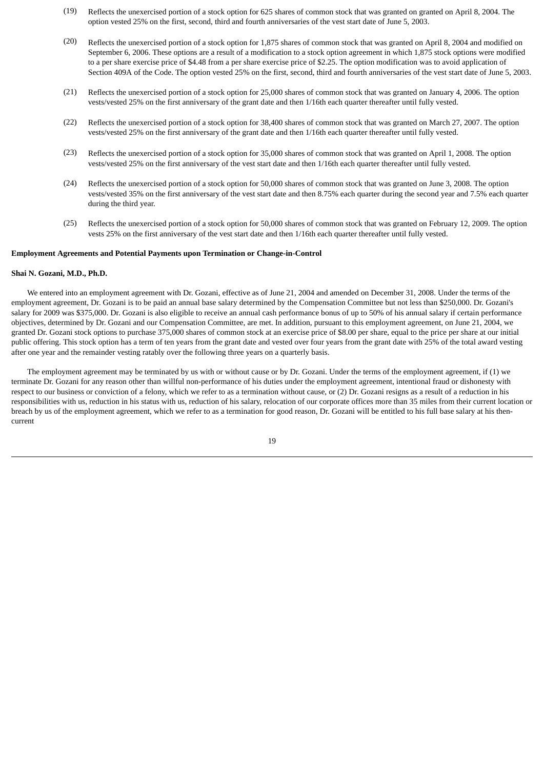(19) Reflects the unexercised portion of a stock option for 625 shares of common stock that was granted on granted on April 8, 2004. The option vested 25% on the first, second, third and fourth anniversaries of the vest start date of June 5, 2003.

(20) Reflects the unexercised portion of a stock option for 1,875 shares of common stock that was granted on April 8, 2004 and modified on September 6, 2006. These options are a result of a modification to a stock option agreement in which 1,875 stock options were modified to a per share exercise price of $4.48 from a per share exercise price of $2.25. The option modification was to avoid application of Section 409A of the Code. The option vested 25% on the first, second, third and fourth anniversaries of the vest start date of June 5, 2003.

(21) Reflects the unexercised portion of a stock option for 25,000 shares of common stock that was granted on January 4, 2006. The option vests/vested 25% on the first anniversary of the grant date and then 1/16th each quarter thereafter until fully vested.

(22) Reflects the unexercised portion of a stock option for 38,400 shares of common stock that was granted on March 27, 2007. The option vests/vested 25% on the first anniversary of the grant date and then 1/16th each quarter thereafter until fully vested.

(23) Reflects the unexercised portion of a stock option for 35,000 shares of common stock that was granted on April 1, 2008. The option vests/vested 25% on the first anniversary of the vest start date and then 1/16th each quarter thereafter until fully vested.

(24) Reflects the unexercised portion of a stock option for 50,000 shares of common stock that was granted on June 3, 2008. The option vests/vested 35% on the first anniversary of the vest start date and then 8.75% each quarter during the second year and 7.5% each quarter during the third year.

(25) Reflects the unexercised portion of a stock option for 50,000 shares of common stock that was granted on February 12, 2009. The option vests 25% on the first anniversary of the vest start date and then 1/16th each quarter thereafter until fully vested.

**Employment Agreements and Potential Payments upon Termination or Change-in-Control**

**Shai N. Gozani, M.D., Ph.D.**

We entered into an employment agreement with Dr. Gozani, effective as of June 21, 2004 and amended on December 31, 2008. Under the terms of the employment agreement, Dr. Gozani is to be paid an annual base salary determined by the Compensation Committee but not less than $250,000. Dr. Gozani's salary for 2009 was $375,000. Dr. Gozani is also eligible to receive an annual cash performance bonus of up to 50% of his annual salary if certain performance objectives, determined by Dr. Gozani and our Compensation Committee, are met. In addition, pursuant to this employment agreement, on June 21, 2004, we granted Dr. Gozani stock options to purchase 375,000 shares of common stock at an exercise price of $8.00 per share, equal to the price per share at our initial public offering. This stock option has a term of ten years from the grant date and vested over four years from the grant date with 25% of the total award vesting after one year and the remainder vesting ratably over the following three years on a quarterly basis.

The employment agreement may be terminated by us with or without cause or by Dr. Gozani. Under the terms of the employment agreement, if (1) we terminate Dr. Gozani for any reason other than willful non-performance of his duties under the employment agreement, intentional fraud or dishonesty with respect to our business or conviction of a felony, which we refer to as a termination without cause, or (2) Dr. Gozani resigns as a result of a reduction in his responsibilities with us, reduction in his status with us, reduction of his salary, relocation of our corporate offices more than 35 miles from their current location or breach by us of the employment agreement, which we refer to as a termination for good reason, Dr. Gozani will be entitled to his full base salary at his then-current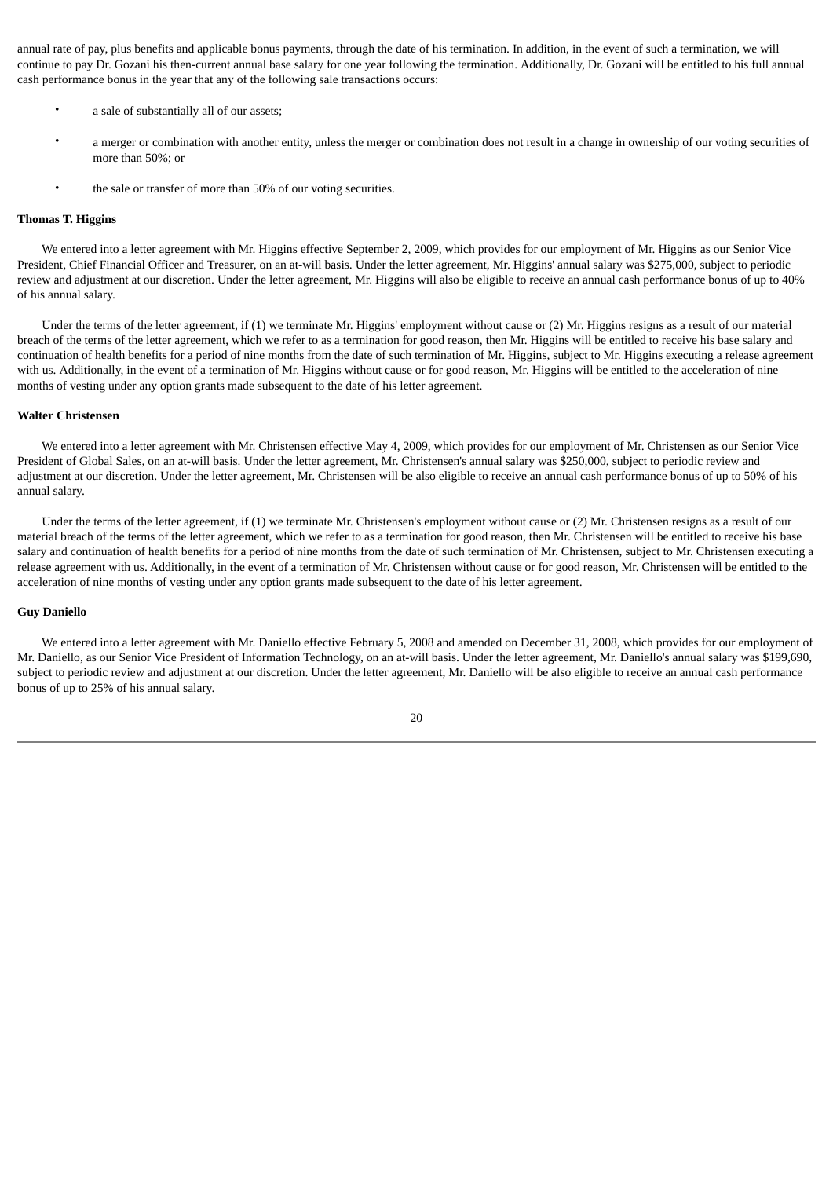annual rate of pay, plus benefits and applicable bonus payments, through the date of his termination. In addition, in the event of such a termination, we will continue to pay Dr. Gozani his then-current annual base salary for one year following the termination. Additionally, Dr. Gozani will be entitled to his full annual cash performance bonus in the year that any of the following sale transactions occurs:

- a sale of substantially all of our assets;
- a merger or combination with another entity, unless the merger or combination does not result in a change in ownership of our voting securities of more than 50%; or
- the sale or transfer of more than 50% of our voting securities.

**Thomas T. Higgins**

We entered into a letter agreement with Mr. Higgins effective September 2, 2009, which provides for our employment of Mr. Higgins as our Senior Vice President, Chief Financial Officer and Treasurer, on an at-will basis. Under the letter agreement, Mr. Higgins' annual salary was $275,000, subject to periodic review and adjustment at our discretion. Under the letter agreement, Mr. Higgins will also be eligible to receive an annual cash performance bonus of up to 40% of his annual salary.

Under the terms of the letter agreement, if (1) we terminate Mr. Higgins' employment without cause or (2) Mr. Higgins resigns as a result of our material breach of the terms of the letter agreement, which we refer to as a termination for good reason, then Mr. Higgins will be entitled to receive his base salary and continuation of health benefits for a period of nine months from the date of such termination of Mr. Higgins, subject to Mr. Higgins executing a release agreement with us. Additionally, in the event of a termination of Mr. Higgins without cause or for good reason, Mr. Higgins will be entitled to the acceleration of nine months of vesting under any option grants made subsequent to the date of his letter agreement.

**Walter Christensen**

We entered into a letter agreement with Mr. Christensen effective May 4, 2009, which provides for our employment of Mr. Christensen as our Senior Vice President of Global Sales, on an at-will basis. Under the letter agreement, Mr. Christensen's annual salary was $250,000, subject to periodic review and adjustment at our discretion. Under the letter agreement, Mr. Christensen will be also eligible to receive an annual cash performance bonus of up to 50% of his annual salary.

Under the terms of the letter agreement, if (1) we terminate Mr. Christensen's employment without cause or (2) Mr. Christensen resigns as a result of our material breach of the terms of the letter agreement, which we refer to as a termination for good reason, then Mr. Christensen will be entitled to receive his base salary and continuation of health benefits for a period of nine months from the date of such termination of Mr. Christensen, subject to Mr. Christensen executing a release agreement with us. Additionally, in the event of a termination of Mr. Christensen without cause or for good reason, Mr. Christensen will be entitled to the acceleration of nine months of vesting under any option grants made subsequent to the date of his letter agreement.

**Guy Daniello**

We entered into a letter agreement with Mr. Daniello effective February 5, 2008 and amended on December 31, 2008, which provides for our employment of Mr. Daniello, as our Senior Vice President of Information Technology, on an at-will basis. Under the letter agreement, Mr. Daniello's annual salary was $199,690, subject to periodic review and adjustment at our discretion. Under the letter agreement, Mr. Daniello will be also eligible to receive an annual cash performance bonus of up to 25% of his annual salary.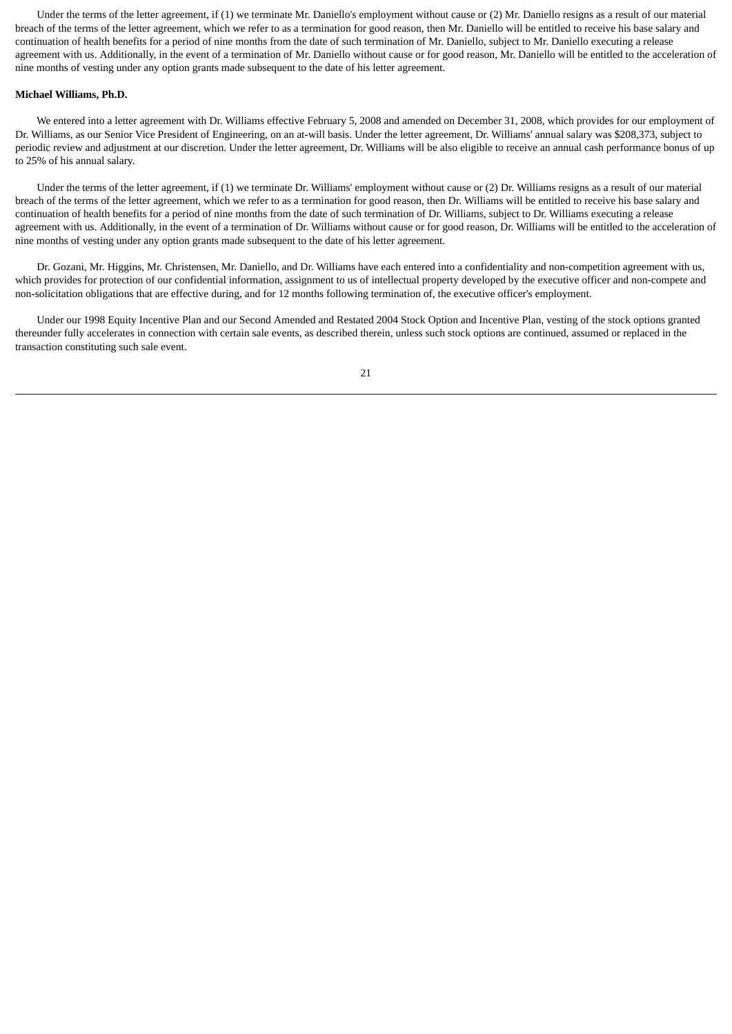Under the terms of the letter agreement, if (1) we terminate Mr. Daniello's employment without cause or (2) Mr. Daniello resigns as a result of our material breach of the terms of the letter agreement, which we refer to as a termination for good reason, then Mr. Daniello will be entitled to receive his base salary and continuation of health benefits for a period of nine months from the date of such termination of Mr. Daniello, subject to Mr. Daniello executing a release agreement with us. Additionally, in the event of a termination of Mr. Daniello without cause or for good reason, Mr. Daniello will be entitled to the acceleration of nine months of vesting under any option grants made subsequent to the date of his letter agreement.

**Michael Williams, Ph.D.**

We entered into a letter agreement with Dr. Williams effective February 5, 2008 and amended on December 31, 2008, which provides for our employment of Dr. Williams, as our Senior Vice President of Engineering, on an at-will basis. Under the letter agreement, Dr. Williams' annual salary was $208,373, subject to periodic review and adjustment at our discretion. Under the letter agreement, Dr. Williams will be also eligible to receive an annual cash performance bonus of up to 25% of his annual salary.

Under the terms of the letter agreement, if (1) we terminate Dr. Williams' employment without cause or (2) Dr. Williams resigns as a result of our material breach of the terms of the letter agreement, which we refer to as a termination for good reason, then Dr. Williams will be entitled to receive his base salary and continuation of health benefits for a period of nine months from the date of such termination of Dr. Williams, subject to Dr. Williams executing a release agreement with us. Additionally, in the event of a termination of Dr. Williams without cause or for good reason, Dr. Williams will be entitled to the acceleration of nine months of vesting under any option grants made subsequent to the date of his letter agreement.

Dr. Gozani, Mr. Higgins, Mr. Christensen, Mr. Daniello, and Dr. Williams have each entered into a confidentiality and non-competition agreement with us, which provides for protection of our confidential information, assignment to us of intellectual property developed by the executive officer and non-compete and non-solicitation obligations that are effective during, and for 12 months following termination of, the executive officer's employment.

Under our 1998 Equity Incentive Plan and our Second Amended and Restated 2004 Stock Option and Incentive Plan, vesting of the stock options granted thereunder fully accelerates in connection with certain sale events, as described therein, unless such stock options are continued, assumed or replaced in the transaction constituting such sale event.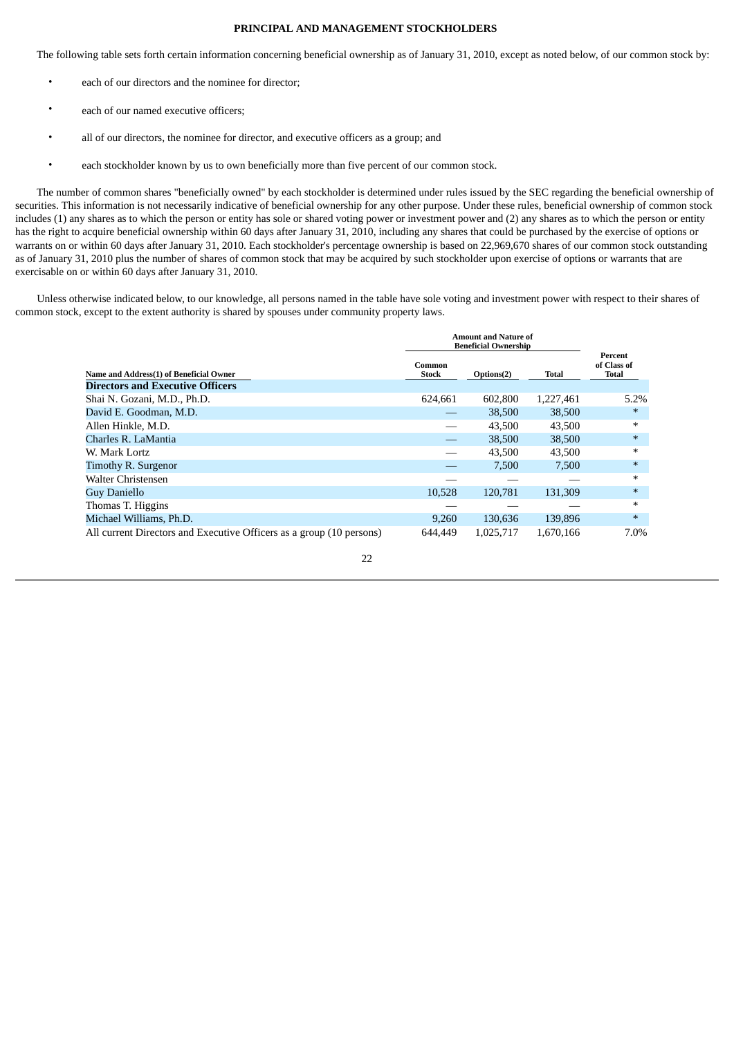## PRINCIPAL AND MANAGEMENT STOCKHOLDERS

The following table sets forth certain information concerning beneficial ownership as of January 31, 2010, except as noted below, of our common stock by:

- each of our directors and the nominee for director;
- each of our named executive officers;
- all of our directors, the nominee for director, and executive officers as a group; and
- each stockholder known by us to own beneficially more than five percent of our common stock.

The number of common shares "beneficially owned" by each stockholder is determined under rules issued by the SEC regarding the beneficial ownership of securities. This information is not necessarily indicative of beneficial ownership for any other purpose. Under these rules, beneficial ownership of common stock includes (1) any shares as to which the person or entity has sole or shared voting power or investment power and (2) any shares as to which the person or entity has the right to acquire beneficial ownership within 60 days after January 31, 2010, including any shares that could be purchased by the exercise of options or warrants on or within 60 days after January 31, 2010. Each stockholder's percentage ownership is based on 22,969,670 shares of our common stock outstanding as of January 31, 2010 plus the number of shares of common stock that may be acquired by such stockholder upon exercise of options or warrants that are exercisable on or within 60 days after January 31, 2010.

Unless otherwise indicated below, to our knowledge, all persons named in the table have sole voting and investment power with respect to their shares of common stock, except to the extent authority is shared by spouses under community property laws.

| | Amount and Nature of Beneficial Ownership | | | |
|---|---|---|---|---|
| **Name and Address(1) of Beneficial Owner** | **Common Stock** | **Options(2)** | **Total** | **Percent of Class of Total** |
| **Directors and Executive Officers** | | | | |
| Shai N. Gozani, M.D., Ph.D. | 624,661 | 602,800 | 1,227,461 | 5.2% |
| David E. Goodman, M.D. | — | 38,500 | 38,500 | * |
| Allen Hinkle, M.D. | — | 43,500 | 43,500 | * |
| Charles R. LaMantia | — | 38,500 | 38,500 | * |
| W. Mark Lortz | — | 43,500 | 43,500 | * |
| Timothy R. Surgenor | — | 7,500 | 7,500 | * |
| Walter Christensen | — | — | — | * |
| Guy Daniello | 10,528 | 120,781 | 131,309 | * |
| Thomas T. Higgins | — | — | — | * |
| Michael Williams, Ph.D. | 9,260 | 130,636 | 139,896 | * |
| All current Directors and Executive Officers as a group (10 persons) | 644,449 | 1,025,717 | 1,670,166 | 7.0% |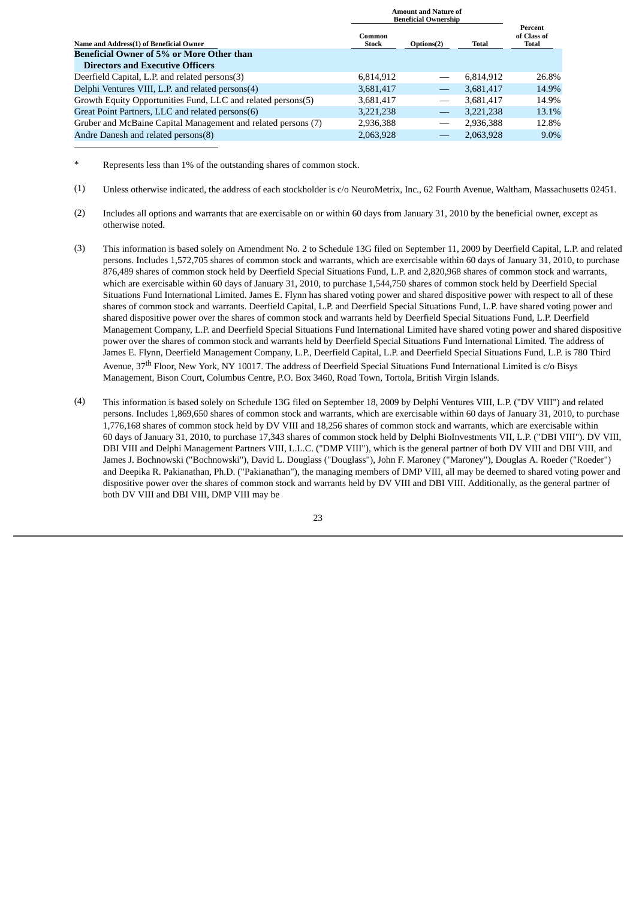| Name and Address(1) of Beneficial Owner | Amount and Nature of Beneficial Ownership | | | Percent of Class of Total |
|---|---|---|---|---|
| | Common Stock | Options(2) | Total | |
| **Beneficial Owner of 5% or More Other than Directors and Executive Officers** | | | | |
| Deerfield Capital, L.P. and related persons(3) | 6,814,912 | — | 6,814,912 | 26.8% |
| Delphi Ventures VIII, L.P. and related persons(4) | 3,681,417 | — | 3,681,417 | 14.9% |
| Growth Equity Opportunities Fund, LLC and related persons(5) | 3,681,417 | — | 3,681,417 | 14.9% |
| Great Point Partners, LLC and related persons(6) | 3,221,238 | — | 3,221,238 | 13.1% |
| Gruber and McBaine Capital Management and related persons (7) | 2,936,388 | — | 2,936,388 | 12.8% |
| Andre Danesh and related persons(8) | 2,063,928 | — | 2,063,928 | 9.0% |

\* Represents less than 1% of the outstanding shares of common stock.

(1) Unless otherwise indicated, the address of each stockholder is c/o NeuroMetrix, Inc., 62 Fourth Avenue, Waltham, Massachusetts 02451.

(2) Includes all options and warrants that are exercisable on or within 60 days from January 31, 2010 by the beneficial owner, except as otherwise noted.

(3) This information is based solely on Amendment No. 2 to Schedule 13G filed on September 11, 2009 by Deerfield Capital, L.P. and related persons. Includes 1,572,705 shares of common stock and warrants, which are exercisable within 60 days of January 31, 2010, to purchase 876,489 shares of common stock held by Deerfield Special Situations Fund, L.P. and 2,820,968 shares of common stock and warrants, which are exercisable within 60 days of January 31, 2010, to purchase 1,544,750 shares of common stock held by Deerfield Special Situations Fund International Limited. James E. Flynn has shared voting power and shared dispositive power with respect to all of these shares of common stock and warrants. Deerfield Capital, L.P. and Deerfield Special Situations Fund, L.P. have shared voting power and shared dispositive power over the shares of common stock and warrants held by Deerfield Special Situations Fund, L.P. Deerfield Management Company, L.P. and Deerfield Special Situations Fund International Limited have shared voting power and shared dispositive power over the shares of common stock and warrants held by Deerfield Special Situations Fund International Limited. The address of James E. Flynn, Deerfield Management Company, L.P., Deerfield Capital, L.P. and Deerfield Special Situations Fund, L.P. is 780 Third Avenue, 37th Floor, New York, NY 10017. The address of Deerfield Special Situations Fund International Limited is c/o Bisys Management, Bison Court, Columbus Centre, P.O. Box 3460, Road Town, Tortola, British Virgin Islands.

(4) This information is based solely on Schedule 13G filed on September 18, 2009 by Delphi Ventures VIII, L.P. ("DV VIII") and related persons. Includes 1,869,650 shares of common stock and warrants, which are exercisable within 60 days of January 31, 2010, to purchase 1,776,168 shares of common stock held by DV VIII and 18,256 shares of common stock and warrants, which are exercisable within 60 days of January 31, 2010, to purchase 17,343 shares of common stock held by Delphi BioInvestments VII, L.P. ("DBI VIII"). DV VIII, DBI VIII and Delphi Management Partners VIII, L.L.C. ("DMP VIII"), which is the general partner of both DV VIII and DBI VIII, and James J. Bochnowski ("Bochnowski"), David L. Douglass ("Douglass"), John F. Maroney ("Maroney"), Douglas A. Roeder ("Roeder") and Deepika R. Pakianathan, Ph.D. ("Pakianathan"), the managing members of DMP VIII, all may be deemed to shared voting power and dispositive power over the shares of common stock and warrants held by DV VIII and DBI VIII. Additionally, as the general partner of both DV VIII and DBI VIII, DMP VIII may be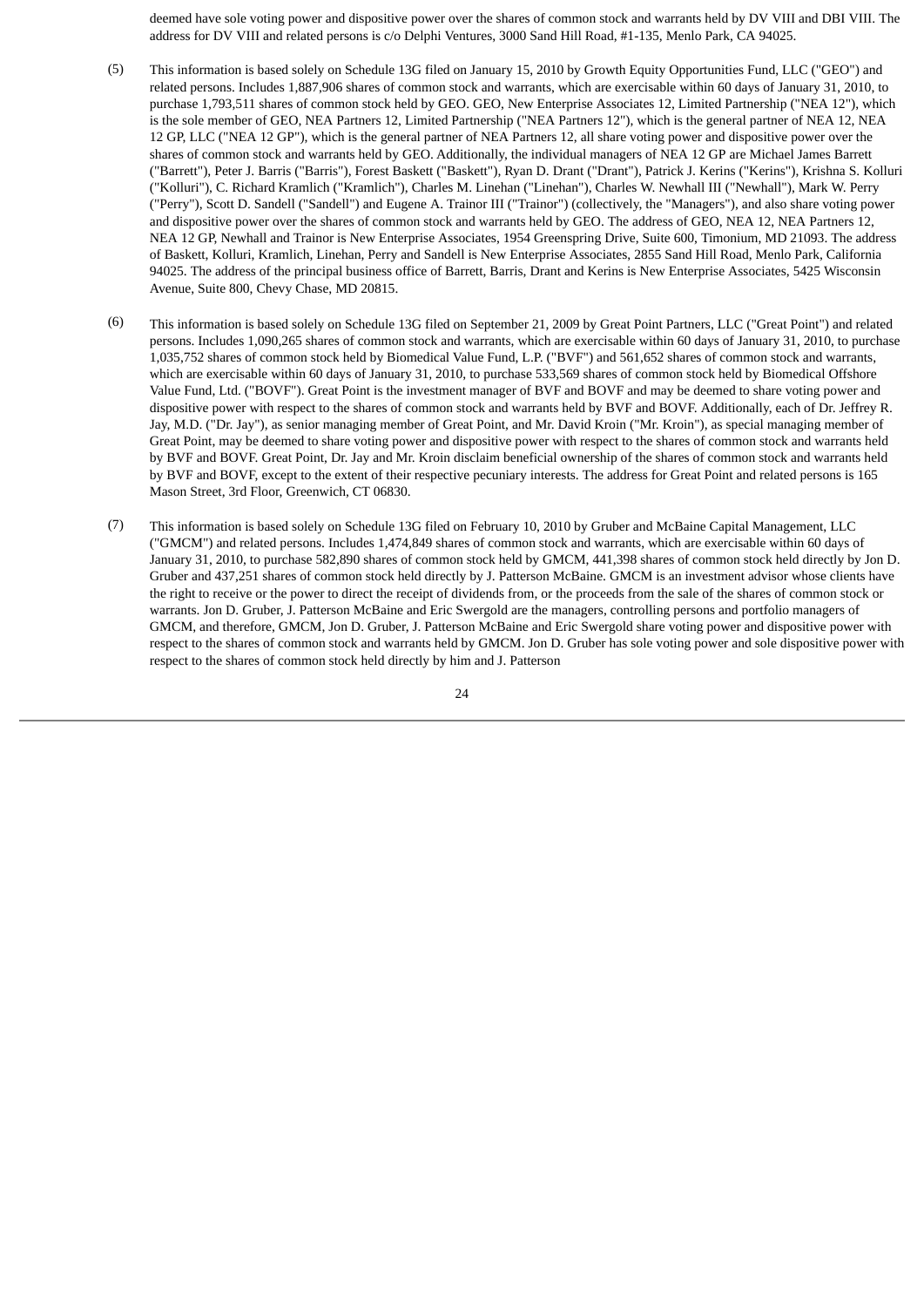deemed have sole voting power and dispositive power over the shares of common stock and warrants held by DV VIII and DBI VIII. The address for DV VIII and related persons is c/o Delphi Ventures, 3000 Sand Hill Road, #1-135, Menlo Park, CA 94025.

(5) This information is based solely on Schedule 13G filed on January 15, 2010 by Growth Equity Opportunities Fund, LLC ("GEO") and related persons. Includes 1,887,906 shares of common stock and warrants, which are exercisable within 60 days of January 31, 2010, to purchase 1,793,511 shares of common stock held by GEO. GEO, New Enterprise Associates 12, Limited Partnership ("NEA 12"), which is the sole member of GEO, NEA Partners 12, Limited Partnership ("NEA Partners 12"), which is the general partner of NEA 12, NEA 12 GP, LLC ("NEA 12 GP"), which is the general partner of NEA Partners 12, all share voting power and dispositive power over the shares of common stock and warrants held by GEO. Additionally, the individual managers of NEA 12 GP are Michael James Barrett ("Barrett"), Peter J. Barris ("Barris"), Forest Baskett ("Baskett"), Ryan D. Drant ("Drant"), Patrick J. Kerins ("Kerins"), Krishna S. Kolluri ("Kolluri"), C. Richard Kramlich ("Kramlich"), Charles M. Linehan ("Linehan"), Charles W. Newhall III ("Newhall"), Mark W. Perry ("Perry"), Scott D. Sandell ("Sandell") and Eugene A. Trainor III ("Trainor") (collectively, the "Managers"), and also share voting power and dispositive power over the shares of common stock and warrants held by GEO. The address of GEO, NEA 12, NEA Partners 12, NEA 12 GP, Newhall and Trainor is New Enterprise Associates, 1954 Greenspring Drive, Suite 600, Timonium, MD 21093. The address of Baskett, Kolluri, Kramlich, Linehan, Perry and Sandell is New Enterprise Associates, 2855 Sand Hill Road, Menlo Park, California 94025. The address of the principal business office of Barrett, Barris, Drant and Kerins is New Enterprise Associates, 5425 Wisconsin Avenue, Suite 800, Chevy Chase, MD 20815.

(6) This information is based solely on Schedule 13G filed on September 21, 2009 by Great Point Partners, LLC ("Great Point") and related persons. Includes 1,090,265 shares of common stock and warrants, which are exercisable within 60 days of January 31, 2010, to purchase 1,035,752 shares of common stock held by Biomedical Value Fund, L.P. ("BVF") and 561,652 shares of common stock and warrants, which are exercisable within 60 days of January 31, 2010, to purchase 533,569 shares of common stock held by Biomedical Offshore Value Fund, Ltd. ("BOVF"). Great Point is the investment manager of BVF and BOVF and may be deemed to share voting power and dispositive power with respect to the shares of common stock and warrants held by BVF and BOVF. Additionally, each of Dr. Jeffrey R. Jay, M.D. ("Dr. Jay"), as senior managing member of Great Point, and Mr. David Kroin ("Mr. Kroin"), as special managing member of Great Point, may be deemed to share voting power and dispositive power with respect to the shares of common stock and warrants held by BVF and BOVF. Great Point, Dr. Jay and Mr. Kroin disclaim beneficial ownership of the shares of common stock and warrants held by BVF and BOVF, except to the extent of their respective pecuniary interests. The address for Great Point and related persons is 165 Mason Street, 3rd Floor, Greenwich, CT 06830.

(7) This information is based solely on Schedule 13G filed on February 10, 2010 by Gruber and McBaine Capital Management, LLC ("GMCM") and related persons. Includes 1,474,849 shares of common stock and warrants, which are exercisable within 60 days of January 31, 2010, to purchase 582,890 shares of common stock held by GMCM, 441,398 shares of common stock held directly by Jon D. Gruber and 437,251 shares of common stock held directly by J. Patterson McBaine. GMCM is an investment advisor whose clients have the right to receive or the power to direct the receipt of dividends from, or the proceeds from the sale of the shares of common stock or warrants. Jon D. Gruber, J. Patterson McBaine and Eric Swergold are the managers, controlling persons and portfolio managers of GMCM, and therefore, GMCM, Jon D. Gruber, J. Patterson McBaine and Eric Swergold share voting power and dispositive power with respect to the shares of common stock and warrants held by GMCM. Jon D. Gruber has sole voting power and sole dispositive power with respect to the shares of common stock held directly by him and J. Patterson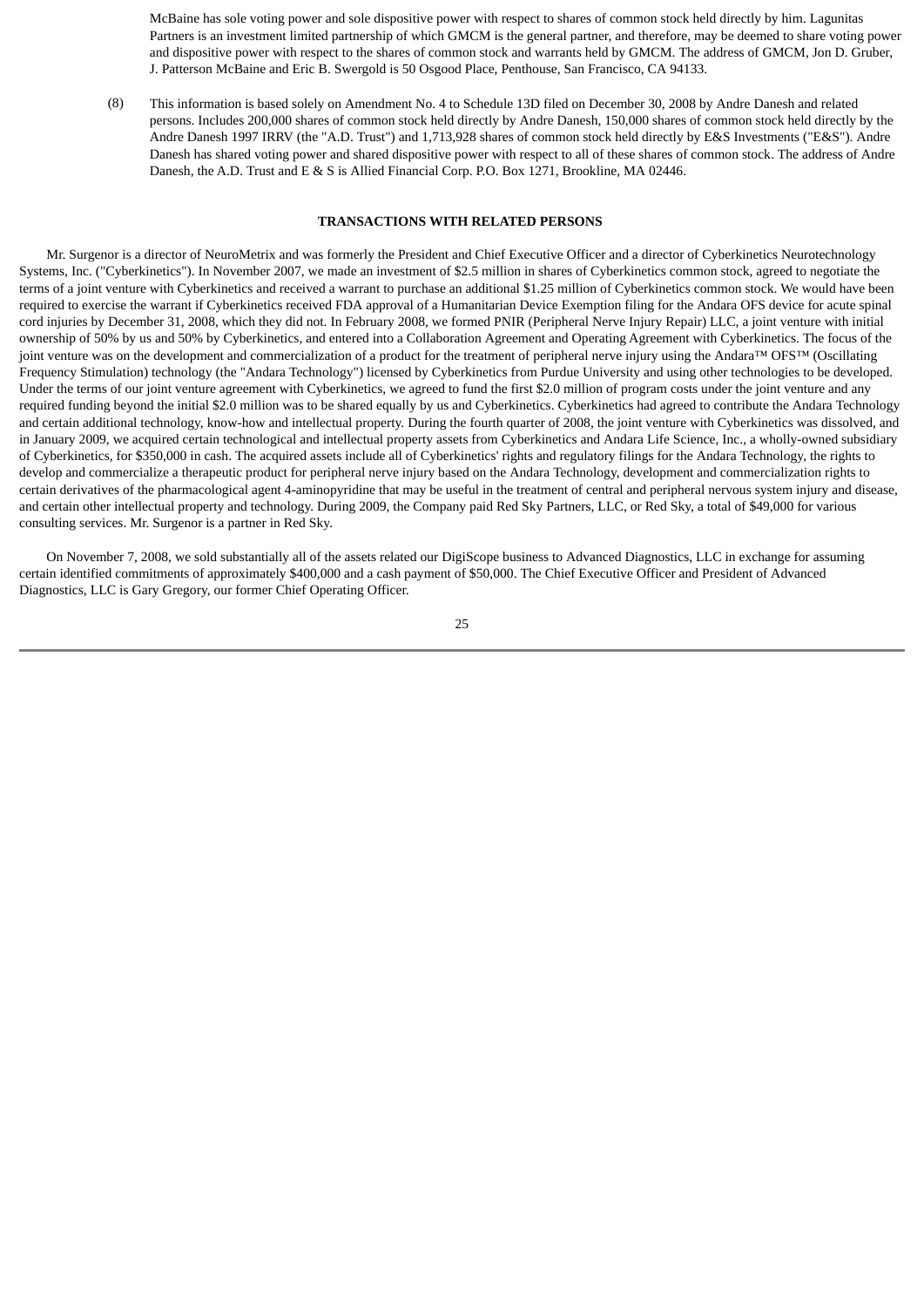McBaine has sole voting power and sole dispositive power with respect to shares of common stock held directly by him. Lagunitas Partners is an investment limited partnership of which GMCM is the general partner, and therefore, may be deemed to share voting power and dispositive power with respect to the shares of common stock and warrants held by GMCM. The address of GMCM, Jon D. Gruber, J. Patterson McBaine and Eric B. Swergold is 50 Osgood Place, Penthouse, San Francisco, CA 94133.

(8) This information is based solely on Amendment No. 4 to Schedule 13D filed on December 30, 2008 by Andre Danesh and related persons. Includes 200,000 shares of common stock held directly by Andre Danesh, 150,000 shares of common stock held directly by the Andre Danesh 1997 IRRV (the "A.D. Trust") and 1,713,928 shares of common stock held directly by E&S Investments ("E&S"). Andre Danesh has shared voting power and shared dispositive power with respect to all of these shares of common stock. The address of Andre Danesh, the A.D. Trust and E & S is Allied Financial Corp. P.O. Box 1271, Brookline, MA 02446.

**TRANSACTIONS WITH RELATED PERSONS**

Mr. Surgenor is a director of NeuroMetrix and was formerly the President and Chief Executive Officer and a director of Cyberkinetics Neurotechnology Systems, Inc. ("Cyberkinetics"). In November 2007, we made an investment of $2.5 million in shares of Cyberkinetics common stock, agreed to negotiate the terms of a joint venture with Cyberkinetics and received a warrant to purchase an additional $1.25 million of Cyberkinetics common stock. We would have been required to exercise the warrant if Cyberkinetics received FDA approval of a Humanitarian Device Exemption filing for the Andara OFS device for acute spinal cord injuries by December 31, 2008, which they did not. In February 2008, we formed PNIR (Peripheral Nerve Injury Repair) LLC, a joint venture with initial ownership of 50% by us and 50% by Cyberkinetics, and entered into a Collaboration Agreement and Operating Agreement with Cyberkinetics. The focus of the joint venture was on the development and commercialization of a product for the treatment of peripheral nerve injury using the Andara™ OFS™ (Oscillating Frequency Stimulation) technology (the "Andara Technology") licensed by Cyberkinetics from Purdue University and using other technologies to be developed. Under the terms of our joint venture agreement with Cyberkinetics, we agreed to fund the first $2.0 million of program costs under the joint venture and any required funding beyond the initial $2.0 million was to be shared equally by us and Cyberkinetics. Cyberkinetics had agreed to contribute the Andara Technology and certain additional technology, know-how and intellectual property. During the fourth quarter of 2008, the joint venture with Cyberkinetics was dissolved, and in January 2009, we acquired certain technological and intellectual property assets from Cyberkinetics and Andara Life Science, Inc., a wholly-owned subsidiary of Cyberkinetics, for $350,000 in cash. The acquired assets include all of Cyberkinetics' rights and regulatory filings for the Andara Technology, the rights to develop and commercialize a therapeutic product for peripheral nerve injury based on the Andara Technology, development and commercialization rights to certain derivatives of the pharmacological agent 4-aminopyridine that may be useful in the treatment of central and peripheral nervous system injury and disease, and certain other intellectual property and technology. During 2009, the Company paid Red Sky Partners, LLC, or Red Sky, a total of $49,000 for various consulting services. Mr. Surgenor is a partner in Red Sky.

On November 7, 2008, we sold substantially all of the assets related our DigiScope business to Advanced Diagnostics, LLC in exchange for assuming certain identified commitments of approximately $400,000 and a cash payment of $50,000. The Chief Executive Officer and President of Advanced Diagnostics, LLC is Gary Gregory, our former Chief Operating Officer.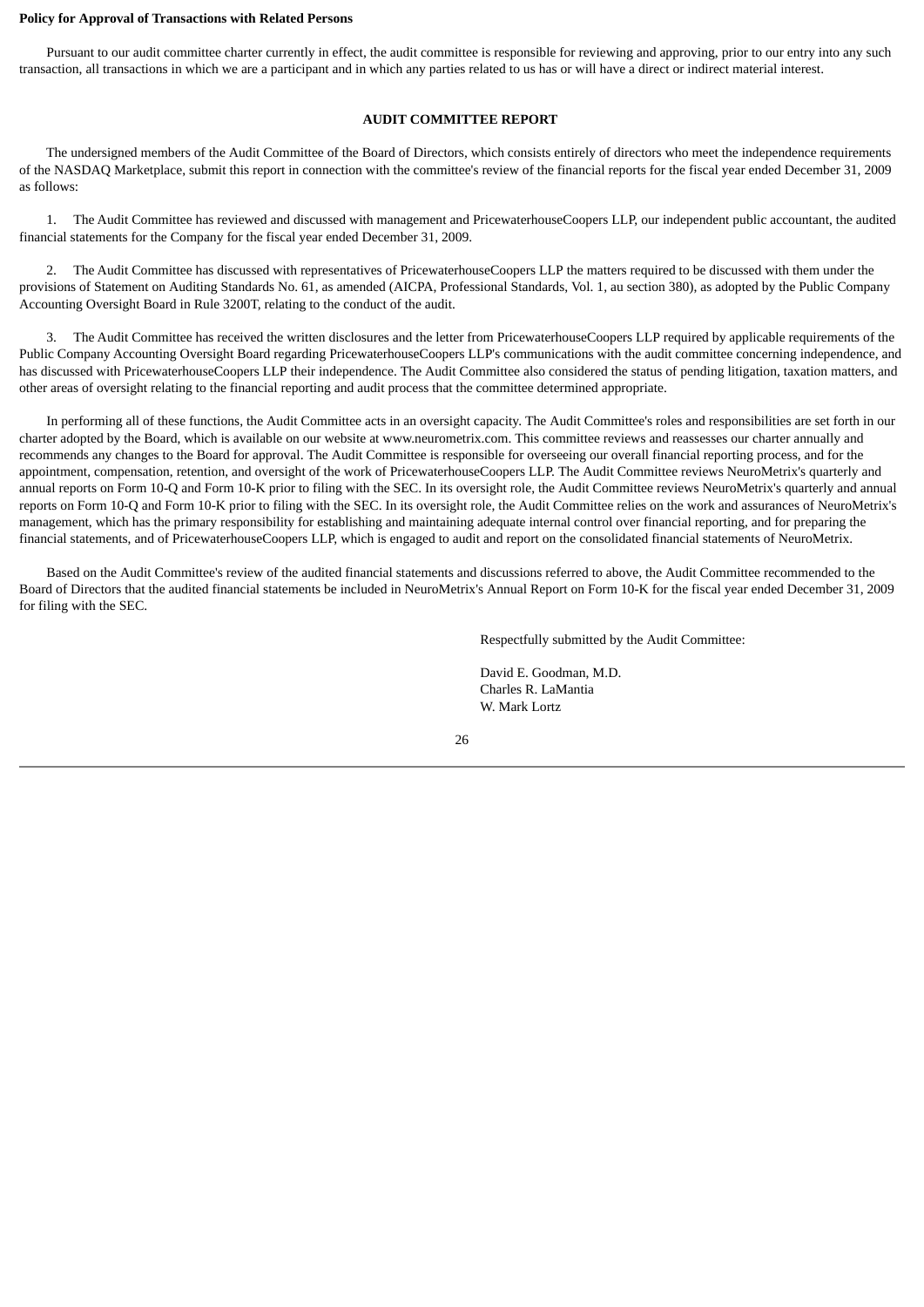**Policy for Approval of Transactions with Related Persons**

Pursuant to our audit committee charter currently in effect, the audit committee is responsible for reviewing and approving, prior to our entry into any such transaction, all transactions in which we are a participant and in which any parties related to us has or will have a direct or indirect material interest.

## AUDIT COMMITTEE REPORT

The undersigned members of the Audit Committee of the Board of Directors, which consists entirely of directors who meet the independence requirements of the NASDAQ Marketplace, submit this report in connection with the committee's review of the financial reports for the fiscal year ended December 31, 2009 as follows:

1. The Audit Committee has reviewed and discussed with management and PricewaterhouseCoopers LLP, our independent public accountant, the audited financial statements for the Company for the fiscal year ended December 31, 2009.

2. The Audit Committee has discussed with representatives of PricewaterhouseCoopers LLP the matters required to be discussed with them under the provisions of Statement on Auditing Standards No. 61, as amended (AICPA, Professional Standards, Vol. 1, au section 380), as adopted by the Public Company Accounting Oversight Board in Rule 3200T, relating to the conduct of the audit.

3. The Audit Committee has received the written disclosures and the letter from PricewaterhouseCoopers LLP required by applicable requirements of the Public Company Accounting Oversight Board regarding PricewaterhouseCoopers LLP's communications with the audit committee concerning independence, and has discussed with PricewaterhouseCoopers LLP their independence. The Audit Committee also considered the status of pending litigation, taxation matters, and other areas of oversight relating to the financial reporting and audit process that the committee determined appropriate.

In performing all of these functions, the Audit Committee acts in an oversight capacity. The Audit Committee's roles and responsibilities are set forth in our charter adopted by the Board, which is available on our website at www.neurometrix.com. This committee reviews and reassesses our charter annually and recommends any changes to the Board for approval. The Audit Committee is responsible for overseeing our overall financial reporting process, and for the appointment, compensation, retention, and oversight of the work of PricewaterhouseCoopers LLP. The Audit Committee reviews NeuroMetrix's quarterly and annual reports on Form 10-Q and Form 10-K prior to filing with the SEC. In its oversight role, the Audit Committee reviews NeuroMetrix's quarterly and annual reports on Form 10-Q and Form 10-K prior to filing with the SEC. In its oversight role, the Audit Committee relies on the work and assurances of NeuroMetrix's management, which has the primary responsibility for establishing and maintaining adequate internal control over financial reporting, and for preparing the financial statements, and of PricewaterhouseCoopers LLP, which is engaged to audit and report on the consolidated financial statements of NeuroMetrix.

Based on the Audit Committee's review of the audited financial statements and discussions referred to above, the Audit Committee recommended to the Board of Directors that the audited financial statements be included in NeuroMetrix's Annual Report on Form 10-K for the fiscal year ended December 31, 2009 for filing with the SEC.

Respectfully submitted by the Audit Committee:

David E. Goodman, M.D.
Charles R. LaMantia
W. Mark Lortz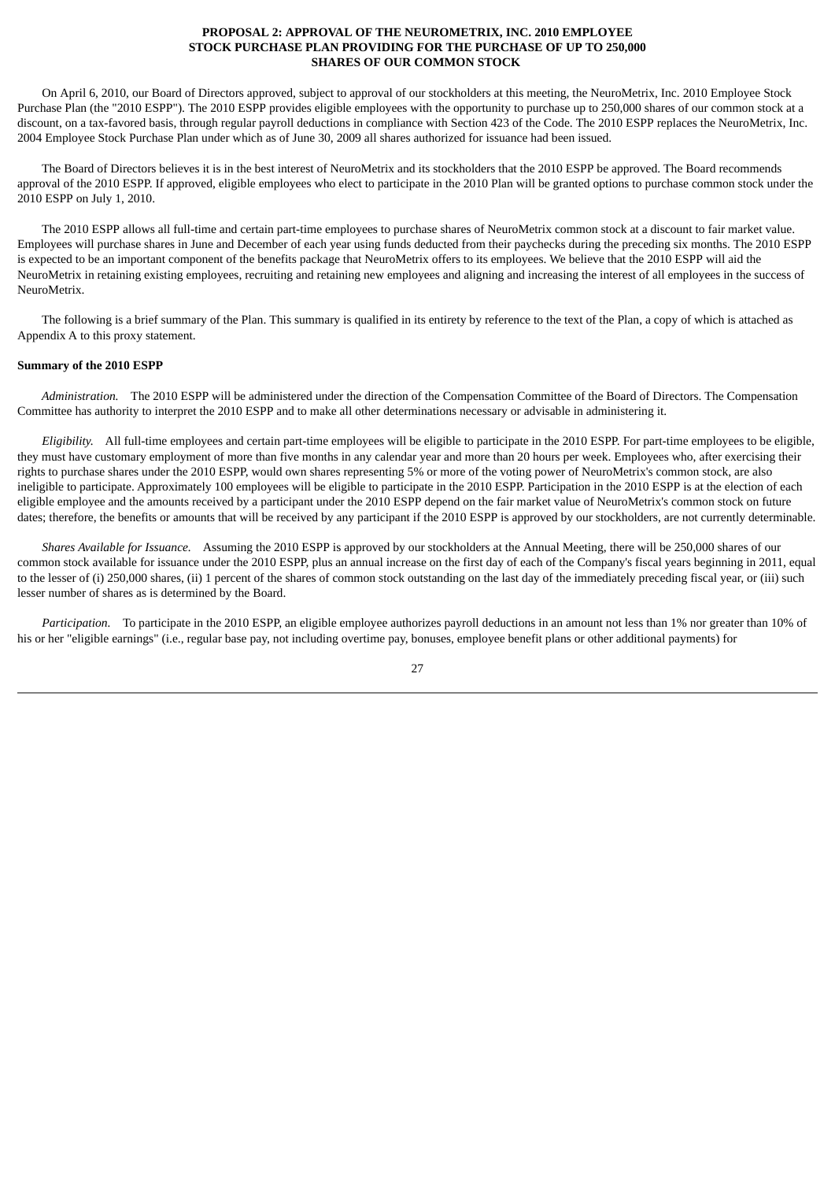# PROPOSAL 2: APPROVAL OF THE NEUROMETRIX, INC. 2010 EMPLOYEE STOCK PURCHASE PLAN PROVIDING FOR THE PURCHASE OF UP TO 250,000 SHARES OF OUR COMMON STOCK

On April 6, 2010, our Board of Directors approved, subject to approval of our stockholders at this meeting, the NeuroMetrix, Inc. 2010 Employee Stock Purchase Plan (the "2010 ESPP"). The 2010 ESPP provides eligible employees with the opportunity to purchase up to 250,000 shares of our common stock at a discount, on a tax-favored basis, through regular payroll deductions in compliance with Section 423 of the Code. The 2010 ESPP replaces the NeuroMetrix, Inc. 2004 Employee Stock Purchase Plan under which as of June 30, 2009 all shares authorized for issuance had been issued.

The Board of Directors believes it is in the best interest of NeuroMetrix and its stockholders that the 2010 ESPP be approved. The Board recommends approval of the 2010 ESPP. If approved, eligible employees who elect to participate in the 2010 Plan will be granted options to purchase common stock under the 2010 ESPP on July 1, 2010.

The 2010 ESPP allows all full-time and certain part-time employees to purchase shares of NeuroMetrix common stock at a discount to fair market value. Employees will purchase shares in June and December of each year using funds deducted from their paychecks during the preceding six months. The 2010 ESPP is expected to be an important component of the benefits package that NeuroMetrix offers to its employees. We believe that the 2010 ESPP will aid the NeuroMetrix in retaining existing employees, recruiting and retaining new employees and aligning and increasing the interest of all employees in the success of NeuroMetrix.

The following is a brief summary of the Plan. This summary is qualified in its entirety by reference to the text of the Plan, a copy of which is attached as Appendix A to this proxy statement.

**Summary of the 2010 ESPP**

*Administration.* The 2010 ESPP will be administered under the direction of the Compensation Committee of the Board of Directors. The Compensation Committee has authority to interpret the 2010 ESPP and to make all other determinations necessary or advisable in administering it.

*Eligibility.* All full-time employees and certain part-time employees will be eligible to participate in the 2010 ESPP. For part-time employees to be eligible, they must have customary employment of more than five months in any calendar year and more than 20 hours per week. Employees who, after exercising their rights to purchase shares under the 2010 ESPP, would own shares representing 5% or more of the voting power of NeuroMetrix's common stock, are also ineligible to participate. Approximately 100 employees will be eligible to participate in the 2010 ESPP. Participation in the 2010 ESPP is at the election of each eligible employee and the amounts received by a participant under the 2010 ESPP depend on the fair market value of NeuroMetrix's common stock on future dates; therefore, the benefits or amounts that will be received by any participant if the 2010 ESPP is approved by our stockholders, are not currently determinable.

*Shares Available for Issuance.* Assuming the 2010 ESPP is approved by our stockholders at the Annual Meeting, there will be 250,000 shares of our common stock available for issuance under the 2010 ESPP, plus an annual increase on the first day of each of the Company's fiscal years beginning in 2011, equal to the lesser of (i) 250,000 shares, (ii) 1 percent of the shares of common stock outstanding on the last day of the immediately preceding fiscal year, or (iii) such lesser number of shares as is determined by the Board.

*Participation.* To participate in the 2010 ESPP, an eligible employee authorizes payroll deductions in an amount not less than 1% nor greater than 10% of his or her "eligible earnings" (i.e., regular base pay, not including overtime pay, bonuses, employee benefit plans or other additional payments) for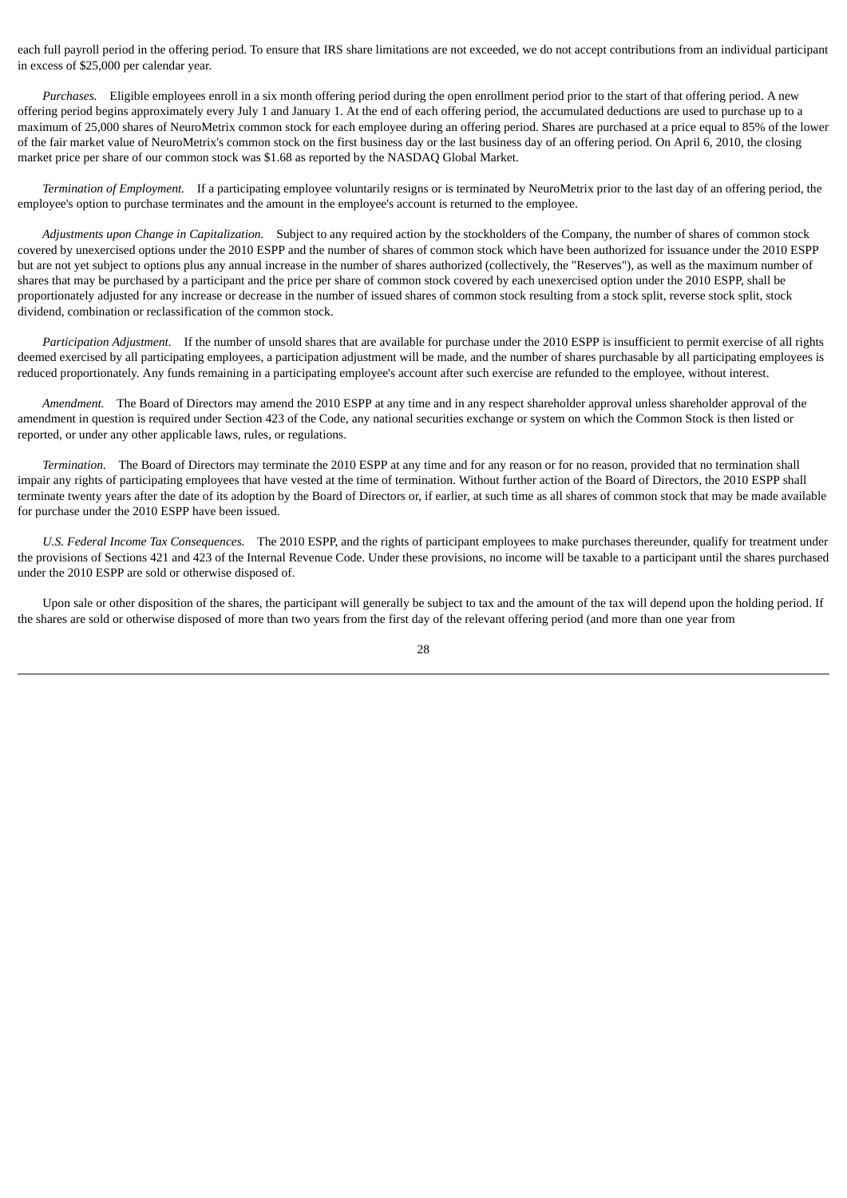each full payroll period in the offering period. To ensure that IRS share limitations are not exceeded, we do not accept contributions from an individual participant in excess of $25,000 per calendar year.

*Purchases.* Eligible employees enroll in a six month offering period during the open enrollment period prior to the start of that offering period. A new offering period begins approximately every July 1 and January 1. At the end of each offering period, the accumulated deductions are used to purchase up to a maximum of 25,000 shares of NeuroMetrix common stock for each employee during an offering period. Shares are purchased at a price equal to 85% of the lower of the fair market value of NeuroMetrix's common stock on the first business day or the last business day of an offering period. On April 6, 2010, the closing market price per share of our common stock was $1.68 as reported by the NASDAQ Global Market.

*Termination of Employment.* If a participating employee voluntarily resigns or is terminated by NeuroMetrix prior to the last day of an offering period, the employee's option to purchase terminates and the amount in the employee's account is returned to the employee.

*Adjustments upon Change in Capitalization.* Subject to any required action by the stockholders of the Company, the number of shares of common stock covered by unexercised options under the 2010 ESPP and the number of shares of common stock which have been authorized for issuance under the 2010 ESPP but are not yet subject to options plus any annual increase in the number of shares authorized (collectively, the "Reserves"), as well as the maximum number of shares that may be purchased by a participant and the price per share of common stock covered by each unexercised option under the 2010 ESPP, shall be proportionately adjusted for any increase or decrease in the number of issued shares of common stock resulting from a stock split, reverse stock split, stock dividend, combination or reclassification of the common stock.

*Participation Adjustment.* If the number of unsold shares that are available for purchase under the 2010 ESPP is insufficient to permit exercise of all rights deemed exercised by all participating employees, a participation adjustment will be made, and the number of shares purchasable by all participating employees is reduced proportionately. Any funds remaining in a participating employee's account after such exercise are refunded to the employee, without interest.

*Amendment.* The Board of Directors may amend the 2010 ESPP at any time and in any respect shareholder approval unless shareholder approval of the amendment in question is required under Section 423 of the Code, any national securities exchange or system on which the Common Stock is then listed or reported, or under any other applicable laws, rules, or regulations.

*Termination.* The Board of Directors may terminate the 2010 ESPP at any time and for any reason or for no reason, provided that no termination shall impair any rights of participating employees that have vested at the time of termination. Without further action of the Board of Directors, the 2010 ESPP shall terminate twenty years after the date of its adoption by the Board of Directors or, if earlier, at such time as all shares of common stock that may be made available for purchase under the 2010 ESPP have been issued.

*U.S. Federal Income Tax Consequences.* The 2010 ESPP, and the rights of participant employees to make purchases thereunder, qualify for treatment under the provisions of Sections 421 and 423 of the Internal Revenue Code. Under these provisions, no income will be taxable to a participant until the shares purchased under the 2010 ESPP are sold or otherwise disposed of.

Upon sale or other disposition of the shares, the participant will generally be subject to tax and the amount of the tax will depend upon the holding period. If the shares are sold or otherwise disposed of more than two years from the first day of the relevant offering period (and more than one year from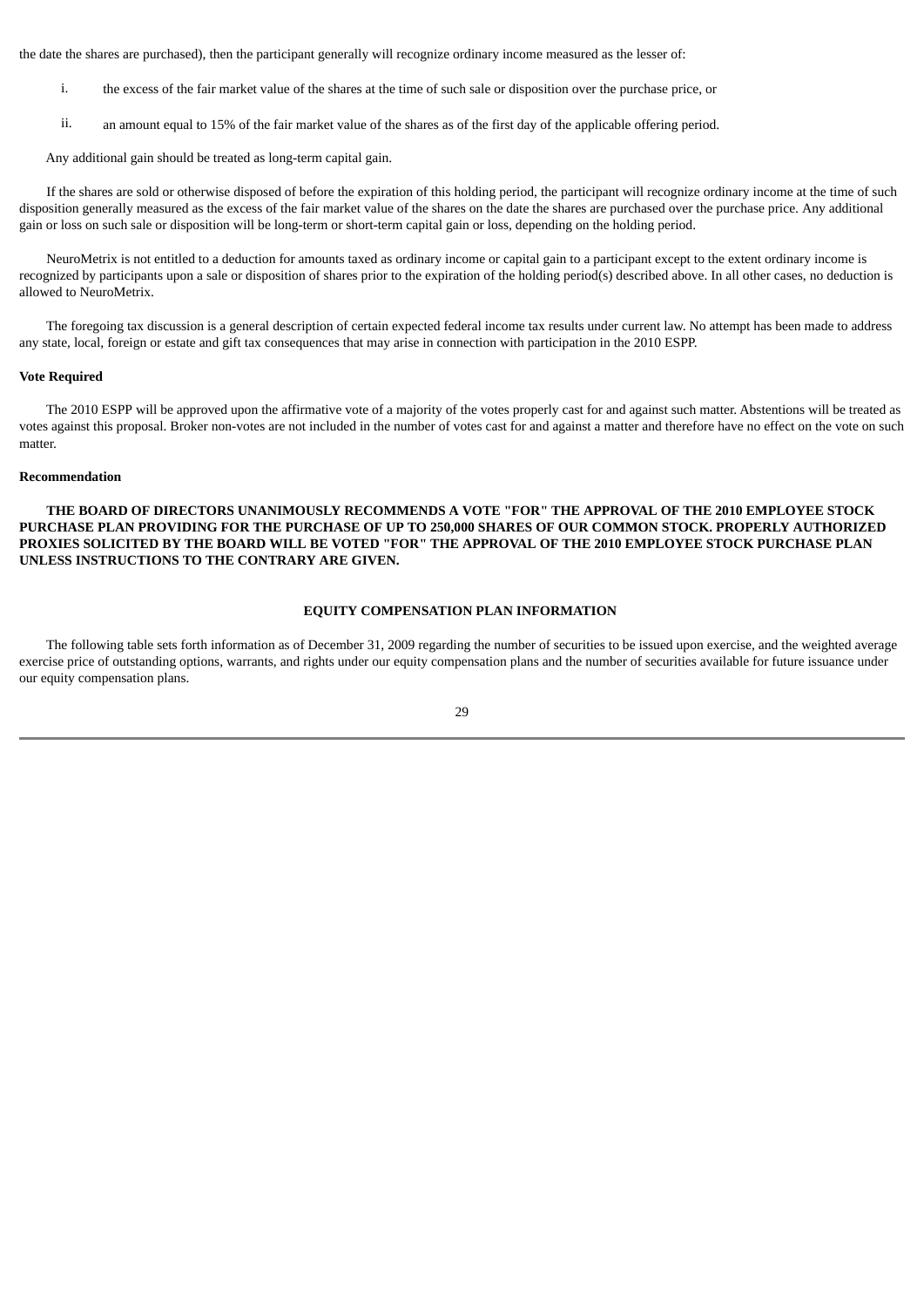the date the shares are purchased), then the participant generally will recognize ordinary income measured as the lesser of:

i. the excess of the fair market value of the shares at the time of such sale or disposition over the purchase price, or

ii. an amount equal to 15% of the fair market value of the shares as of the first day of the applicable offering period.

Any additional gain should be treated as long-term capital gain.

If the shares are sold or otherwise disposed of before the expiration of this holding period, the participant will recognize ordinary income at the time of such disposition generally measured as the excess of the fair market value of the shares on the date the shares are purchased over the purchase price. Any additional gain or loss on such sale or disposition will be long-term or short-term capital gain or loss, depending on the holding period.

NeuroMetrix is not entitled to a deduction for amounts taxed as ordinary income or capital gain to a participant except to the extent ordinary income is recognized by participants upon a sale or disposition of shares prior to the expiration of the holding period(s) described above. In all other cases, no deduction is allowed to NeuroMetrix.

The foregoing tax discussion is a general description of certain expected federal income tax results under current law. No attempt has been made to address any state, local, foreign or estate and gift tax consequences that may arise in connection with participation in the 2010 ESPP.

**Vote Required**

The 2010 ESPP will be approved upon the affirmative vote of a majority of the votes properly cast for and against such matter. Abstentions will be treated as votes against this proposal. Broker non-votes are not included in the number of votes cast for and against a matter and therefore have no effect on the vote on such matter.

**Recommendation**

**THE BOARD OF DIRECTORS UNANIMOUSLY RECOMMENDS A VOTE "FOR" THE APPROVAL OF THE 2010 EMPLOYEE STOCK PURCHASE PLAN PROVIDING FOR THE PURCHASE OF UP TO 250,000 SHARES OF OUR COMMON STOCK. PROPERLY AUTHORIZED PROXIES SOLICITED BY THE BOARD WILL BE VOTED "FOR" THE APPROVAL OF THE 2010 EMPLOYEE STOCK PURCHASE PLAN UNLESS INSTRUCTIONS TO THE CONTRARY ARE GIVEN.**

## EQUITY COMPENSATION PLAN INFORMATION

The following table sets forth information as of December 31, 2009 regarding the number of securities to be issued upon exercise, and the weighted average exercise price of outstanding options, warrants, and rights under our equity compensation plans and the number of securities available for future issuance under our equity compensation plans.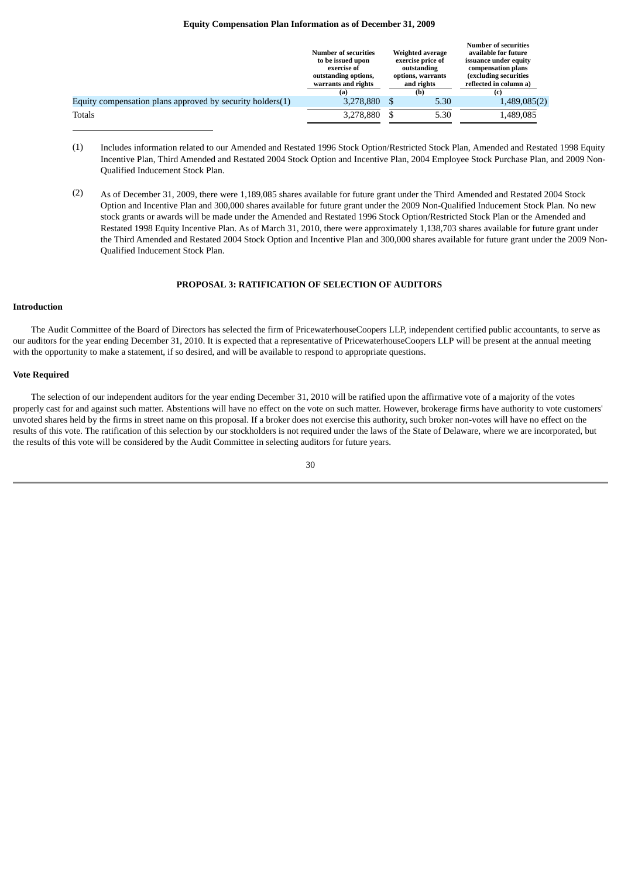**Equity Compensation Plan Information as of December 31, 2009**

| | Number of securities to be issued upon exercise of outstanding options, warrants and rights | Weighted average exercise price of outstanding options, warrants and rights | Number of securities available for future issuance under equity compensation plans (excluding securities reflected in column a) |
|---|---|---|---|
| | (a) | (b) | (c) |
| Equity compensation plans approved by security holders(1) | 3,278,880 | $ 5.30 | 1,489,085(2) |
| Totals | 3,278,880 | $ 5.30 | 1,489,085 |

(1) Includes information related to our Amended and Restated 1996 Stock Option/Restricted Stock Plan, Amended and Restated 1998 Equity Incentive Plan, Third Amended and Restated 2004 Stock Option and Incentive Plan, 2004 Employee Stock Purchase Plan, and 2009 Non-Qualified Inducement Stock Plan.

(2) As of December 31, 2009, there were 1,189,085 shares available for future grant under the Third Amended and Restated 2004 Stock Option and Incentive Plan and 300,000 shares available for future grant under the 2009 Non-Qualified Inducement Stock Plan. No new stock grants or awards will be made under the Amended and Restated 1996 Stock Option/Restricted Stock Plan or the Amended and Restated 1998 Equity Incentive Plan. As of March 31, 2010, there were approximately 1,138,703 shares available for future grant under the Third Amended and Restated 2004 Stock Option and Incentive Plan and 300,000 shares available for future grant under the 2009 Non-Qualified Inducement Stock Plan.

## PROPOSAL 3: RATIFICATION OF SELECTION OF AUDITORS

### Introduction

The Audit Committee of the Board of Directors has selected the firm of PricewaterhouseCoopers LLP, independent certified public accountants, to serve as our auditors for the year ending December 31, 2010. It is expected that a representative of PricewaterhouseCoopers LLP will be present at the annual meeting with the opportunity to make a statement, if so desired, and will be available to respond to appropriate questions.

### Vote Required

The selection of our independent auditors for the year ending December 31, 2010 will be ratified upon the affirmative vote of a majority of the votes properly cast for and against such matter. Abstentions will have no effect on the vote on such matter. However, brokerage firms have authority to vote customers' unvoted shares held by the firms in street name on this proposal. If a broker does not exercise this authority, such broker non-votes will have no effect on the results of this vote. The ratification of this selection by our stockholders is not required under the laws of the State of Delaware, where we are incorporated, but the results of this vote will be considered by the Audit Committee in selecting auditors for future years.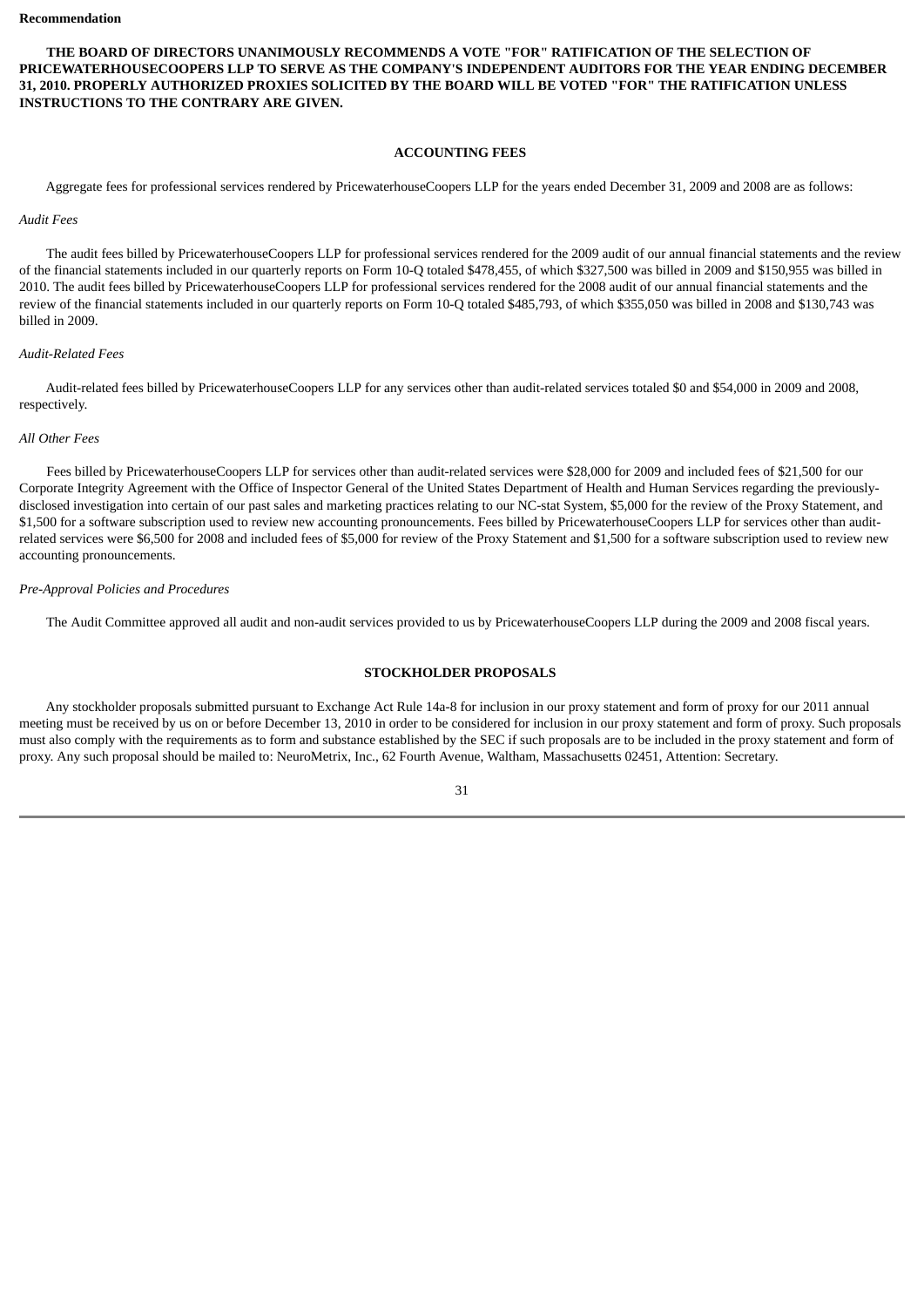**Recommendation**

**THE BOARD OF DIRECTORS UNANIMOUSLY RECOMMENDS A VOTE "FOR" RATIFICATION OF THE SELECTION OF PRICEWATERHOUSECOOPERS LLP TO SERVE AS THE COMPANY'S INDEPENDENT AUDITORS FOR THE YEAR ENDING DECEMBER 31, 2010. PROPERLY AUTHORIZED PROXIES SOLICITED BY THE BOARD WILL BE VOTED "FOR" THE RATIFICATION UNLESS INSTRUCTIONS TO THE CONTRARY ARE GIVEN.**

## ACCOUNTING FEES

Aggregate fees for professional services rendered by PricewaterhouseCoopers LLP for the years ended December 31, 2009 and 2008 are as follows:

*Audit Fees*

The audit fees billed by PricewaterhouseCoopers LLP for professional services rendered for the 2009 audit of our annual financial statements and the review of the financial statements included in our quarterly reports on Form 10-Q totaled $478,455, of which $327,500 was billed in 2009 and $150,955 was billed in 2010. The audit fees billed by PricewaterhouseCoopers LLP for professional services rendered for the 2008 audit of our annual financial statements and the review of the financial statements included in our quarterly reports on Form 10-Q totaled $485,793, of which $355,050 was billed in 2008 and $130,743 was billed in 2009.

*Audit-Related Fees*

Audit-related fees billed by PricewaterhouseCoopers LLP for any services other than audit-related services totaled $0 and $54,000 in 2009 and 2008, respectively.

*All Other Fees*

Fees billed by PricewaterhouseCoopers LLP for services other than audit-related services were $28,000 for 2009 and included fees of $21,500 for our Corporate Integrity Agreement with the Office of Inspector General of the United States Department of Health and Human Services regarding the previously-disclosed investigation into certain of our past sales and marketing practices relating to our NC-stat System, $5,000 for the review of the Proxy Statement, and $1,500 for a software subscription used to review new accounting pronouncements. Fees billed by PricewaterhouseCoopers LLP for services other than audit-related services were $6,500 for 2008 and included fees of $5,000 for review of the Proxy Statement and $1,500 for a software subscription used to review new accounting pronouncements.

*Pre-Approval Policies and Procedures*

The Audit Committee approved all audit and non-audit services provided to us by PricewaterhouseCoopers LLP during the 2009 and 2008 fiscal years.

## STOCKHOLDER PROPOSALS

Any stockholder proposals submitted pursuant to Exchange Act Rule 14a-8 for inclusion in our proxy statement and form of proxy for our 2011 annual meeting must be received by us on or before December 13, 2010 in order to be considered for inclusion in our proxy statement and form of proxy. Such proposals must also comply with the requirements as to form and substance established by the SEC if such proposals are to be included in the proxy statement and form of proxy. Any such proposal should be mailed to: NeuroMetrix, Inc., 62 Fourth Avenue, Waltham, Massachusetts 02451, Attention: Secretary.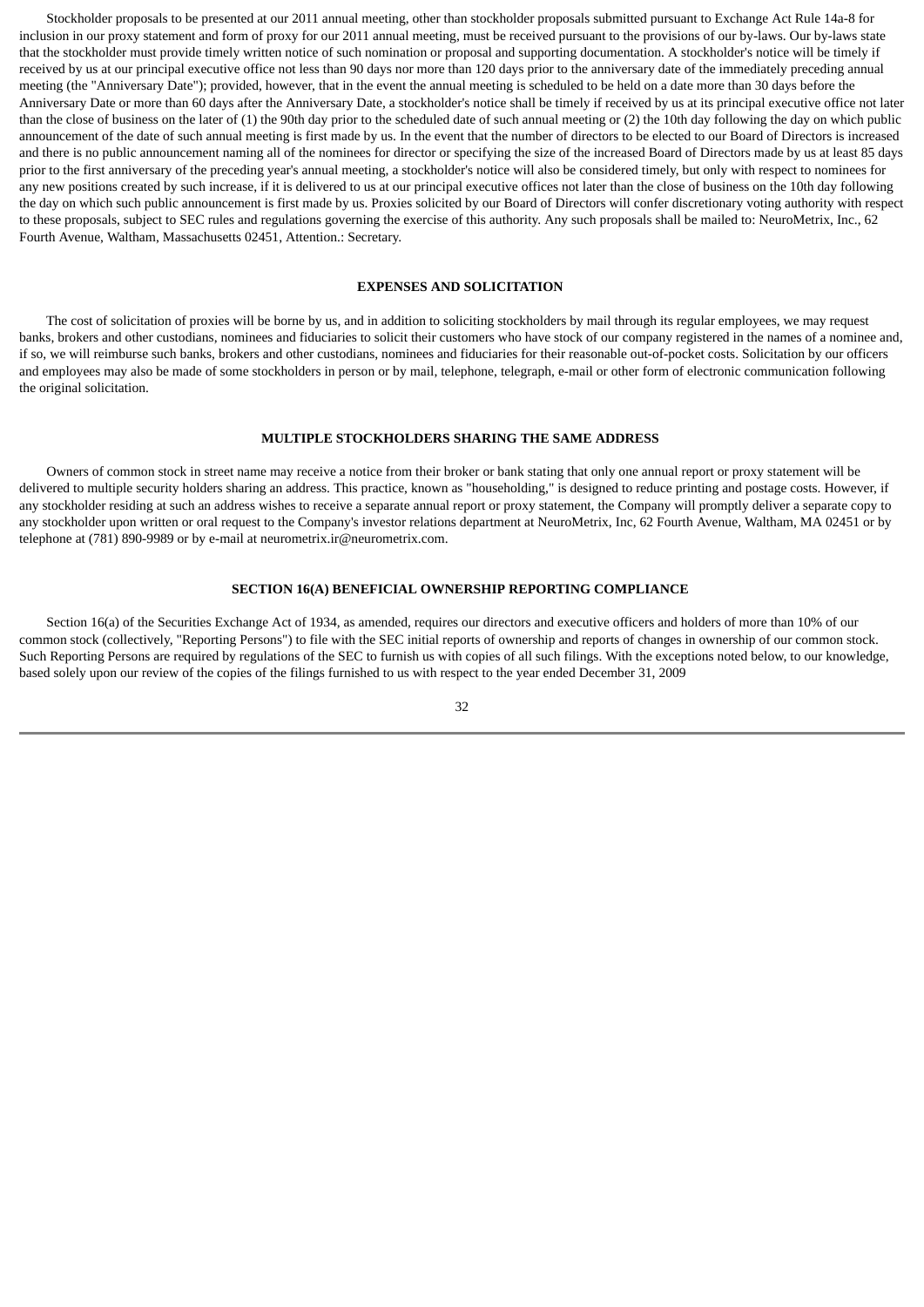Stockholder proposals to be presented at our 2011 annual meeting, other than stockholder proposals submitted pursuant to Exchange Act Rule 14a-8 for inclusion in our proxy statement and form of proxy for our 2011 annual meeting, must be received pursuant to the provisions of our by-laws. Our by-laws state that the stockholder must provide timely written notice of such nomination or proposal and supporting documentation. A stockholder's notice will be timely if received by us at our principal executive office not less than 90 days nor more than 120 days prior to the anniversary date of the immediately preceding annual meeting (the "Anniversary Date"); provided, however, that in the event the annual meeting is scheduled to be held on a date more than 30 days before the Anniversary Date or more than 60 days after the Anniversary Date, a stockholder's notice shall be timely if received by us at its principal executive office not later than the close of business on the later of (1) the 90th day prior to the scheduled date of such annual meeting or (2) the 10th day following the day on which public announcement of the date of such annual meeting is first made by us. In the event that the number of directors to be elected to our Board of Directors is increased and there is no public announcement naming all of the nominees for director or specifying the size of the increased Board of Directors made by us at least 85 days prior to the first anniversary of the preceding year's annual meeting, a stockholder's notice will also be considered timely, but only with respect to nominees for any new positions created by such increase, if it is delivered to us at our principal executive offices not later than the close of business on the 10th day following the day on which such public announcement is first made by us. Proxies solicited by our Board of Directors will confer discretionary voting authority with respect to these proposals, subject to SEC rules and regulations governing the exercise of this authority. Any such proposals shall be mailed to: NeuroMetrix, Inc., 62 Fourth Avenue, Waltham, Massachusetts 02451, Attention.: Secretary.

## EXPENSES AND SOLICITATION

The cost of solicitation of proxies will be borne by us, and in addition to soliciting stockholders by mail through its regular employees, we may request banks, brokers and other custodians, nominees and fiduciaries to solicit their customers who have stock of our company registered in the names of a nominee and, if so, we will reimburse such banks, brokers and other custodians, nominees and fiduciaries for their reasonable out-of-pocket costs. Solicitation by our officers and employees may also be made of some stockholders in person or by mail, telephone, telegraph, e-mail or other form of electronic communication following the original solicitation.

## MULTIPLE STOCKHOLDERS SHARING THE SAME ADDRESS

Owners of common stock in street name may receive a notice from their broker or bank stating that only one annual report or proxy statement will be delivered to multiple security holders sharing an address. This practice, known as "householding," is designed to reduce printing and postage costs. However, if any stockholder residing at such an address wishes to receive a separate annual report or proxy statement, the Company will promptly deliver a separate copy to any stockholder upon written or oral request to the Company's investor relations department at NeuroMetrix, Inc, 62 Fourth Avenue, Waltham, MA 02451 or by telephone at (781) 890-9989 or by e-mail at neurometrix.ir@neurometrix.com.

## SECTION 16(A) BENEFICIAL OWNERSHIP REPORTING COMPLIANCE

Section 16(a) of the Securities Exchange Act of 1934, as amended, requires our directors and executive officers and holders of more than 10% of our common stock (collectively, "Reporting Persons") to file with the SEC initial reports of ownership and reports of changes in ownership of our common stock. Such Reporting Persons are required by regulations of the SEC to furnish us with copies of all such filings. With the exceptions noted below, to our knowledge, based solely upon our review of the copies of the filings furnished to us with respect to the year ended December 31, 2009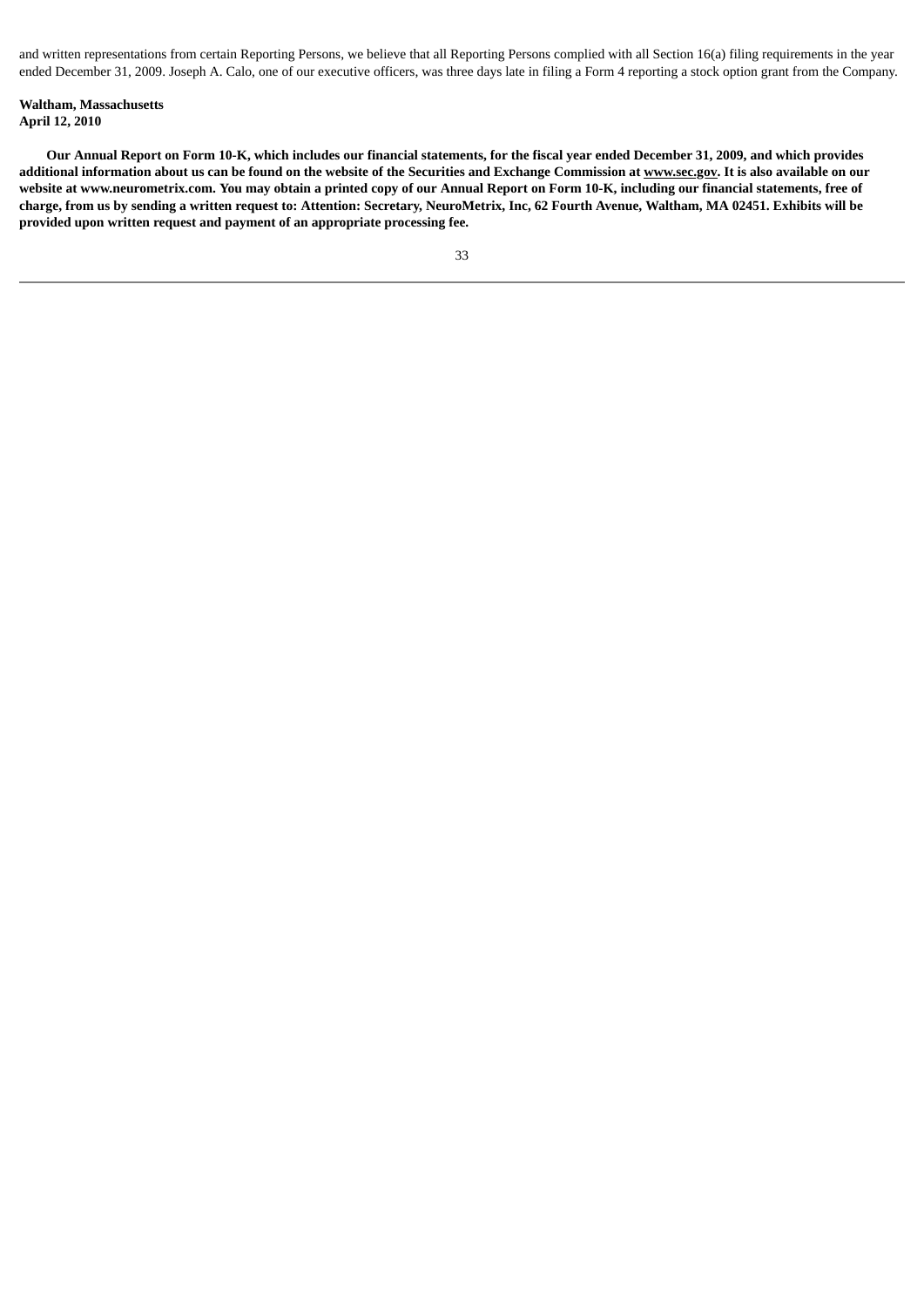and written representations from certain Reporting Persons, we believe that all Reporting Persons complied with all Section 16(a) filing requirements in the year ended December 31, 2009. Joseph A. Calo, one of our executive officers, was three days late in filing a Form 4 reporting a stock option grant from the Company.

**Waltham, Massachusetts**
**April 12, 2010**

**Our Annual Report on Form 10-K, which includes our financial statements, for the fiscal year ended December 31, 2009, and which provides additional information about us can be found on the website of the Securities and Exchange Commission at www.sec.gov. It is also available on our website at www.neurometrix.com. You may obtain a printed copy of our Annual Report on Form 10-K, including our financial statements, free of charge, from us by sending a written request to: Attention: Secretary, NeuroMetrix, Inc, 62 Fourth Avenue, Waltham, MA 02451. Exhibits will be provided upon written request and payment of an appropriate processing fee.**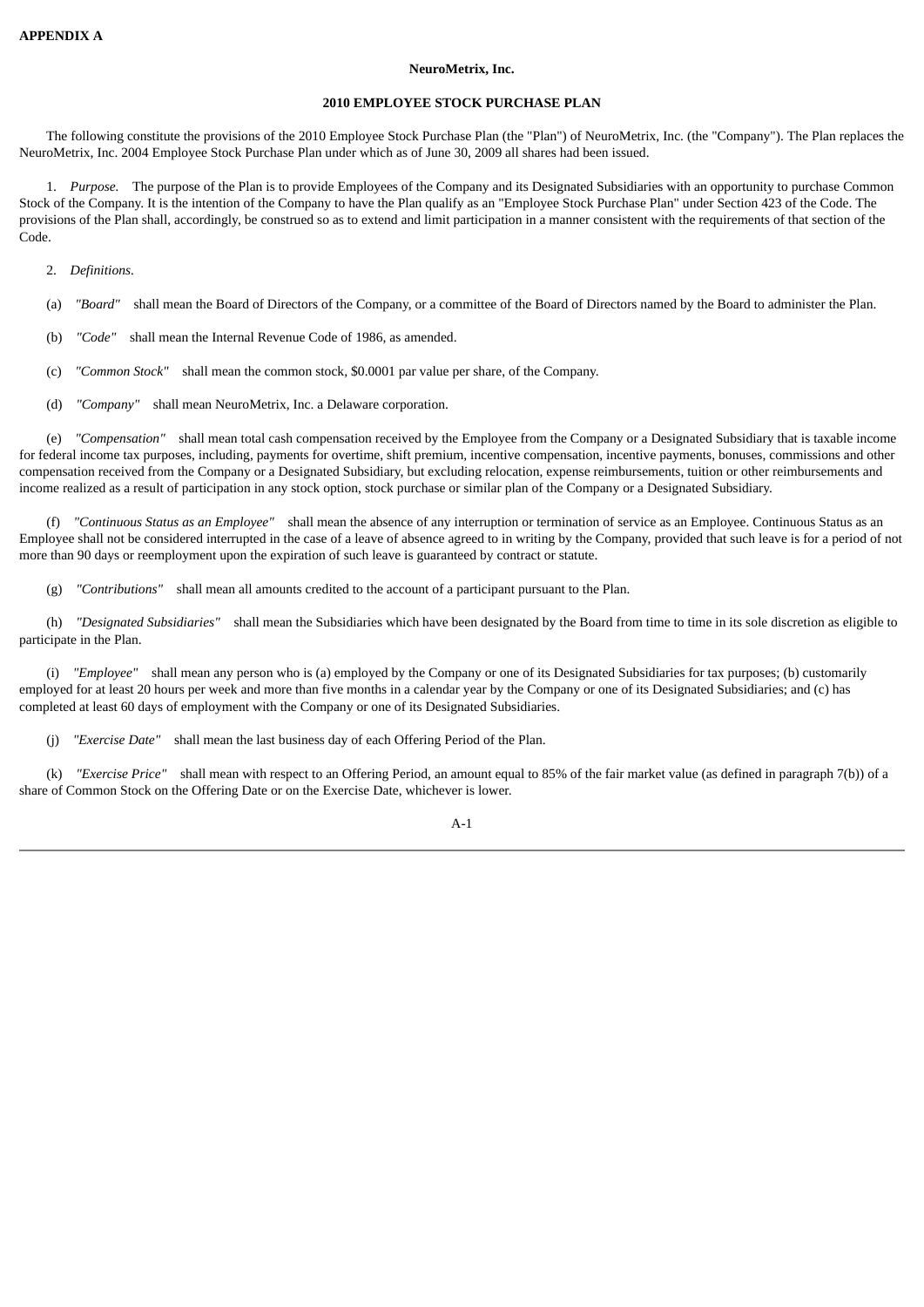**APPENDIX A**

**NeuroMetrix, Inc.**

**2010 EMPLOYEE STOCK PURCHASE PLAN**

The following constitute the provisions of the 2010 Employee Stock Purchase Plan (the "Plan") of NeuroMetrix, Inc. (the "Company"). The Plan replaces the NeuroMetrix, Inc. 2004 Employee Stock Purchase Plan under which as of June 30, 2009 all shares had been issued.

1. *Purpose.* The purpose of the Plan is to provide Employees of the Company and its Designated Subsidiaries with an opportunity to purchase Common Stock of the Company. It is the intention of the Company to have the Plan qualify as an "Employee Stock Purchase Plan" under Section 423 of the Code. The provisions of the Plan shall, accordingly, be construed so as to extend and limit participation in a manner consistent with the requirements of that section of the Code.

2. *Definitions.*

(a) *"Board"* shall mean the Board of Directors of the Company, or a committee of the Board of Directors named by the Board to administer the Plan.

(b) *"Code"* shall mean the Internal Revenue Code of 1986, as amended.

(c) *"Common Stock"* shall mean the common stock, $0.0001 par value per share, of the Company.

(d) *"Company"* shall mean NeuroMetrix, Inc. a Delaware corporation.

(e) *"Compensation"* shall mean total cash compensation received by the Employee from the Company or a Designated Subsidiary that is taxable income for federal income tax purposes, including, payments for overtime, shift premium, incentive compensation, incentive payments, bonuses, commissions and other compensation received from the Company or a Designated Subsidiary, but excluding relocation, expense reimbursements, tuition or other reimbursements and income realized as a result of participation in any stock option, stock purchase or similar plan of the Company or a Designated Subsidiary.

(f) *"Continuous Status as an Employee"* shall mean the absence of any interruption or termination of service as an Employee. Continuous Status as an Employee shall not be considered interrupted in the case of a leave of absence agreed to in writing by the Company, provided that such leave is for a period of not more than 90 days or reemployment upon the expiration of such leave is guaranteed by contract or statute.

(g) *"Contributions"* shall mean all amounts credited to the account of a participant pursuant to the Plan.

(h) *"Designated Subsidiaries"* shall mean the Subsidiaries which have been designated by the Board from time to time in its sole discretion as eligible to participate in the Plan.

(i) *"Employee"* shall mean any person who is (a) employed by the Company or one of its Designated Subsidiaries for tax purposes; (b) customarily employed for at least 20 hours per week and more than five months in a calendar year by the Company or one of its Designated Subsidiaries; and (c) has completed at least 60 days of employment with the Company or one of its Designated Subsidiaries.

(j) *"Exercise Date"* shall mean the last business day of each Offering Period of the Plan.

(k) *"Exercise Price"* shall mean with respect to an Offering Period, an amount equal to 85% of the fair market value (as defined in paragraph 7(b)) of a share of Common Stock on the Offering Date or on the Exercise Date, whichever is lower.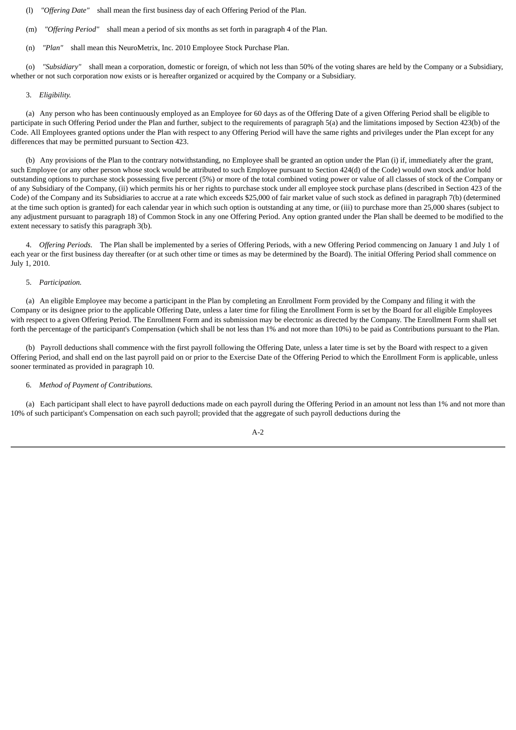(l) *"Offering Date"* shall mean the first business day of each Offering Period of the Plan.

(m) *"Offering Period"* shall mean a period of six months as set forth in paragraph 4 of the Plan.

(n) *"Plan"* shall mean this NeuroMetrix, Inc. 2010 Employee Stock Purchase Plan.

(o) *"Subsidiary"* shall mean a corporation, domestic or foreign, of which not less than 50% of the voting shares are held by the Company or a Subsidiary, whether or not such corporation now exists or is hereafter organized or acquired by the Company or a Subsidiary.

3. *Eligibility.*

(a) Any person who has been continuously employed as an Employee for 60 days as of the Offering Date of a given Offering Period shall be eligible to participate in such Offering Period under the Plan and further, subject to the requirements of paragraph 5(a) and the limitations imposed by Section 423(b) of the Code. All Employees granted options under the Plan with respect to any Offering Period will have the same rights and privileges under the Plan except for any differences that may be permitted pursuant to Section 423.

(b) Any provisions of the Plan to the contrary notwithstanding, no Employee shall be granted an option under the Plan (i) if, immediately after the grant, such Employee (or any other person whose stock would be attributed to such Employee pursuant to Section 424(d) of the Code) would own stock and/or hold outstanding options to purchase stock possessing five percent (5%) or more of the total combined voting power or value of all classes of stock of the Company or of any Subsidiary of the Company, (ii) which permits his or her rights to purchase stock under all employee stock purchase plans (described in Section 423 of the Code) of the Company and its Subsidiaries to accrue at a rate which exceeds $25,000 of fair market value of such stock as defined in paragraph 7(b) (determined at the time such option is granted) for each calendar year in which such option is outstanding at any time, or (iii) to purchase more than 25,000 shares (subject to any adjustment pursuant to paragraph 18) of Common Stock in any one Offering Period. Any option granted under the Plan shall be deemed to be modified to the extent necessary to satisfy this paragraph 3(b).

4. *Offering Periods.* The Plan shall be implemented by a series of Offering Periods, with a new Offering Period commencing on January 1 and July 1 of each year or the first business day thereafter (or at such other time or times as may be determined by the Board). The initial Offering Period shall commence on July 1, 2010.

5. *Participation.*

(a) An eligible Employee may become a participant in the Plan by completing an Enrollment Form provided by the Company and filing it with the Company or its designee prior to the applicable Offering Date, unless a later time for filing the Enrollment Form is set by the Board for all eligible Employees with respect to a given Offering Period. The Enrollment Form and its submission may be electronic as directed by the Company. The Enrollment Form shall set forth the percentage of the participant's Compensation (which shall be not less than 1% and not more than 10%) to be paid as Contributions pursuant to the Plan.

(b) Payroll deductions shall commence with the first payroll following the Offering Date, unless a later time is set by the Board with respect to a given Offering Period, and shall end on the last payroll paid on or prior to the Exercise Date of the Offering Period to which the Enrollment Form is applicable, unless sooner terminated as provided in paragraph 10.

6. *Method of Payment of Contributions.*

(a) Each participant shall elect to have payroll deductions made on each payroll during the Offering Period in an amount not less than 1% and not more than 10% of such participant's Compensation on each such payroll; provided that the aggregate of such payroll deductions during the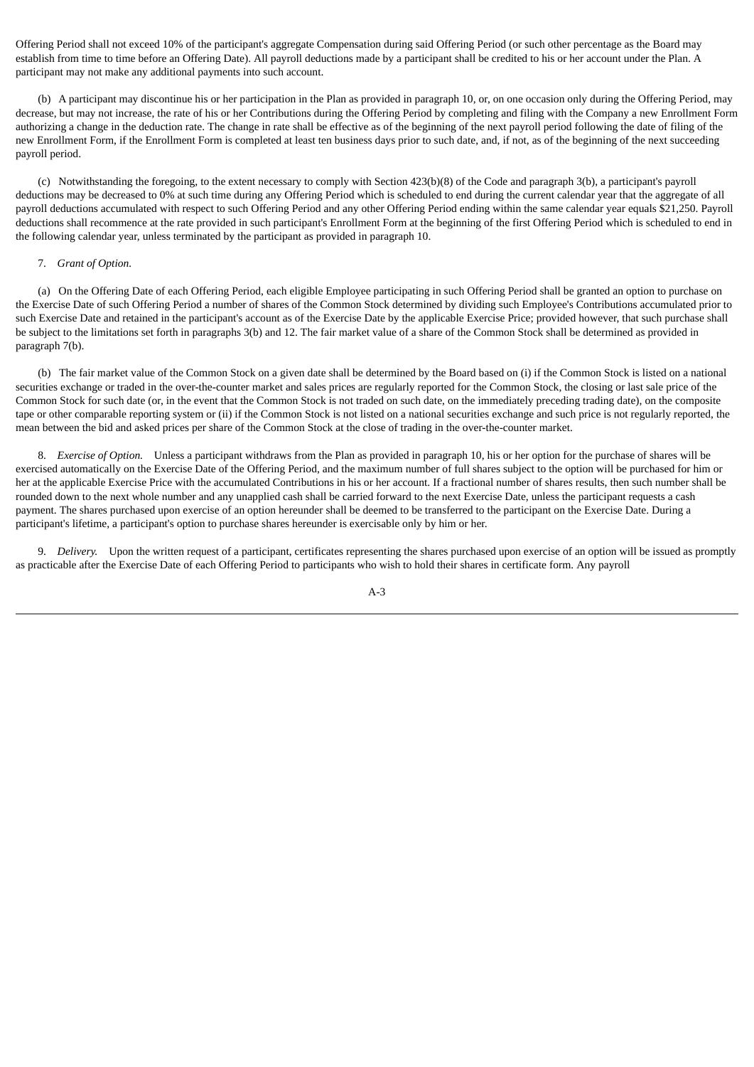Offering Period shall not exceed 10% of the participant's aggregate Compensation during said Offering Period (or such other percentage as the Board may establish from time to time before an Offering Date). All payroll deductions made by a participant shall be credited to his or her account under the Plan. A participant may not make any additional payments into such account.

(b) A participant may discontinue his or her participation in the Plan as provided in paragraph 10, or, on one occasion only during the Offering Period, may decrease, but may not increase, the rate of his or her Contributions during the Offering Period by completing and filing with the Company a new Enrollment Form authorizing a change in the deduction rate. The change in rate shall be effective as of the beginning of the next payroll period following the date of filing of the new Enrollment Form, if the Enrollment Form is completed at least ten business days prior to such date, and, if not, as of the beginning of the next succeeding payroll period.

(c) Notwithstanding the foregoing, to the extent necessary to comply with Section 423(b)(8) of the Code and paragraph 3(b), a participant's payroll deductions may be decreased to 0% at such time during any Offering Period which is scheduled to end during the current calendar year that the aggregate of all payroll deductions accumulated with respect to such Offering Period and any other Offering Period ending within the same calendar year equals $21,250. Payroll deductions shall recommence at the rate provided in such participant's Enrollment Form at the beginning of the first Offering Period which is scheduled to end in the following calendar year, unless terminated by the participant as provided in paragraph 10.

7. *Grant of Option.*

(a) On the Offering Date of each Offering Period, each eligible Employee participating in such Offering Period shall be granted an option to purchase on the Exercise Date of such Offering Period a number of shares of the Common Stock determined by dividing such Employee's Contributions accumulated prior to such Exercise Date and retained in the participant's account as of the Exercise Date by the applicable Exercise Price; provided however, that such purchase shall be subject to the limitations set forth in paragraphs 3(b) and 12. The fair market value of a share of the Common Stock shall be determined as provided in paragraph 7(b).

(b) The fair market value of the Common Stock on a given date shall be determined by the Board based on (i) if the Common Stock is listed on a national securities exchange or traded in the over-the-counter market and sales prices are regularly reported for the Common Stock, the closing or last sale price of the Common Stock for such date (or, in the event that the Common Stock is not traded on such date, on the immediately preceding trading date), on the composite tape or other comparable reporting system or (ii) if the Common Stock is not listed on a national securities exchange and such price is not regularly reported, the mean between the bid and asked prices per share of the Common Stock at the close of trading in the over-the-counter market.

8. *Exercise of Option.* Unless a participant withdraws from the Plan as provided in paragraph 10, his or her option for the purchase of shares will be exercised automatically on the Exercise Date of the Offering Period, and the maximum number of full shares subject to the option will be purchased for him or her at the applicable Exercise Price with the accumulated Contributions in his or her account. If a fractional number of shares results, then such number shall be rounded down to the next whole number and any unapplied cash shall be carried forward to the next Exercise Date, unless the participant requests a cash payment. The shares purchased upon exercise of an option hereunder shall be deemed to be transferred to the participant on the Exercise Date. During a participant's lifetime, a participant's option to purchase shares hereunder is exercisable only by him or her.

9. *Delivery.* Upon the written request of a participant, certificates representing the shares purchased upon exercise of an option will be issued as promptly as practicable after the Exercise Date of each Offering Period to participants who wish to hold their shares in certificate form. Any payroll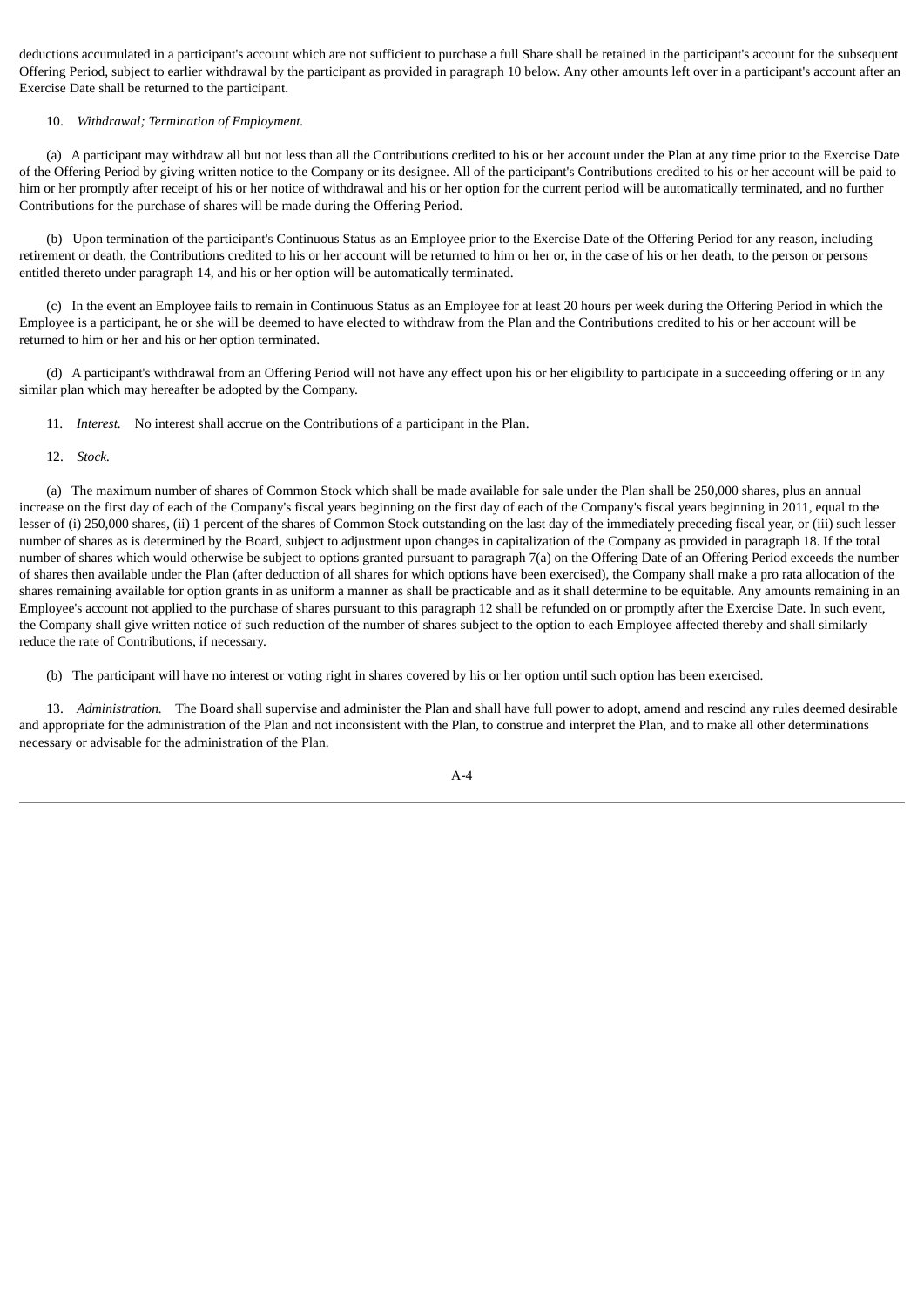deductions accumulated in a participant's account which are not sufficient to purchase a full Share shall be retained in the participant's account for the subsequent Offering Period, subject to earlier withdrawal by the participant as provided in paragraph 10 below. Any other amounts left over in a participant's account after an Exercise Date shall be returned to the participant.

10. *Withdrawal; Termination of Employment.*

(a) A participant may withdraw all but not less than all the Contributions credited to his or her account under the Plan at any time prior to the Exercise Date of the Offering Period by giving written notice to the Company or its designee. All of the participant's Contributions credited to his or her account will be paid to him or her promptly after receipt of his or her notice of withdrawal and his or her option for the current period will be automatically terminated, and no further Contributions for the purchase of shares will be made during the Offering Period.

(b) Upon termination of the participant's Continuous Status as an Employee prior to the Exercise Date of the Offering Period for any reason, including retirement or death, the Contributions credited to his or her account will be returned to him or her or, in the case of his or her death, to the person or persons entitled thereto under paragraph 14, and his or her option will be automatically terminated.

(c) In the event an Employee fails to remain in Continuous Status as an Employee for at least 20 hours per week during the Offering Period in which the Employee is a participant, he or she will be deemed to have elected to withdraw from the Plan and the Contributions credited to his or her account will be returned to him or her and his or her option terminated.

(d) A participant's withdrawal from an Offering Period will not have any effect upon his or her eligibility to participate in a succeeding offering or in any similar plan which may hereafter be adopted by the Company.

11. *Interest.* No interest shall accrue on the Contributions of a participant in the Plan.

12. *Stock.*

(a) The maximum number of shares of Common Stock which shall be made available for sale under the Plan shall be 250,000 shares, plus an annual increase on the first day of each of the Company's fiscal years beginning on the first day of each of the Company's fiscal years beginning in 2011, equal to the lesser of (i) 250,000 shares, (ii) 1 percent of the shares of Common Stock outstanding on the last day of the immediately preceding fiscal year, or (iii) such lesser number of shares as is determined by the Board, subject to adjustment upon changes in capitalization of the Company as provided in paragraph 18. If the total number of shares which would otherwise be subject to options granted pursuant to paragraph 7(a) on the Offering Date of an Offering Period exceeds the number of shares then available under the Plan (after deduction of all shares for which options have been exercised), the Company shall make a pro rata allocation of the shares remaining available for option grants in as uniform a manner as shall be practicable and as it shall determine to be equitable. Any amounts remaining in an Employee's account not applied to the purchase of shares pursuant to this paragraph 12 shall be refunded on or promptly after the Exercise Date. In such event, the Company shall give written notice of such reduction of the number of shares subject to the option to each Employee affected thereby and shall similarly reduce the rate of Contributions, if necessary.

(b) The participant will have no interest or voting right in shares covered by his or her option until such option has been exercised.

13. *Administration.* The Board shall supervise and administer the Plan and shall have full power to adopt, amend and rescind any rules deemed desirable and appropriate for the administration of the Plan and not inconsistent with the Plan, to construe and interpret the Plan, and to make all other determinations necessary or advisable for the administration of the Plan.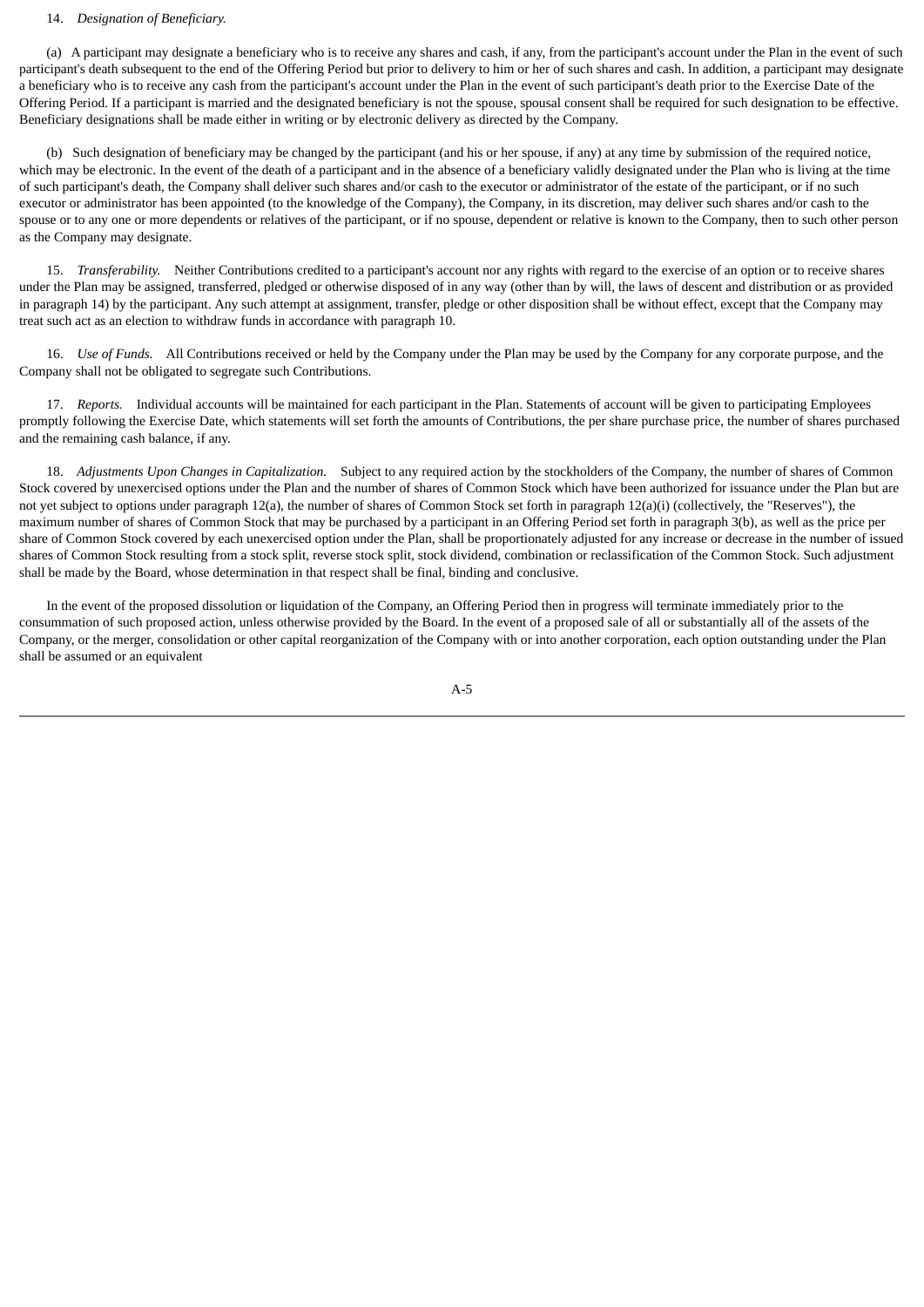14. *Designation of Beneficiary.*

(a) A participant may designate a beneficiary who is to receive any shares and cash, if any, from the participant's account under the Plan in the event of such participant's death subsequent to the end of the Offering Period but prior to delivery to him or her of such shares and cash. In addition, a participant may designate a beneficiary who is to receive any cash from the participant's account under the Plan in the event of such participant's death prior to the Exercise Date of the Offering Period. If a participant is married and the designated beneficiary is not the spouse, spousal consent shall be required for such designation to be effective. Beneficiary designations shall be made either in writing or by electronic delivery as directed by the Company.

(b) Such designation of beneficiary may be changed by the participant (and his or her spouse, if any) at any time by submission of the required notice, which may be electronic. In the event of the death of a participant and in the absence of a beneficiary validly designated under the Plan who is living at the time of such participant's death, the Company shall deliver such shares and/or cash to the executor or administrator of the estate of the participant, or if no such executor or administrator has been appointed (to the knowledge of the Company), the Company, in its discretion, may deliver such shares and/or cash to the spouse or to any one or more dependents or relatives of the participant, or if no spouse, dependent or relative is known to the Company, then to such other person as the Company may designate.

15. *Transferability.* Neither Contributions credited to a participant's account nor any rights with regard to the exercise of an option or to receive shares under the Plan may be assigned, transferred, pledged or otherwise disposed of in any way (other than by will, the laws of descent and distribution or as provided in paragraph 14) by the participant. Any such attempt at assignment, transfer, pledge or other disposition shall be without effect, except that the Company may treat such act as an election to withdraw funds in accordance with paragraph 10.

16. *Use of Funds.* All Contributions received or held by the Company under the Plan may be used by the Company for any corporate purpose, and the Company shall not be obligated to segregate such Contributions.

17. *Reports.* Individual accounts will be maintained for each participant in the Plan. Statements of account will be given to participating Employees promptly following the Exercise Date, which statements will set forth the amounts of Contributions, the per share purchase price, the number of shares purchased and the remaining cash balance, if any.

18. *Adjustments Upon Changes in Capitalization.* Subject to any required action by the stockholders of the Company, the number of shares of Common Stock covered by unexercised options under the Plan and the number of shares of Common Stock which have been authorized for issuance under the Plan but are not yet subject to options under paragraph 12(a), the number of shares of Common Stock set forth in paragraph 12(a)(i) (collectively, the "Reserves"), the maximum number of shares of Common Stock that may be purchased by a participant in an Offering Period set forth in paragraph 3(b), as well as the price per share of Common Stock covered by each unexercised option under the Plan, shall be proportionately adjusted for any increase or decrease in the number of issued shares of Common Stock resulting from a stock split, reverse stock split, stock dividend, combination or reclassification of the Common Stock. Such adjustment shall be made by the Board, whose determination in that respect shall be final, binding and conclusive.

In the event of the proposed dissolution or liquidation of the Company, an Offering Period then in progress will terminate immediately prior to the consummation of such proposed action, unless otherwise provided by the Board. In the event of a proposed sale of all or substantially all of the assets of the Company, or the merger, consolidation or other capital reorganization of the Company with or into another corporation, each option outstanding under the Plan shall be assumed or an equivalent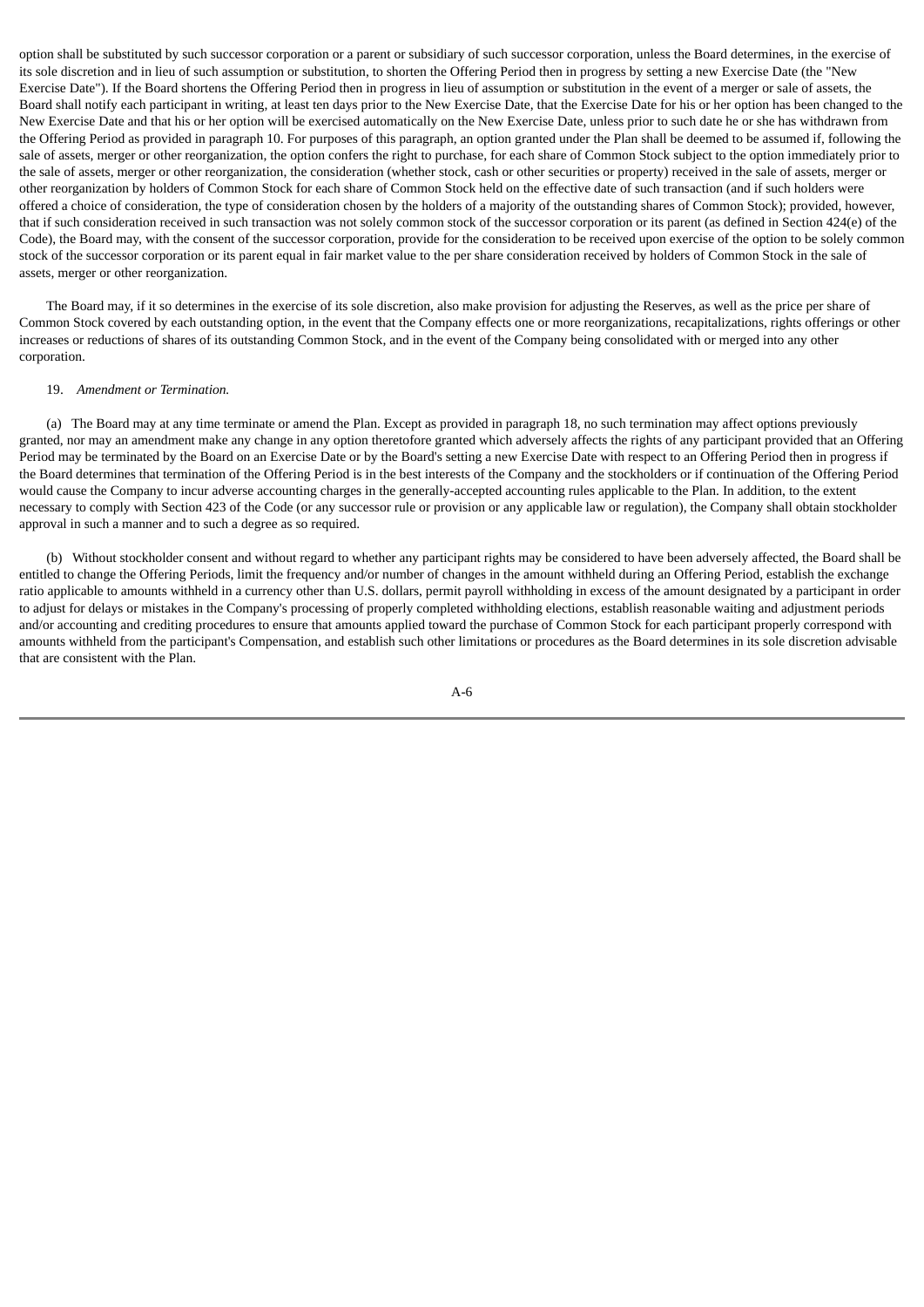option shall be substituted by such successor corporation or a parent or subsidiary of such successor corporation, unless the Board determines, in the exercise of its sole discretion and in lieu of such assumption or substitution, to shorten the Offering Period then in progress by setting a new Exercise Date (the "New Exercise Date"). If the Board shortens the Offering Period then in progress in lieu of assumption or substitution in the event of a merger or sale of assets, the Board shall notify each participant in writing, at least ten days prior to the New Exercise Date, that the Exercise Date for his or her option has been changed to the New Exercise Date and that his or her option will be exercised automatically on the New Exercise Date, unless prior to such date he or she has withdrawn from the Offering Period as provided in paragraph 10. For purposes of this paragraph, an option granted under the Plan shall be deemed to be assumed if, following the sale of assets, merger or other reorganization, the option confers the right to purchase, for each share of Common Stock subject to the option immediately prior to the sale of assets, merger or other reorganization, the consideration (whether stock, cash or other securities or property) received in the sale of assets, merger or other reorganization by holders of Common Stock for each share of Common Stock held on the effective date of such transaction (and if such holders were offered a choice of consideration, the type of consideration chosen by the holders of a majority of the outstanding shares of Common Stock); provided, however, that if such consideration received in such transaction was not solely common stock of the successor corporation or its parent (as defined in Section 424(e) of the Code), the Board may, with the consent of the successor corporation, provide for the consideration to be received upon exercise of the option to be solely common stock of the successor corporation or its parent equal in fair market value to the per share consideration received by holders of Common Stock in the sale of assets, merger or other reorganization.

The Board may, if it so determines in the exercise of its sole discretion, also make provision for adjusting the Reserves, as well as the price per share of Common Stock covered by each outstanding option, in the event that the Company effects one or more reorganizations, recapitalizations, rights offerings or other increases or reductions of shares of its outstanding Common Stock, and in the event of the Company being consolidated with or merged into any other corporation.

19. *Amendment or Termination.*

(a) The Board may at any time terminate or amend the Plan. Except as provided in paragraph 18, no such termination may affect options previously granted, nor may an amendment make any change in any option theretofore granted which adversely affects the rights of any participant provided that an Offering Period may be terminated by the Board on an Exercise Date or by the Board's setting a new Exercise Date with respect to an Offering Period then in progress if the Board determines that termination of the Offering Period is in the best interests of the Company and the stockholders or if continuation of the Offering Period would cause the Company to incur adverse accounting charges in the generally-accepted accounting rules applicable to the Plan. In addition, to the extent necessary to comply with Section 423 of the Code (or any successor rule or provision or any applicable law or regulation), the Company shall obtain stockholder approval in such a manner and to such a degree as so required.

(b) Without stockholder consent and without regard to whether any participant rights may be considered to have been adversely affected, the Board shall be entitled to change the Offering Periods, limit the frequency and/or number of changes in the amount withheld during an Offering Period, establish the exchange ratio applicable to amounts withheld in a currency other than U.S. dollars, permit payroll withholding in excess of the amount designated by a participant in order to adjust for delays or mistakes in the Company's processing of properly completed withholding elections, establish reasonable waiting and adjustment periods and/or accounting and crediting procedures to ensure that amounts applied toward the purchase of Common Stock for each participant properly correspond with amounts withheld from the participant's Compensation, and establish such other limitations or procedures as the Board determines in its sole discretion advisable that are consistent with the Plan.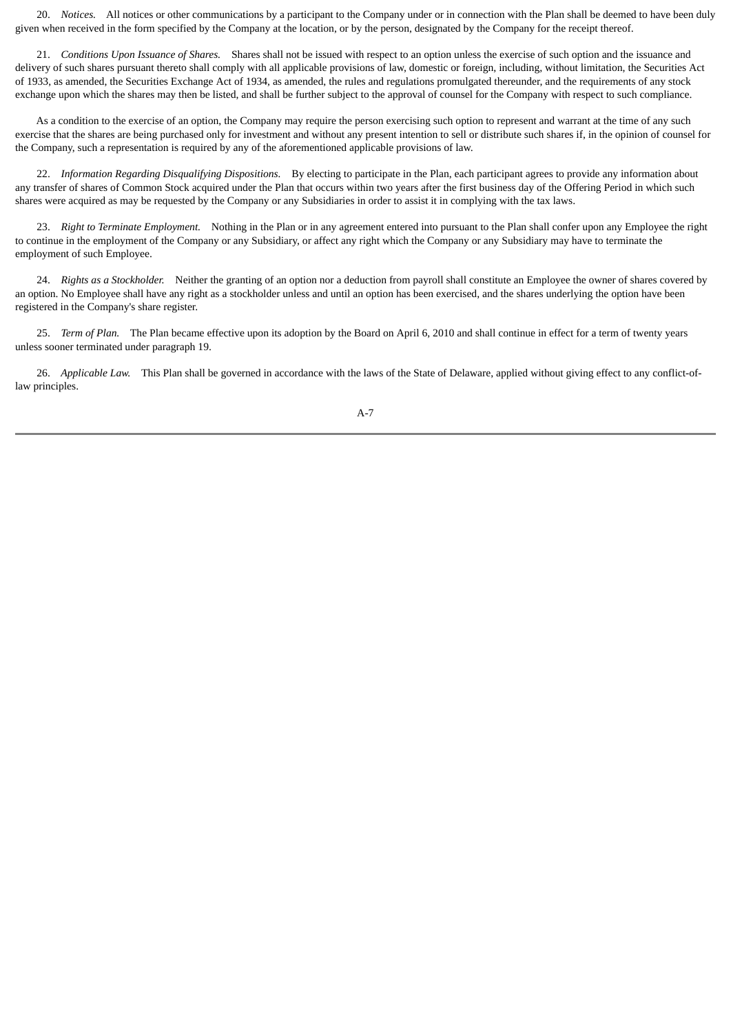20. *Notices.* All notices or other communications by a participant to the Company under or in connection with the Plan shall be deemed to have been duly given when received in the form specified by the Company at the location, or by the person, designated by the Company for the receipt thereof.

21. *Conditions Upon Issuance of Shares.* Shares shall not be issued with respect to an option unless the exercise of such option and the issuance and delivery of such shares pursuant thereto shall comply with all applicable provisions of law, domestic or foreign, including, without limitation, the Securities Act of 1933, as amended, the Securities Exchange Act of 1934, as amended, the rules and regulations promulgated thereunder, and the requirements of any stock exchange upon which the shares may then be listed, and shall be further subject to the approval of counsel for the Company with respect to such compliance.

As a condition to the exercise of an option, the Company may require the person exercising such option to represent and warrant at the time of any such exercise that the shares are being purchased only for investment and without any present intention to sell or distribute such shares if, in the opinion of counsel for the Company, such a representation is required by any of the aforementioned applicable provisions of law.

22. *Information Regarding Disqualifying Dispositions.* By electing to participate in the Plan, each participant agrees to provide any information about any transfer of shares of Common Stock acquired under the Plan that occurs within two years after the first business day of the Offering Period in which such shares were acquired as may be requested by the Company or any Subsidiaries in order to assist it in complying with the tax laws.

23. *Right to Terminate Employment.* Nothing in the Plan or in any agreement entered into pursuant to the Plan shall confer upon any Employee the right to continue in the employment of the Company or any Subsidiary, or affect any right which the Company or any Subsidiary may have to terminate the employment of such Employee.

24. *Rights as a Stockholder.* Neither the granting of an option nor a deduction from payroll shall constitute an Employee the owner of shares covered by an option. No Employee shall have any right as a stockholder unless and until an option has been exercised, and the shares underlying the option have been registered in the Company's share register.

25. *Term of Plan.* The Plan became effective upon its adoption by the Board on April 6, 2010 and shall continue in effect for a term of twenty years unless sooner terminated under paragraph 19.

26. *Applicable Law.* This Plan shall be governed in accordance with the laws of the State of Delaware, applied without giving effect to any conflict-of-law principles.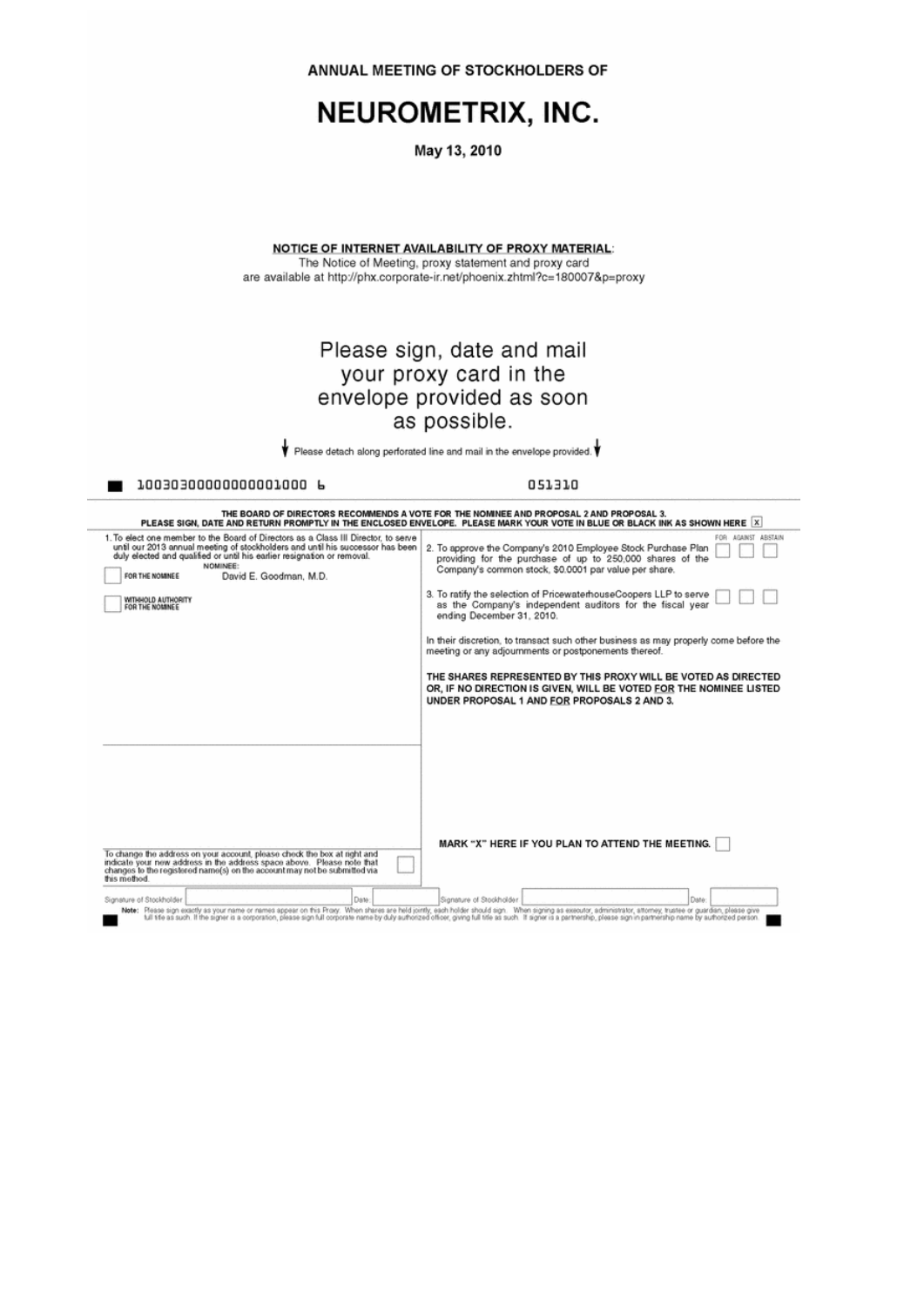ANNUAL MEETING OF STOCKHOLDERS OF

# NEUROMETRIX, INC.

May 13, 2010

**NOTICE OF INTERNET AVAILABILITY OF PROXY MATERIAL**:
The Notice of Meeting, proxy statement and proxy card are available at http://phx.corporate-ir.net/phoenix.zhtml?c=180007&p=proxy

Please sign, date and mail your proxy card in the envelope provided as soon as possible.

↓ Please detach along perforated line and mail in the envelope provided. ↓

10030300000000001000 6 051310

**THE BOARD OF DIRECTORS RECOMMENDS A VOTE FOR THE NOMINEE AND PROPOSAL 2 AND PROPOSAL 3.**
**PLEASE SIGN, DATE AND RETURN PROMPTLY IN THE ENCLOSED ENVELOPE. PLEASE MARK YOUR VOTE IN BLUE OR BLACK INK AS SHOWN HERE** ☒

1. To elect one member to the Board of Directors as a Class III Director, to serve until our 2013 annual meeting of stockholders and until his successor has been duly elected and qualified or until his earlier resignation or removal.

NOMINEE:

☐ FOR THE NOMINEE — David E. Goodman, M.D.

☐ WITHHOLD AUTHORITY FOR THE NOMINEE

| | FOR | AGAINST | ABSTAIN |
|---|---|---|---|
| 2. To approve the Company's 2010 Employee Stock Purchase Plan providing for the purchase of up to 250,000 shares of the Company's common stock, $0.0001 par value per share. | ☐ | ☐ | ☐ |
| 3. To ratify the selection of PricewaterhouseCoopers LLP to serve as the Company's independent auditors for the fiscal year ending December 31, 2010. | ☐ | ☐ | ☐ |

In their discretion, to transact such other business as may properly come before the meeting or any adjournments or postponements thereof.

**THE SHARES REPRESENTED BY THIS PROXY WILL BE VOTED AS DIRECTED OR, IF NO DIRECTION IS GIVEN, WILL BE VOTED FOR THE NOMINEE LISTED UNDER PROPOSAL 1 AND FOR PROPOSALS 2 AND 3.**

To change the address on your account, please check the box at right and indicate your new address in the address space above. Please note that changes to the registered name(s) on the account may not be submitted via this method. ☐

**MARK "X" HERE IF YOU PLAN TO ATTEND THE MEETING.** ☐

Signature of Stockholder ____________ Date: ________ Signature of Stockholder ____________ Date: ________

**Note:** Please sign exactly as your name or names appear on this Proxy. When shares are held jointly, each holder should sign. When signing as executor, administrator, attorney, trustee or guardian, please give full title as such. If the signer is a corporation, please sign full corporate name by duly authorized officer, giving full title as such. If signer is a partnership, please sign in partnership name by authorized person.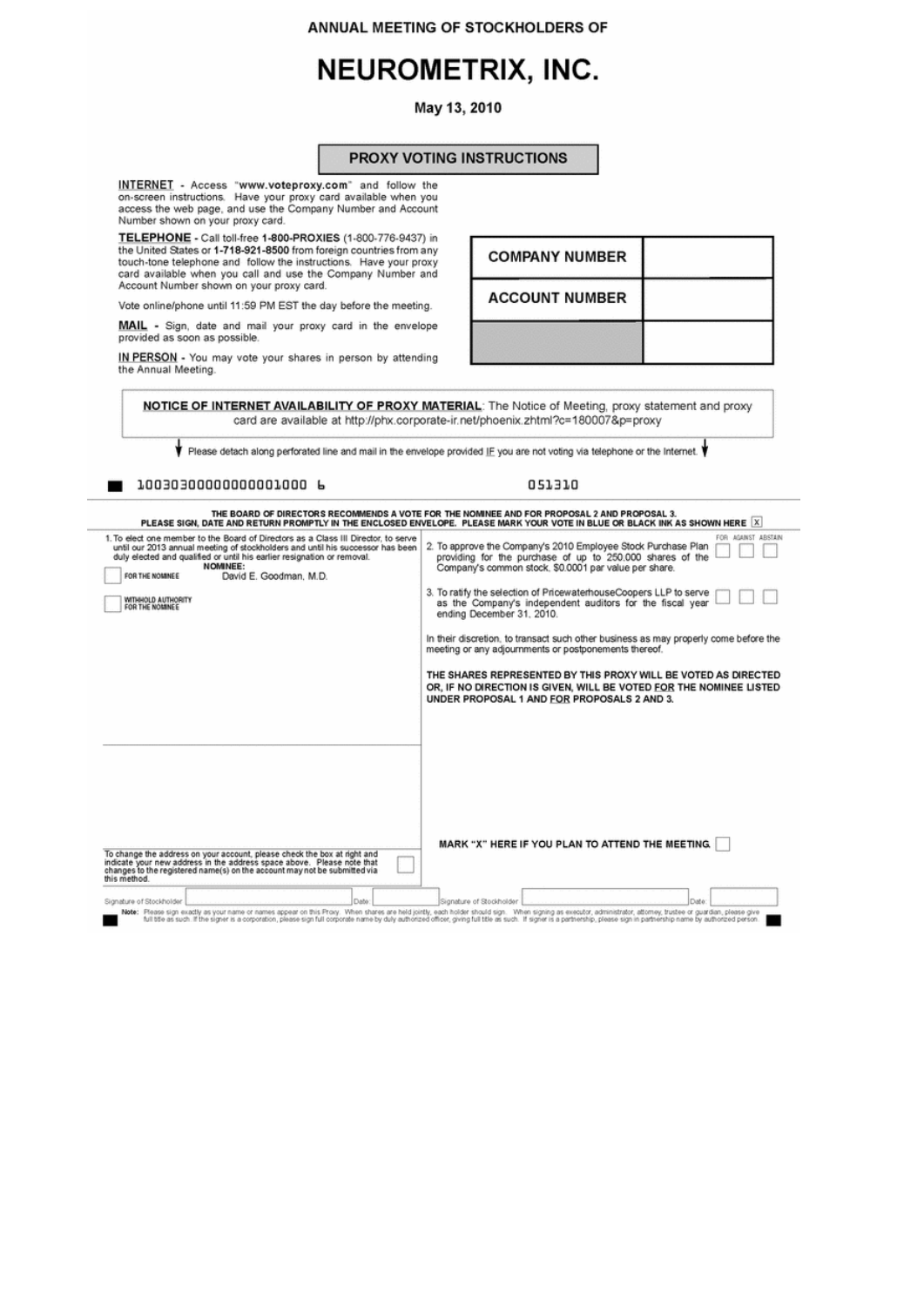ANNUAL MEETING OF STOCKHOLDERS OF

# NEUROMETRIX, INC.

May 13, 2010

## PROXY VOTING INSTRUCTIONS

INTERNET - Access "**www.voteproxy.com**" and follow the on-screen instructions. Have your proxy card available when you access the web page, and use the Company Number and Account Number shown on your proxy card.

TELEPHONE - Call toll-free **1-800-PROXIES** (1-800-776-9437) in the United States or **1-718-921-8500** from foreign countries from any touch-tone telephone and follow the instructions. Have your proxy card available when you call and use the Company Number and Account Number shown on your proxy card.

Vote online/phone until 11:59 PM EST the day before the meeting.

MAIL - Sign, date and mail your proxy card in the envelope provided as soon as possible.

IN PERSON - You may vote your shares in person by attending the Annual Meeting.

| COMPANY NUMBER | |
|---|---|
| ACCOUNT NUMBER | |
| | |

**NOTICE OF INTERNET AVAILABILITY OF PROXY MATERIAL**: The Notice of Meeting, proxy statement and proxy card are available at http://phx.corporate-ir.net/phoenix.zhtml?c=180007&p=proxy

Please detach along perforated line and mail in the envelope provided IF you are not voting via telephone or the Internet.

10030300000000001000 6 051310

**THE BOARD OF DIRECTORS RECOMMENDS A VOTE FOR THE NOMINEE AND FOR PROPOSAL 2 AND PROPOSAL 3. PLEASE SIGN, DATE AND RETURN PROMPTLY IN THE ENCLOSED ENVELOPE. PLEASE MARK YOUR VOTE IN BLUE OR BLACK INK AS SHOWN HERE** ☒

1. To elect one member to the Board of Directors as a Class III Director, to serve until our 2013 annual meeting of stockholders and until his successor has been duly elected and qualified or until his earlier resignation or removal.

**NOMINEE:**

☐ FOR THE NOMINEE — David E. Goodman, M.D.

☐ WITHHOLD AUTHORITY FOR THE NOMINEE

| | FOR | AGAINST | ABSTAIN |
|---|---|---|---|
| 2. To approve the Company's 2010 Employee Stock Purchase Plan providing for the purchase of up to 250,000 shares of the Company's common stock, $0.0001 par value per share. | ☐ | ☐ | ☐ |
| 3. To ratify the selection of PricewaterhouseCoopers LLP to serve as the Company's independent auditors for the fiscal year ending December 31, 2010. | ☐ | ☐ | ☐ |

In their discretion, to transact such other business as may properly come before the meeting or any adjournments or postponements thereof.

**THE SHARES REPRESENTED BY THIS PROXY WILL BE VOTED AS DIRECTED OR, IF NO DIRECTION IS GIVEN, WILL BE VOTED FOR THE NOMINEE LISTED UNDER PROPOSAL 1 AND FOR PROPOSALS 2 AND 3.**

To change the address on your account, please check the box at right and indicate your new address in the address space above. Please note that changes to the registered name(s) on the account may not be submitted via this method. ☐

**MARK "X" HERE IF YOU PLAN TO ATTEND THE MEETING.** ☐

Signature of Stockholder ________ Date: ________ Signature of Stockholder ________ Date: ________

**Note:** Please sign exactly as your name or names appear on this Proxy. When shares are held jointly, each holder should sign. When signing as executor, administrator, attorney, trustee or guardian, please give full title as such. If the signer is a corporation, please sign full corporate name by duly authorized officer, giving full title as such. If signer is a partnership, please sign in partnership name by authorized person.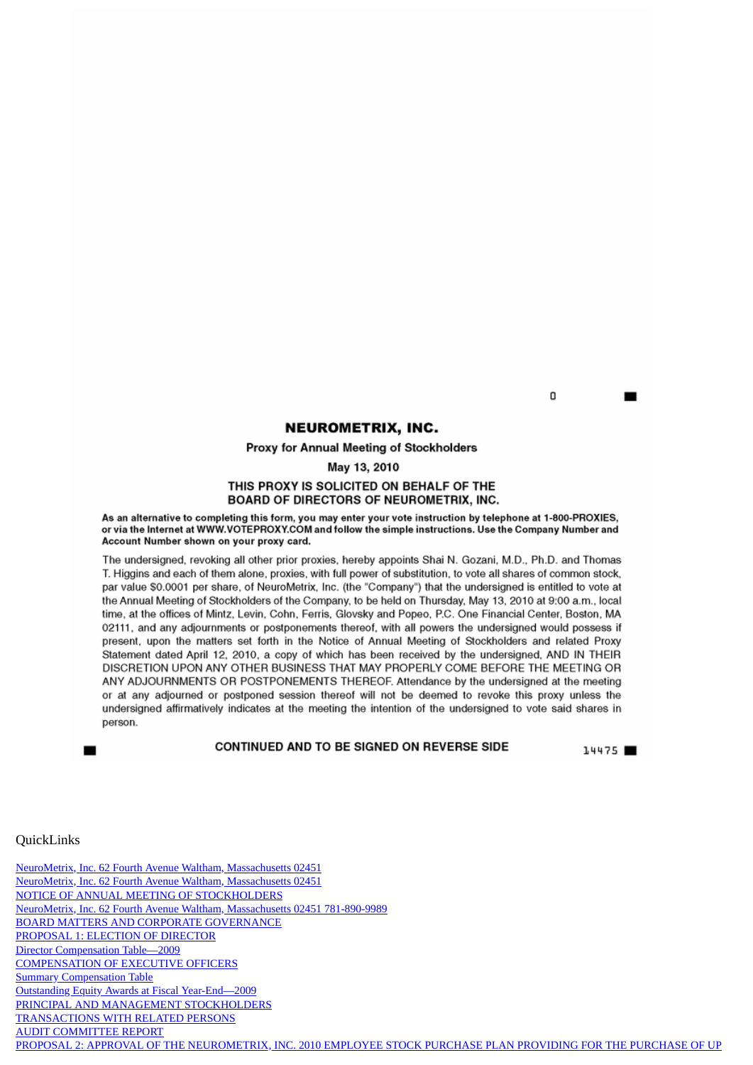0

# NEUROMETRIX, INC.

**Proxy for Annual Meeting of Stockholders**

**May 13, 2010**

**THIS PROXY IS SOLICITED ON BEHALF OF THE BOARD OF DIRECTORS OF NEUROMETRIX, INC.**

**As an alternative to completing this form, you may enter your vote instruction by telephone at 1-800-PROXIES, or via the Internet at WWW.VOTEPROXY.COM and follow the simple instructions. Use the Company Number and Account Number shown on your proxy card.**

The undersigned, revoking all other prior proxies, hereby appoints Shai N. Gozani, M.D., Ph.D. and Thomas T. Higgins and each of them alone, proxies, with full power of substitution, to vote all shares of common stock, par value $0.0001 per share, of NeuroMetrix, Inc. (the "Company") that the undersigned is entitled to vote at the Annual Meeting of Stockholders of the Company, to be held on Thursday, May 13, 2010 at 9:00 a.m., local time, at the offices of Mintz, Levin, Cohn, Ferris, Glovsky and Popeo, P.C. One Financial Center, Boston, MA 02111, and any adjournments or postponements thereof, with all powers the undersigned would possess if present, upon the matters set forth in the Notice of Annual Meeting of Stockholders and related Proxy Statement dated April 12, 2010, a copy of which has been received by the undersigned, AND IN THEIR DISCRETION UPON ANY OTHER BUSINESS THAT MAY PROPERLY COME BEFORE THE MEETING OR ANY ADJOURNMENTS OR POSTPONEMENTS THEREOF. Attendance by the undersigned at the meeting or at any adjourned or postponed session thereof will not be deemed to revoke this proxy unless the undersigned affirmatively indicates at the meeting the intention of the undersigned to vote said shares in person.

**CONTINUED AND TO BE SIGNED ON REVERSE SIDE**

14475

QuickLinks

NeuroMetrix, Inc. 62 Fourth Avenue Waltham, Massachusetts 02451
NeuroMetrix, Inc. 62 Fourth Avenue Waltham, Massachusetts 02451
NOTICE OF ANNUAL MEETING OF STOCKHOLDERS
NeuroMetrix, Inc. 62 Fourth Avenue Waltham, Massachusetts 02451 781-890-9989
BOARD MATTERS AND CORPORATE GOVERNANCE
PROPOSAL 1: ELECTION OF DIRECTOR
Director Compensation Table—2009
COMPENSATION OF EXECUTIVE OFFICERS
Summary Compensation Table
Outstanding Equity Awards at Fiscal Year-End—2009
PRINCIPAL AND MANAGEMENT STOCKHOLDERS
TRANSACTIONS WITH RELATED PERSONS
AUDIT COMMITTEE REPORT
PROPOSAL 2: APPROVAL OF THE NEUROMETRIX, INC. 2010 EMPLOYEE STOCK PURCHASE PLAN PROVIDING FOR THE PURCHASE OF UP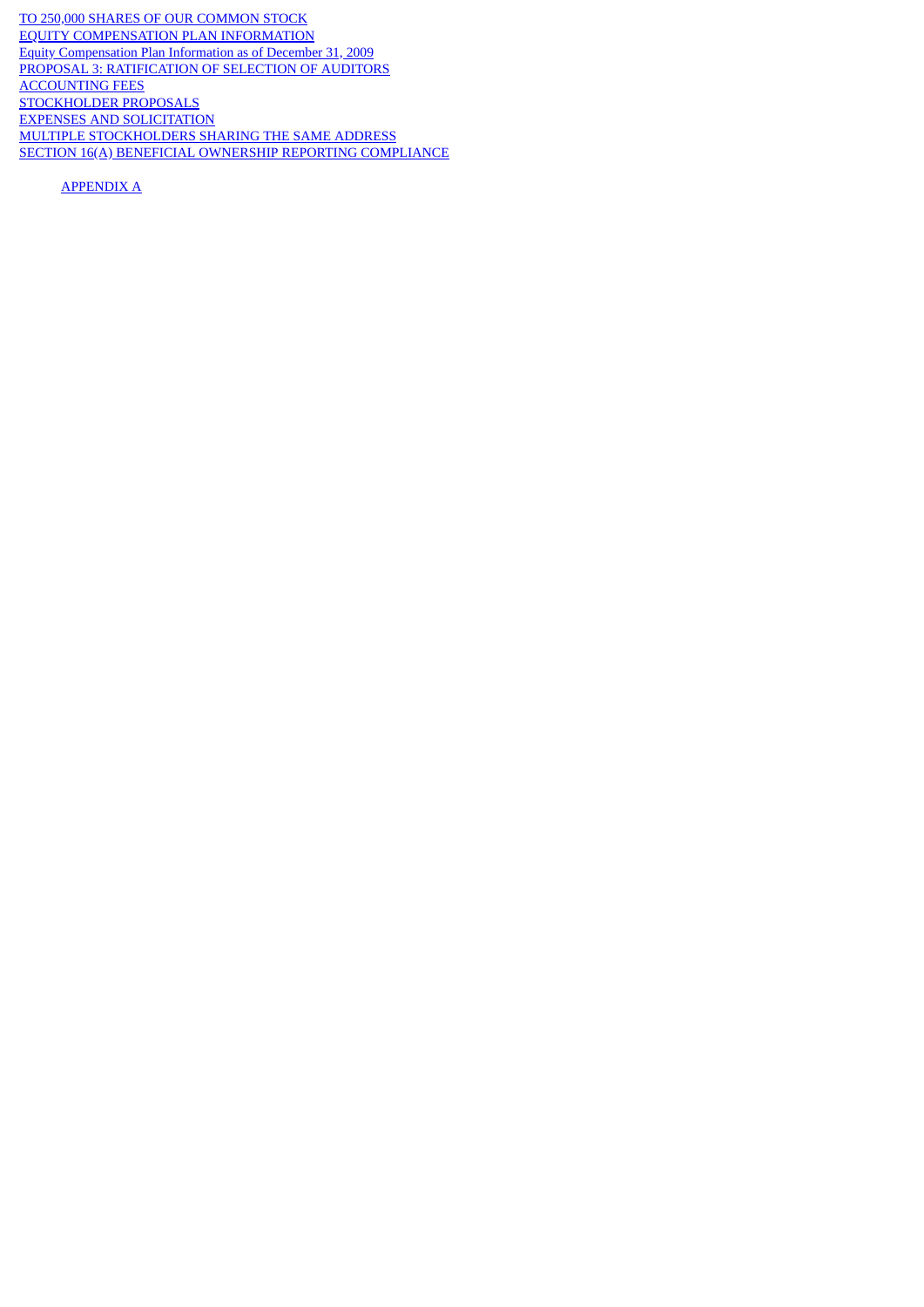TO 250,000 SHARES OF OUR COMMON STOCK
EQUITY COMPENSATION PLAN INFORMATION
Equity Compensation Plan Information as of December 31, 2009
PROPOSAL 3: RATIFICATION OF SELECTION OF AUDITORS
ACCOUNTING FEES
STOCKHOLDER PROPOSALS
EXPENSES AND SOLICITATION
MULTIPLE STOCKHOLDERS SHARING THE SAME ADDRESS
SECTION 16(A) BENEFICIAL OWNERSHIP REPORTING COMPLIANCE

APPENDIX A